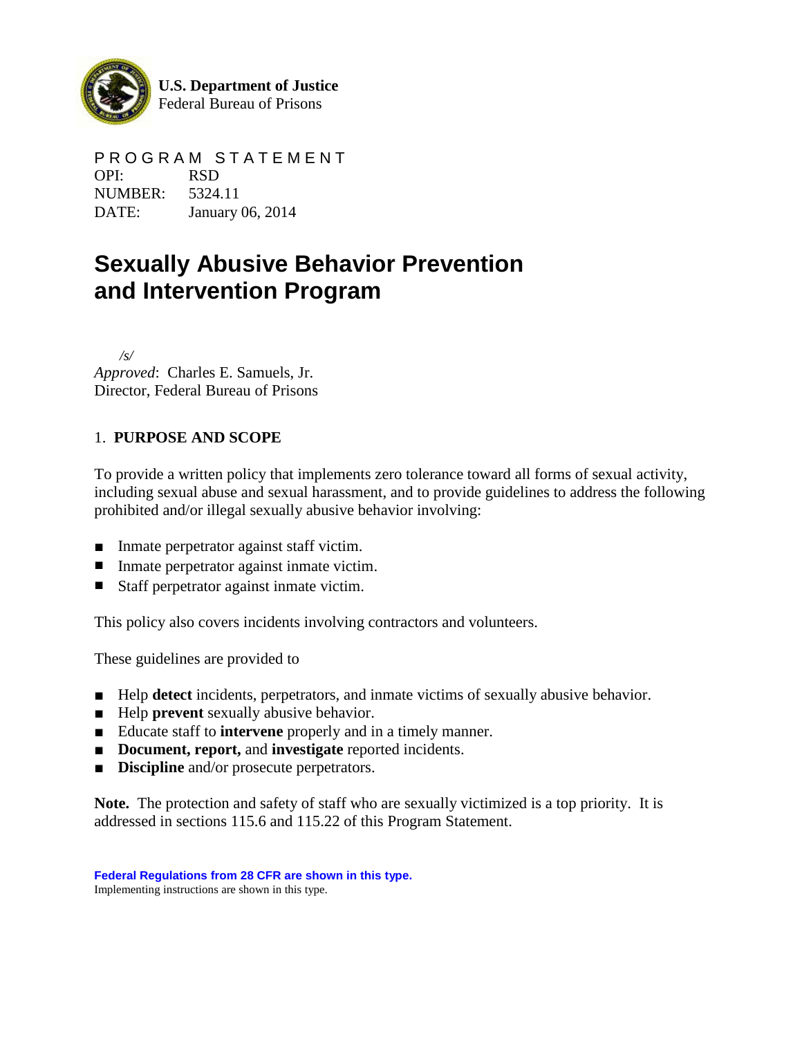**U.S. Department of Justice**
Federal Bureau of Prisons

PROGRAM STATEMENT
OPI: RSD
NUMBER: 5324.11
DATE: January 06, 2014

# Sexually Abusive Behavior Prevention and Intervention Program

/s/
*Approved*: Charles E. Samuels, Jr.
Director, Federal Bureau of Prisons

## 1. PURPOSE AND SCOPE

To provide a written policy that implements zero tolerance toward all forms of sexual activity, including sexual abuse and sexual harassment, and to provide guidelines to address the following prohibited and/or illegal sexually abusive behavior involving:

- Inmate perpetrator against staff victim.
- Inmate perpetrator against inmate victim.
- Staff perpetrator against inmate victim.

This policy also covers incidents involving contractors and volunteers.

These guidelines are provided to

- Help **detect** incidents, perpetrators, and inmate victims of sexually abusive behavior.
- Help **prevent** sexually abusive behavior.
- Educate staff to **intervene** properly and in a timely manner.
- **Document, report,** and **investigate** reported incidents.
- **Discipline** and/or prosecute perpetrators.

**Note.** The protection and safety of staff who are sexually victimized is a top priority. It is addressed in sections 115.6 and 115.22 of this Program Statement.

**Federal Regulations from 28 CFR are shown in this type.**
Implementing instructions are shown in this type.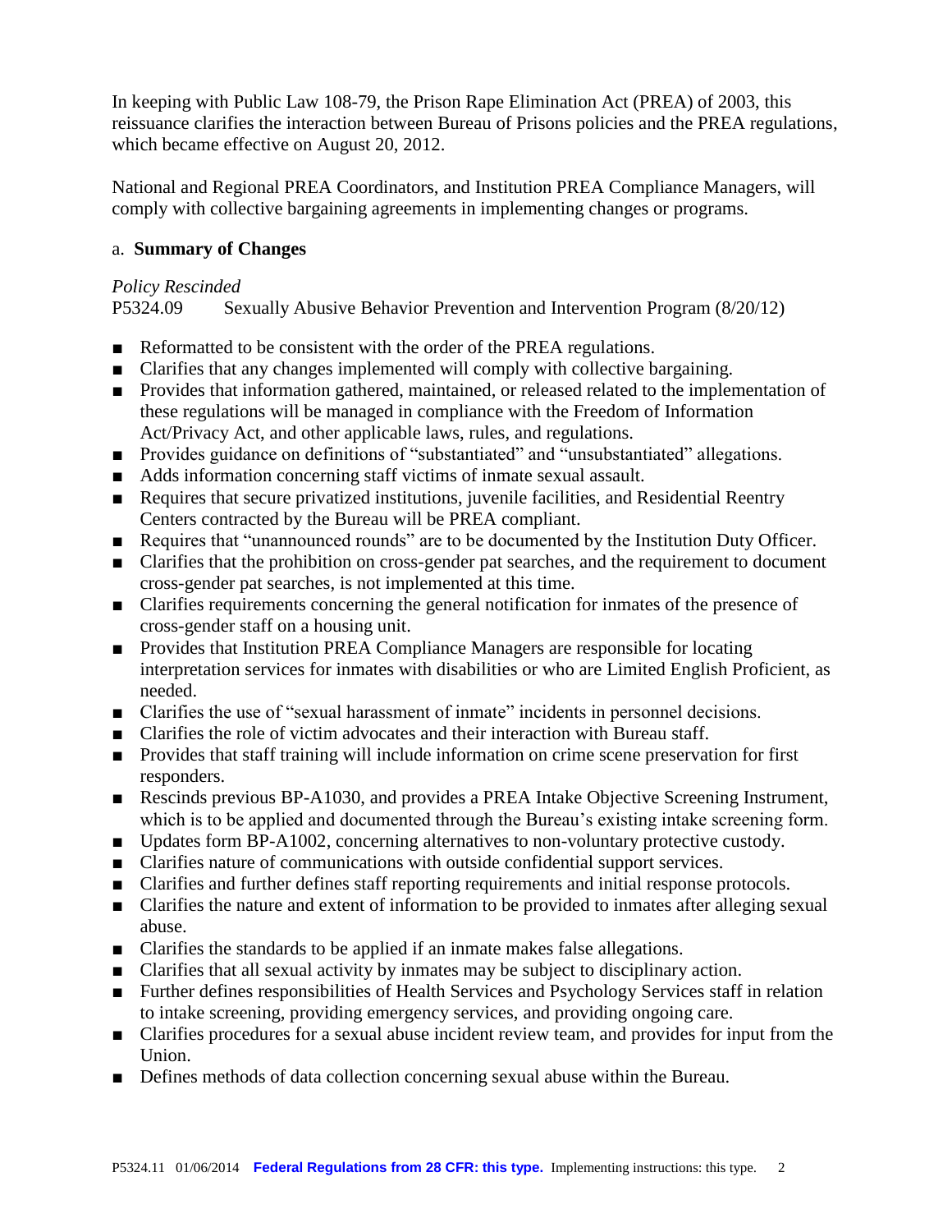In keeping with Public Law 108-79, the Prison Rape Elimination Act (PREA) of 2003, this reissuance clarifies the interaction between Bureau of Prisons policies and the PREA regulations, which became effective on August 20, 2012.

National and Regional PREA Coordinators, and Institution PREA Compliance Managers, will comply with collective bargaining agreements in implementing changes or programs.

a. **Summary of Changes**

*Policy Rescinded*
P5324.09 Sexually Abusive Behavior Prevention and Intervention Program (8/20/12)

- Reformatted to be consistent with the order of the PREA regulations.
- Clarifies that any changes implemented will comply with collective bargaining.
- Provides that information gathered, maintained, or released related to the implementation of these regulations will be managed in compliance with the Freedom of Information Act/Privacy Act, and other applicable laws, rules, and regulations.
- Provides guidance on definitions of "substantiated" and "unsubstantiated" allegations.
- Adds information concerning staff victims of inmate sexual assault.
- Requires that secure privatized institutions, juvenile facilities, and Residential Reentry Centers contracted by the Bureau will be PREA compliant.
- Requires that "unannounced rounds" are to be documented by the Institution Duty Officer.
- Clarifies that the prohibition on cross-gender pat searches, and the requirement to document cross-gender pat searches, is not implemented at this time.
- Clarifies requirements concerning the general notification for inmates of the presence of cross-gender staff on a housing unit.
- Provides that Institution PREA Compliance Managers are responsible for locating interpretation services for inmates with disabilities or who are Limited English Proficient, as needed.
- Clarifies the use of "sexual harassment of inmate" incidents in personnel decisions.
- Clarifies the role of victim advocates and their interaction with Bureau staff.
- Provides that staff training will include information on crime scene preservation for first responders.
- Rescinds previous BP-A1030, and provides a PREA Intake Objective Screening Instrument, which is to be applied and documented through the Bureau's existing intake screening form.
- Updates form BP-A1002, concerning alternatives to non-voluntary protective custody.
- Clarifies nature of communications with outside confidential support services.
- Clarifies and further defines staff reporting requirements and initial response protocols.
- Clarifies the nature and extent of information to be provided to inmates after alleging sexual abuse.
- Clarifies the standards to be applied if an inmate makes false allegations.
- Clarifies that all sexual activity by inmates may be subject to disciplinary action.
- Further defines responsibilities of Health Services and Psychology Services staff in relation to intake screening, providing emergency services, and providing ongoing care.
- Clarifies procedures for a sexual abuse incident review team, and provides for input from the Union.
- Defines methods of data collection concerning sexual abuse within the Bureau.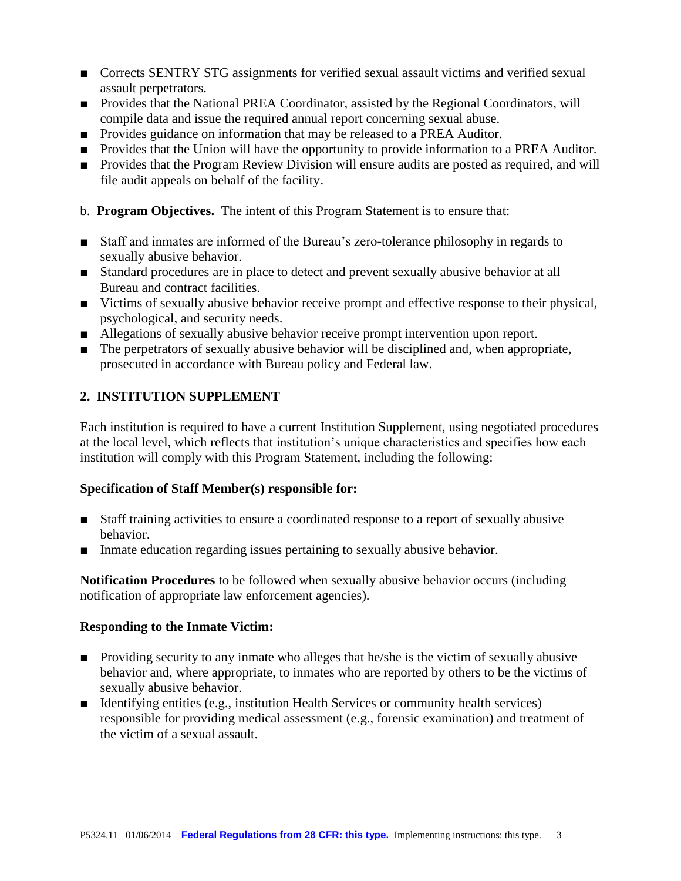- Corrects SENTRY STG assignments for verified sexual assault victims and verified sexual assault perpetrators.
- Provides that the National PREA Coordinator, assisted by the Regional Coordinators, will compile data and issue the required annual report concerning sexual abuse.
- Provides guidance on information that may be released to a PREA Auditor.
- Provides that the Union will have the opportunity to provide information to a PREA Auditor.
- Provides that the Program Review Division will ensure audits are posted as required, and will file audit appeals on behalf of the facility.

b. **Program Objectives.** The intent of this Program Statement is to ensure that:

- Staff and inmates are informed of the Bureau's zero-tolerance philosophy in regards to sexually abusive behavior.
- Standard procedures are in place to detect and prevent sexually abusive behavior at all Bureau and contract facilities.
- Victims of sexually abusive behavior receive prompt and effective response to their physical, psychological, and security needs.
- Allegations of sexually abusive behavior receive prompt intervention upon report.
- The perpetrators of sexually abusive behavior will be disciplined and, when appropriate, prosecuted in accordance with Bureau policy and Federal law.

## 2. INSTITUTION SUPPLEMENT

Each institution is required to have a current Institution Supplement, using negotiated procedures at the local level, which reflects that institution's unique characteristics and specifies how each institution will comply with this Program Statement, including the following:

**Specification of Staff Member(s) responsible for:**

- Staff training activities to ensure a coordinated response to a report of sexually abusive behavior.
- Inmate education regarding issues pertaining to sexually abusive behavior.

**Notification Procedures** to be followed when sexually abusive behavior occurs (including notification of appropriate law enforcement agencies).

**Responding to the Inmate Victim:**

- Providing security to any inmate who alleges that he/she is the victim of sexually abusive behavior and, where appropriate, to inmates who are reported by others to be the victims of sexually abusive behavior.
- Identifying entities (e.g., institution Health Services or community health services) responsible for providing medical assessment (e.g., forensic examination) and treatment of the victim of a sexual assault.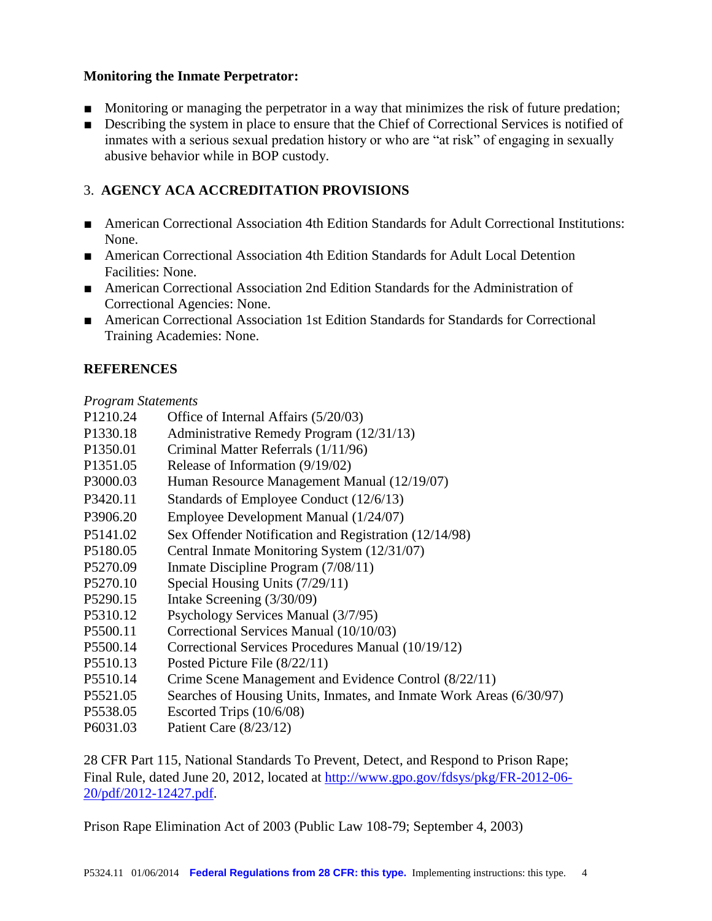**Monitoring the Inmate Perpetrator:**

- Monitoring or managing the perpetrator in a way that minimizes the risk of future predation;
- Describing the system in place to ensure that the Chief of Correctional Services is notified of inmates with a serious sexual predation history or who are "at risk" of engaging in sexually abusive behavior while in BOP custody.

## 3. AGENCY ACA ACCREDITATION PROVISIONS

- American Correctional Association 4th Edition Standards for Adult Correctional Institutions: None.
- American Correctional Association 4th Edition Standards for Adult Local Detention Facilities: None.
- American Correctional Association 2nd Edition Standards for the Administration of Correctional Agencies: None.
- American Correctional Association 1st Edition Standards for Standards for Correctional Training Academies: None.

## REFERENCES

*Program Statements*

| | |
|---|---|
| P1210.24 | Office of Internal Affairs (5/20/03) |
| P1330.18 | Administrative Remedy Program (12/31/13) |
| P1350.01 | Criminal Matter Referrals (1/11/96) |
| P1351.05 | Release of Information (9/19/02) |
| P3000.03 | Human Resource Management Manual (12/19/07) |
| P3420.11 | Standards of Employee Conduct (12/6/13) |
| P3906.20 | Employee Development Manual (1/24/07) |
| P5141.02 | Sex Offender Notification and Registration (12/14/98) |
| P5180.05 | Central Inmate Monitoring System (12/31/07) |
| P5270.09 | Inmate Discipline Program (7/08/11) |
| P5270.10 | Special Housing Units (7/29/11) |
| P5290.15 | Intake Screening (3/30/09) |
| P5310.12 | Psychology Services Manual (3/7/95) |
| P5500.11 | Correctional Services Manual (10/10/03) |
| P5500.14 | Correctional Services Procedures Manual (10/19/12) |
| P5510.13 | Posted Picture File (8/22/11) |
| P5510.14 | Crime Scene Management and Evidence Control (8/22/11) |
| P5521.05 | Searches of Housing Units, Inmates, and Inmate Work Areas (6/30/97) |
| P5538.05 | Escorted Trips (10/6/08) |
| P6031.03 | Patient Care (8/23/12) |

28 CFR Part 115, National Standards To Prevent, Detect, and Respond to Prison Rape; Final Rule, dated June 20, 2012, located at http://www.gpo.gov/fdsys/pkg/FR-2012-06-20/pdf/2012-12427.pdf.

Prison Rape Elimination Act of 2003 (Public Law 108-79; September 4, 2003)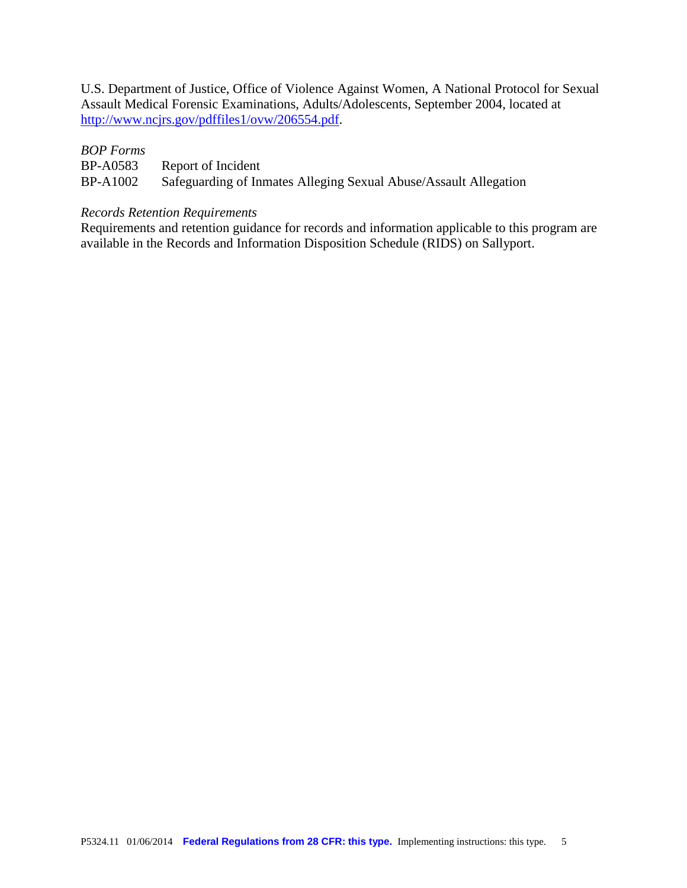U.S. Department of Justice, Office of Violence Against Women, A National Protocol for Sexual Assault Medical Forensic Examinations, Adults/Adolescents, September 2004, located at http://www.ncjrs.gov/pdffiles1/ovw/206554.pdf.

*BOP Forms*

BP-A0583 Report of Incident
BP-A1002 Safeguarding of Inmates Alleging Sexual Abuse/Assault Allegation

*Records Retention Requirements*

Requirements and retention guidance for records and information applicable to this program are available in the Records and Information Disposition Schedule (RIDS) on Sallyport.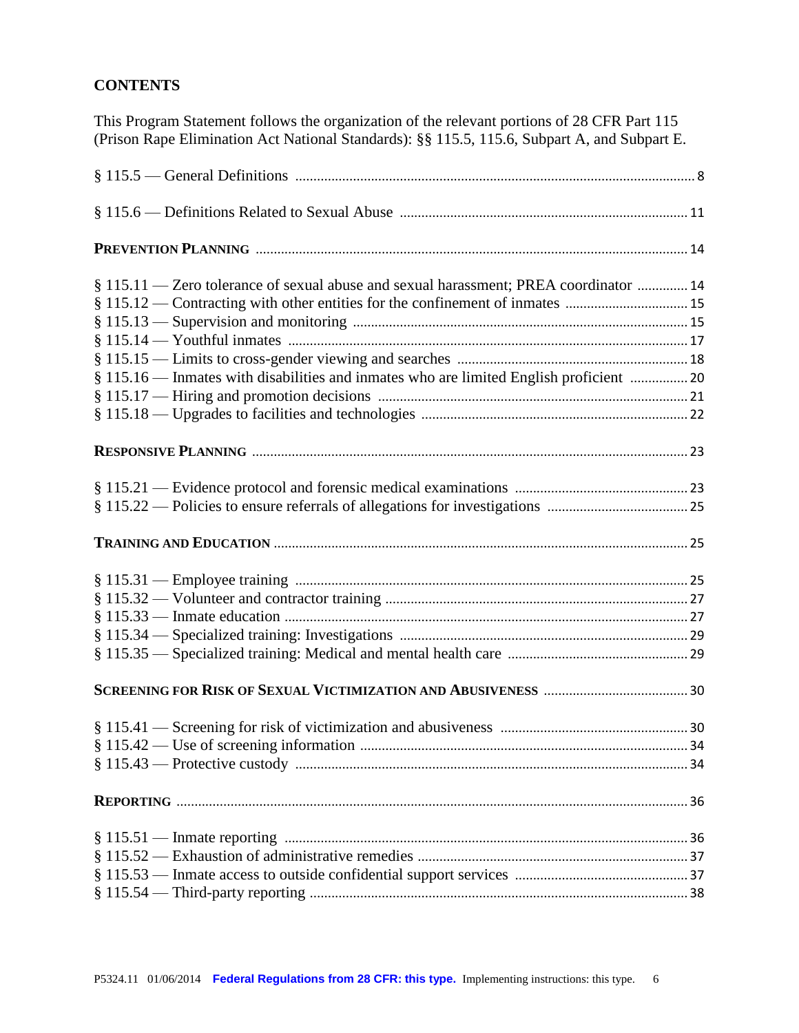## CONTENTS

This Program Statement follows the organization of the relevant portions of 28 CFR Part 115 (Prison Rape Elimination Act National Standards): §§ 115.5, 115.6, Subpart A, and Subpart E.

§ 115.5 — General Definitions ........ 8

§ 115.6 — Definitions Related to Sexual Abuse ........ 11

**PREVENTION PLANNING** ........ 14

§ 115.11 — Zero tolerance of sexual abuse and sexual harassment; PREA coordinator ........ 14
§ 115.12 — Contracting with other entities for the confinement of inmates ........ 15
§ 115.13 — Supervision and monitoring ........ 15
§ 115.14 — Youthful inmates ........ 17
§ 115.15 — Limits to cross-gender viewing and searches ........ 18
§ 115.16 — Inmates with disabilities and inmates who are limited English proficient ........ 20
§ 115.17 — Hiring and promotion decisions ........ 21
§ 115.18 — Upgrades to facilities and technologies ........ 22

**RESPONSIVE PLANNING** ........ 23

§ 115.21 — Evidence protocol and forensic medical examinations ........ 23
§ 115.22 — Policies to ensure referrals of allegations for investigations ........ 25

**TRAINING AND EDUCATION** ........ 25

§ 115.31 — Employee training ........ 25
§ 115.32 — Volunteer and contractor training ........ 27
§ 115.33 — Inmate education ........ 27
§ 115.34 — Specialized training: Investigations ........ 29
§ 115.35 — Specialized training: Medical and mental health care ........ 29

**SCREENING FOR RISK OF SEXUAL VICTIMIZATION AND ABUSIVENESS** ........ 30

§ 115.41 — Screening for risk of victimization and abusiveness ........ 30
§ 115.42 — Use of screening information ........ 34
§ 115.43 — Protective custody ........ 34

**REPORTING** ........ 36

§ 115.51 — Inmate reporting ........ 36
§ 115.52 — Exhaustion of administrative remedies ........ 37
§ 115.53 — Inmate access to outside confidential support services ........ 37
§ 115.54 — Third-party reporting ........ 38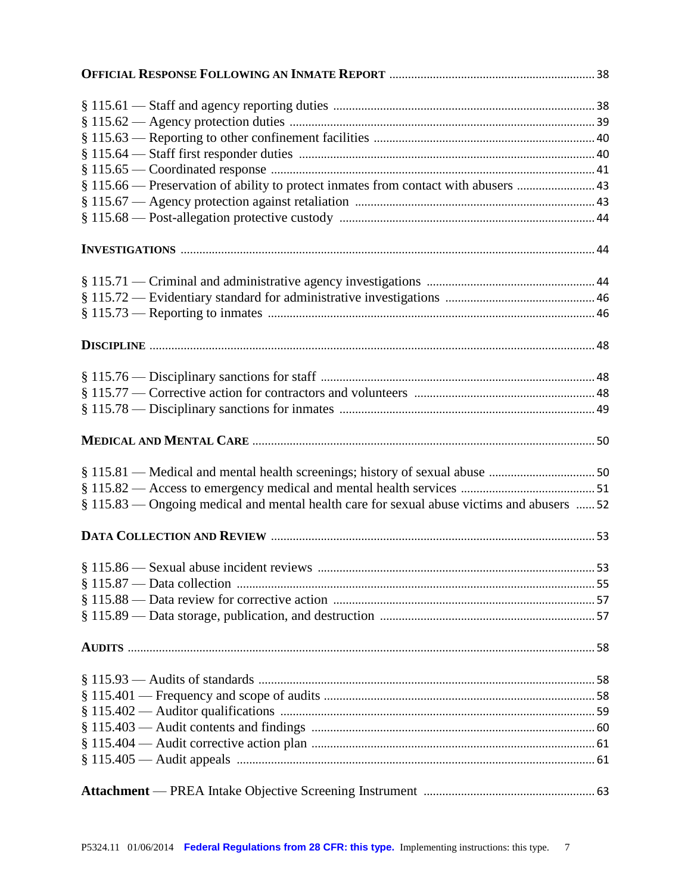**OFFICIAL RESPONSE FOLLOWING AN INMATE REPORT** ........ 38

§ 115.61 — Staff and agency reporting duties ........ 38
§ 115.62 — Agency protection duties ........ 39
§ 115.63 — Reporting to other confinement facilities ........ 40
§ 115.64 — Staff first responder duties ........ 40
§ 115.65 — Coordinated response ........ 41
§ 115.66 — Preservation of ability to protect inmates from contact with abusers ........ 43
§ 115.67 — Agency protection against retaliation ........ 43
§ 115.68 — Post-allegation protective custody ........ 44

**INVESTIGATIONS** ........ 44

§ 115.71 — Criminal and administrative agency investigations ........ 44
§ 115.72 — Evidentiary standard for administrative investigations ........ 46
§ 115.73 — Reporting to inmates ........ 46

**DISCIPLINE** ........ 48

§ 115.76 — Disciplinary sanctions for staff ........ 48
§ 115.77 — Corrective action for contractors and volunteers ........ 48
§ 115.78 — Disciplinary sanctions for inmates ........ 49

**MEDICAL AND MENTAL CARE** ........ 50

§ 115.81 — Medical and mental health screenings; history of sexual abuse ........ 50
§ 115.82 — Access to emergency medical and mental health services ........ 51
§ 115.83 — Ongoing medical and mental health care for sexual abuse victims and abusers ........ 52

**DATA COLLECTION AND REVIEW** ........ 53

§ 115.86 — Sexual abuse incident reviews ........ 53
§ 115.87 — Data collection ........ 55
§ 115.88 — Data review for corrective action ........ 57
§ 115.89 — Data storage, publication, and destruction ........ 57

**AUDITS** ........ 58

§ 115.93 — Audits of standards ........ 58
§ 115.401 — Frequency and scope of audits ........ 58
§ 115.402 — Auditor qualifications ........ 59
§ 115.403 — Audit contents and findings ........ 60
§ 115.404 — Audit corrective action plan ........ 61
§ 115.405 — Audit appeals ........ 61

**Attachment** — PREA Intake Objective Screening Instrument ........ 63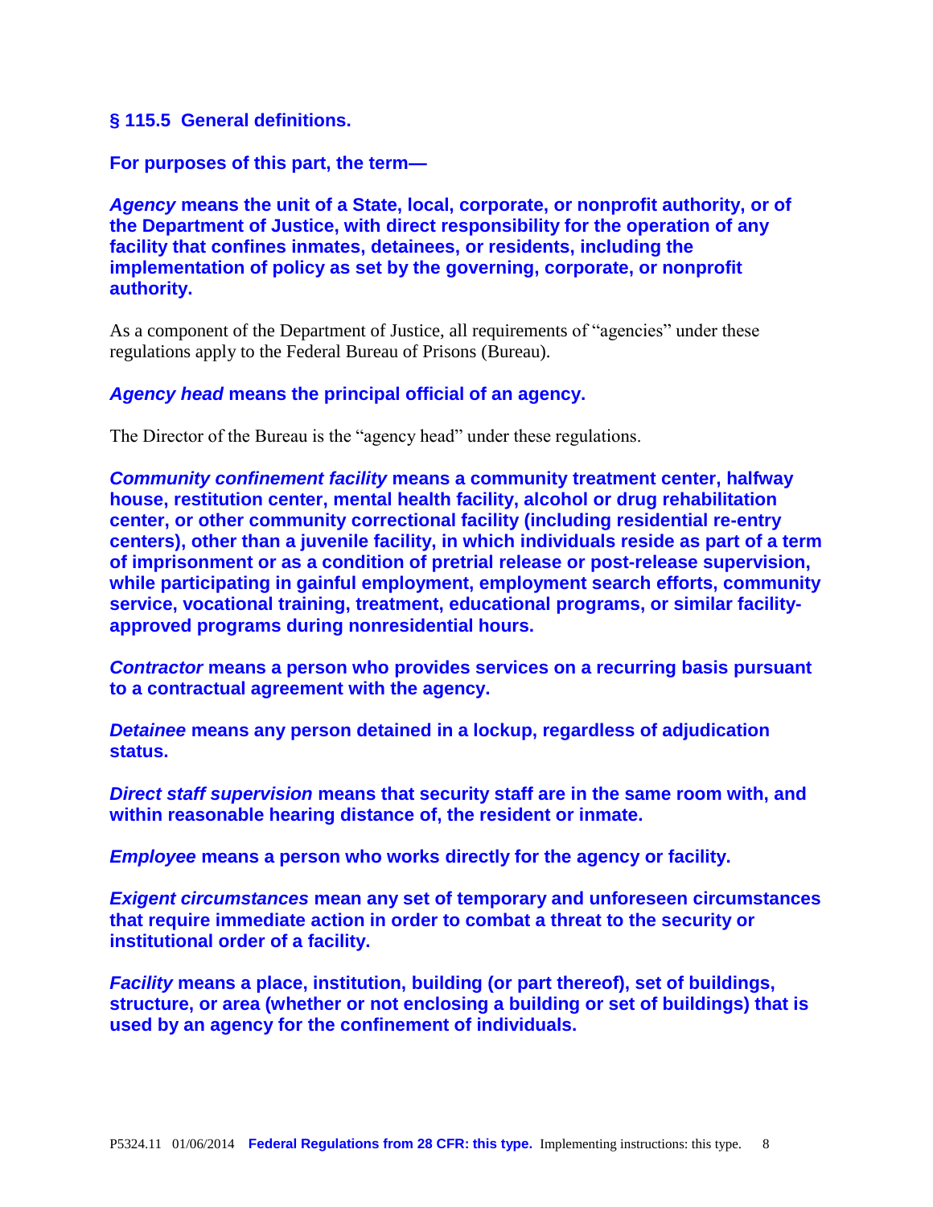**§ 115.5 General definitions.**

**For purposes of this part, the term—**

***Agency*** **means the unit of a State, local, corporate, or nonprofit authority, or of the Department of Justice, with direct responsibility for the operation of any facility that confines inmates, detainees, or residents, including the implementation of policy as set by the governing, corporate, or nonprofit authority.**

As a component of the Department of Justice, all requirements of "agencies" under these regulations apply to the Federal Bureau of Prisons (Bureau).

***Agency head*** **means the principal official of an agency.**

The Director of the Bureau is the "agency head" under these regulations.

***Community confinement facility*** **means a community treatment center, halfway house, restitution center, mental health facility, alcohol or drug rehabilitation center, or other community correctional facility (including residential re-entry centers), other than a juvenile facility, in which individuals reside as part of a term of imprisonment or as a condition of pretrial release or post-release supervision, while participating in gainful employment, employment search efforts, community service, vocational training, treatment, educational programs, or similar facility-approved programs during nonresidential hours.**

***Contractor*** **means a person who provides services on a recurring basis pursuant to a contractual agreement with the agency.**

***Detainee*** **means any person detained in a lockup, regardless of adjudication status.**

***Direct staff supervision*** **means that security staff are in the same room with, and within reasonable hearing distance of, the resident or inmate.**

***Employee*** **means a person who works directly for the agency or facility.**

***Exigent circumstances*** **mean any set of temporary and unforeseen circumstances that require immediate action in order to combat a threat to the security or institutional order of a facility.**

***Facility*** **means a place, institution, building (or part thereof), set of buildings, structure, or area (whether or not enclosing a building or set of buildings) that is used by an agency for the confinement of individuals.**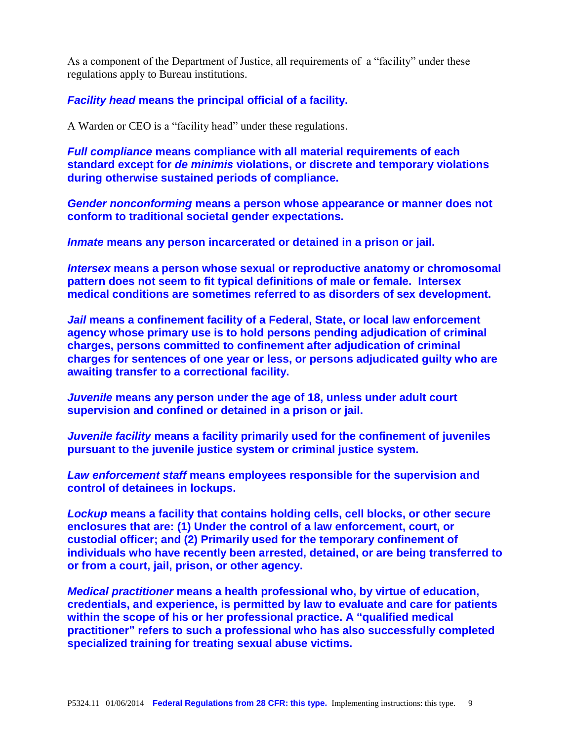As a component of the Department of Justice, all requirements of a "facility" under these regulations apply to Bureau institutions.

***Facility head*** **means the principal official of a facility.**

A Warden or CEO is a "facility head" under these regulations.

***Full compliance*** **means compliance with all material requirements of each standard except for *de minimis* violations, or discrete and temporary violations during otherwise sustained periods of compliance.**

***Gender nonconforming*** **means a person whose appearance or manner does not conform to traditional societal gender expectations.**

***Inmate*** **means any person incarcerated or detained in a prison or jail.**

***Intersex*** **means a person whose sexual or reproductive anatomy or chromosomal pattern does not seem to fit typical definitions of male or female. Intersex medical conditions are sometimes referred to as disorders of sex development.**

***Jail*** **means a confinement facility of a Federal, State, or local law enforcement agency whose primary use is to hold persons pending adjudication of criminal charges, persons committed to confinement after adjudication of criminal charges for sentences of one year or less, or persons adjudicated guilty who are awaiting transfer to a correctional facility.**

***Juvenile*** **means any person under the age of 18, unless under adult court supervision and confined or detained in a prison or jail.**

***Juvenile facility*** **means a facility primarily used for the confinement of juveniles pursuant to the juvenile justice system or criminal justice system.**

***Law enforcement staff*** **means employees responsible for the supervision and control of detainees in lockups.**

***Lockup*** **means a facility that contains holding cells, cell blocks, or other secure enclosures that are: (1) Under the control of a law enforcement, court, or custodial officer; and (2) Primarily used for the temporary confinement of individuals who have recently been arrested, detained, or are being transferred to or from a court, jail, prison, or other agency.**

***Medical practitioner*** **means a health professional who, by virtue of education, credentials, and experience, is permitted by law to evaluate and care for patients within the scope of his or her professional practice. A "qualified medical practitioner" refers to such a professional who has also successfully completed specialized training for treating sexual abuse victims.**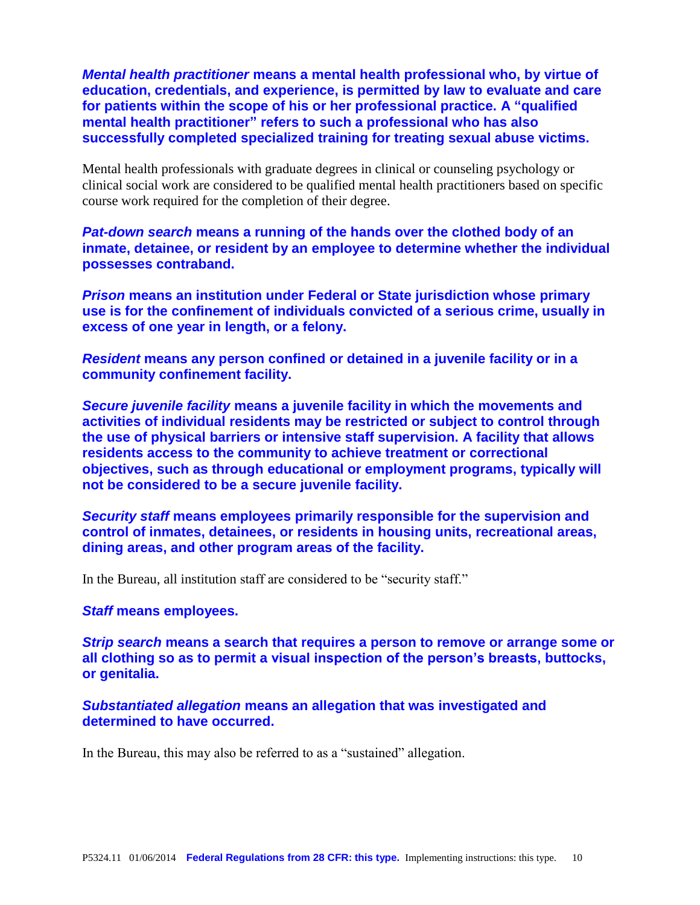***Mental health practitioner* means a mental health professional who, by virtue of education, credentials, and experience, is permitted by law to evaluate and care for patients within the scope of his or her professional practice. A "qualified mental health practitioner" refers to such a professional who has also successfully completed specialized training for treating sexual abuse victims.**

Mental health professionals with graduate degrees in clinical or counseling psychology or clinical social work are considered to be qualified mental health practitioners based on specific course work required for the completion of their degree.

***Pat-down search* means a running of the hands over the clothed body of an inmate, detainee, or resident by an employee to determine whether the individual possesses contraband.**

***Prison* means an institution under Federal or State jurisdiction whose primary use is for the confinement of individuals convicted of a serious crime, usually in excess of one year in length, or a felony.**

***Resident* means any person confined or detained in a juvenile facility or in a community confinement facility.**

***Secure juvenile facility* means a juvenile facility in which the movements and activities of individual residents may be restricted or subject to control through the use of physical barriers or intensive staff supervision. A facility that allows residents access to the community to achieve treatment or correctional objectives, such as through educational or employment programs, typically will not be considered to be a secure juvenile facility.**

***Security staff* means employees primarily responsible for the supervision and control of inmates, detainees, or residents in housing units, recreational areas, dining areas, and other program areas of the facility.**

In the Bureau, all institution staff are considered to be "security staff."

***Staff* means employees.**

***Strip search* means a search that requires a person to remove or arrange some or all clothing so as to permit a visual inspection of the person's breasts, buttocks, or genitalia.**

***Substantiated allegation* means an allegation that was investigated and determined to have occurred.**

In the Bureau, this may also be referred to as a "sustained" allegation.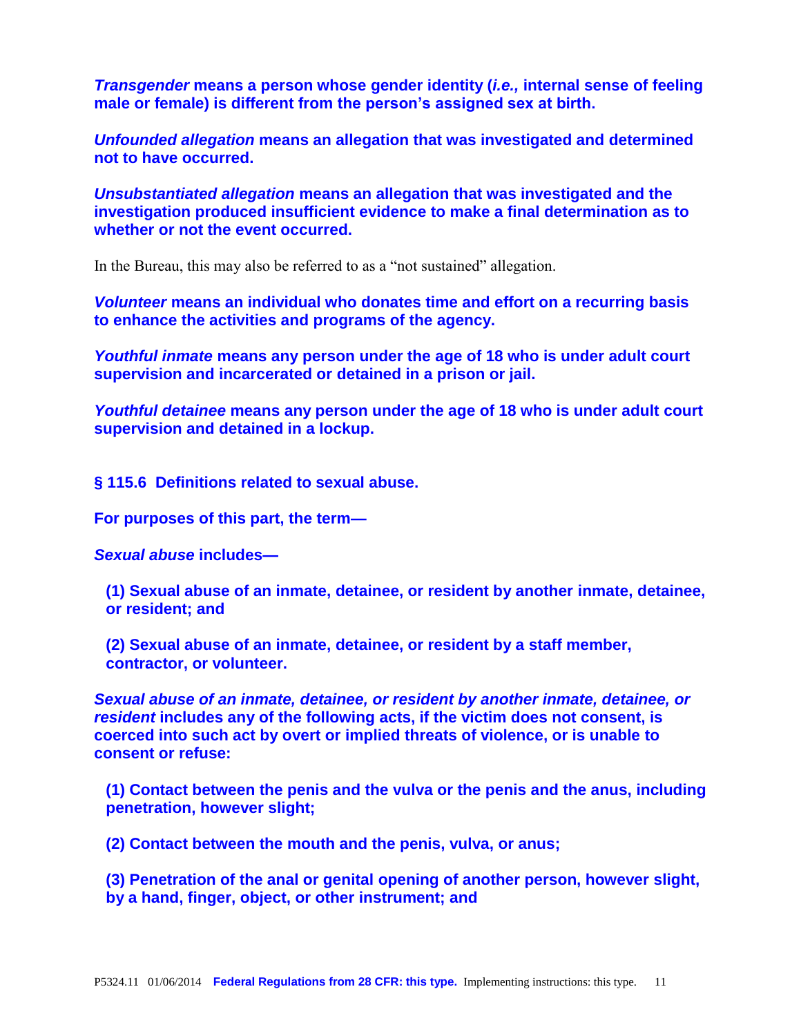***Transgender*** **means a person whose gender identity (*i.e.,* internal sense of feeling male or female) is different from the person's assigned sex at birth.**

***Unfounded allegation*** **means an allegation that was investigated and determined not to have occurred.**

***Unsubstantiated allegation*** **means an allegation that was investigated and the investigation produced insufficient evidence to make a final determination as to whether or not the event occurred.**

In the Bureau, this may also be referred to as a "not sustained" allegation.

***Volunteer*** **means an individual who donates time and effort on a recurring basis to enhance the activities and programs of the agency.**

***Youthful inmate*** **means any person under the age of 18 who is under adult court supervision and incarcerated or detained in a prison or jail.**

***Youthful detainee*** **means any person under the age of 18 who is under adult court supervision and detained in a lockup.**

## § 115.6 Definitions related to sexual abuse.

**For purposes of this part, the term—**

***Sexual abuse*** **includes—**

**(1) Sexual abuse of an inmate, detainee, or resident by another inmate, detainee, or resident; and**

**(2) Sexual abuse of an inmate, detainee, or resident by a staff member, contractor, or volunteer.**

***Sexual abuse of an inmate, detainee, or resident by another inmate, detainee, or resident*** **includes any of the following acts, if the victim does not consent, is coerced into such act by overt or implied threats of violence, or is unable to consent or refuse:**

**(1) Contact between the penis and the vulva or the penis and the anus, including penetration, however slight;**

**(2) Contact between the mouth and the penis, vulva, or anus;**

**(3) Penetration of the anal or genital opening of another person, however slight, by a hand, finger, object, or other instrument; and**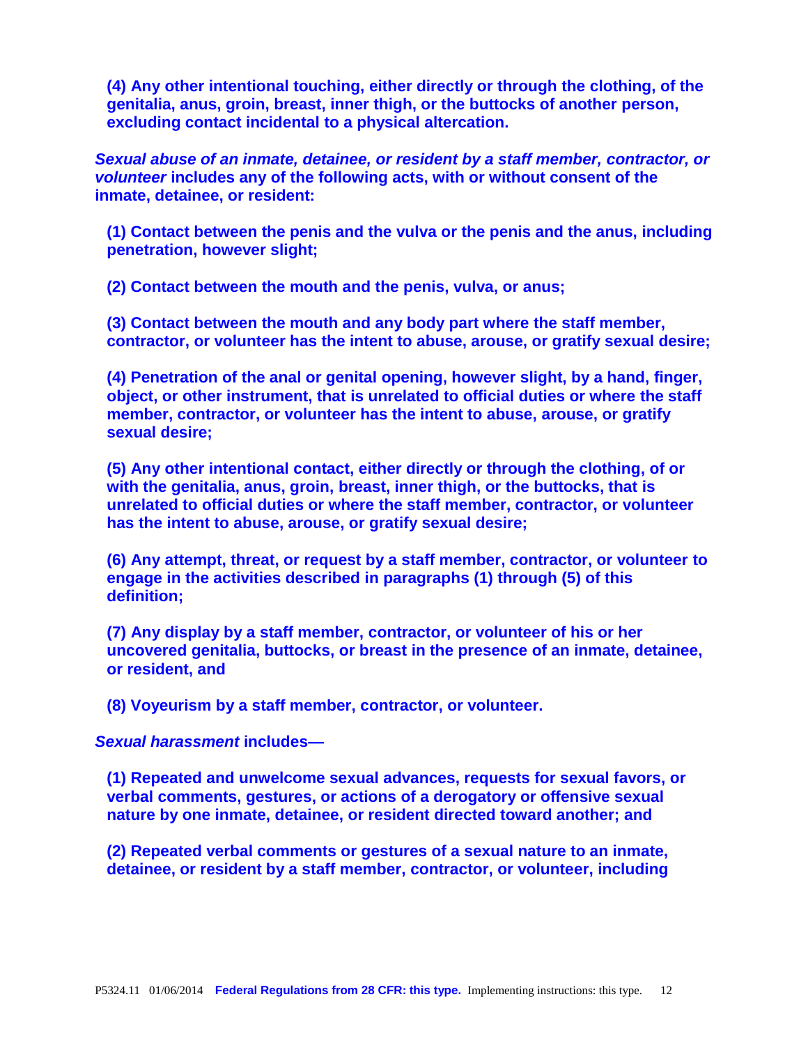**(4) Any other intentional touching, either directly or through the clothing, of the genitalia, anus, groin, breast, inner thigh, or the buttocks of another person, excluding contact incidental to a physical altercation.**

***Sexual abuse of an inmate, detainee, or resident by a staff member, contractor, or volunteer*** **includes any of the following acts, with or without consent of the inmate, detainee, or resident:**

**(1) Contact between the penis and the vulva or the penis and the anus, including penetration, however slight;**

**(2) Contact between the mouth and the penis, vulva, or anus;**

**(3) Contact between the mouth and any body part where the staff member, contractor, or volunteer has the intent to abuse, arouse, or gratify sexual desire;**

**(4) Penetration of the anal or genital opening, however slight, by a hand, finger, object, or other instrument, that is unrelated to official duties or where the staff member, contractor, or volunteer has the intent to abuse, arouse, or gratify sexual desire;**

**(5) Any other intentional contact, either directly or through the clothing, of or with the genitalia, anus, groin, breast, inner thigh, or the buttocks, that is unrelated to official duties or where the staff member, contractor, or volunteer has the intent to abuse, arouse, or gratify sexual desire;**

**(6) Any attempt, threat, or request by a staff member, contractor, or volunteer to engage in the activities described in paragraphs (1) through (5) of this definition;**

**(7) Any display by a staff member, contractor, or volunteer of his or her uncovered genitalia, buttocks, or breast in the presence of an inmate, detainee, or resident, and**

**(8) Voyeurism by a staff member, contractor, or volunteer.**

***Sexual harassment*** **includes—**

**(1) Repeated and unwelcome sexual advances, requests for sexual favors, or verbal comments, gestures, or actions of a derogatory or offensive sexual nature by one inmate, detainee, or resident directed toward another; and**

**(2) Repeated verbal comments or gestures of a sexual nature to an inmate, detainee, or resident by a staff member, contractor, or volunteer, including**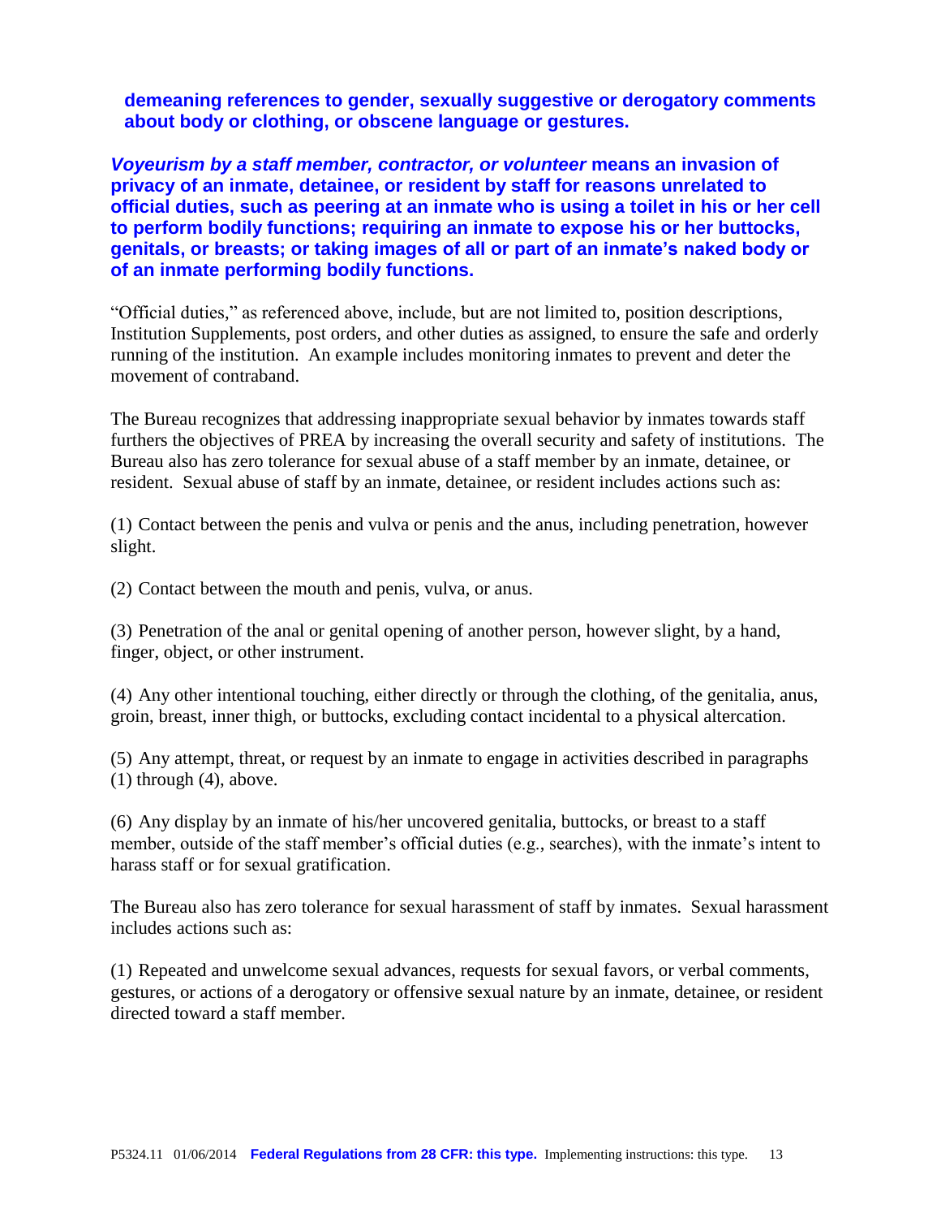**demeaning references to gender, sexually suggestive or derogatory comments about body or clothing, or obscene language or gestures.**

***Voyeurism by a staff member, contractor, or volunteer* means an invasion of privacy of an inmate, detainee, or resident by staff for reasons unrelated to official duties, such as peering at an inmate who is using a toilet in his or her cell to perform bodily functions; requiring an inmate to expose his or her buttocks, genitals, or breasts; or taking images of all or part of an inmate's naked body or of an inmate performing bodily functions.**

"Official duties," as referenced above, include, but are not limited to, position descriptions, Institution Supplements, post orders, and other duties as assigned, to ensure the safe and orderly running of the institution. An example includes monitoring inmates to prevent and deter the movement of contraband.

The Bureau recognizes that addressing inappropriate sexual behavior by inmates towards staff furthers the objectives of PREA by increasing the overall security and safety of institutions. The Bureau also has zero tolerance for sexual abuse of a staff member by an inmate, detainee, or resident. Sexual abuse of staff by an inmate, detainee, or resident includes actions such as:

(1) Contact between the penis and vulva or penis and the anus, including penetration, however slight.

(2) Contact between the mouth and penis, vulva, or anus.

(3) Penetration of the anal or genital opening of another person, however slight, by a hand, finger, object, or other instrument.

(4) Any other intentional touching, either directly or through the clothing, of the genitalia, anus, groin, breast, inner thigh, or buttocks, excluding contact incidental to a physical altercation.

(5) Any attempt, threat, or request by an inmate to engage in activities described in paragraphs (1) through (4), above.

(6) Any display by an inmate of his/her uncovered genitalia, buttocks, or breast to a staff member, outside of the staff member's official duties (e.g., searches), with the inmate's intent to harass staff or for sexual gratification.

The Bureau also has zero tolerance for sexual harassment of staff by inmates. Sexual harassment includes actions such as:

(1) Repeated and unwelcome sexual advances, requests for sexual favors, or verbal comments, gestures, or actions of a derogatory or offensive sexual nature by an inmate, detainee, or resident directed toward a staff member.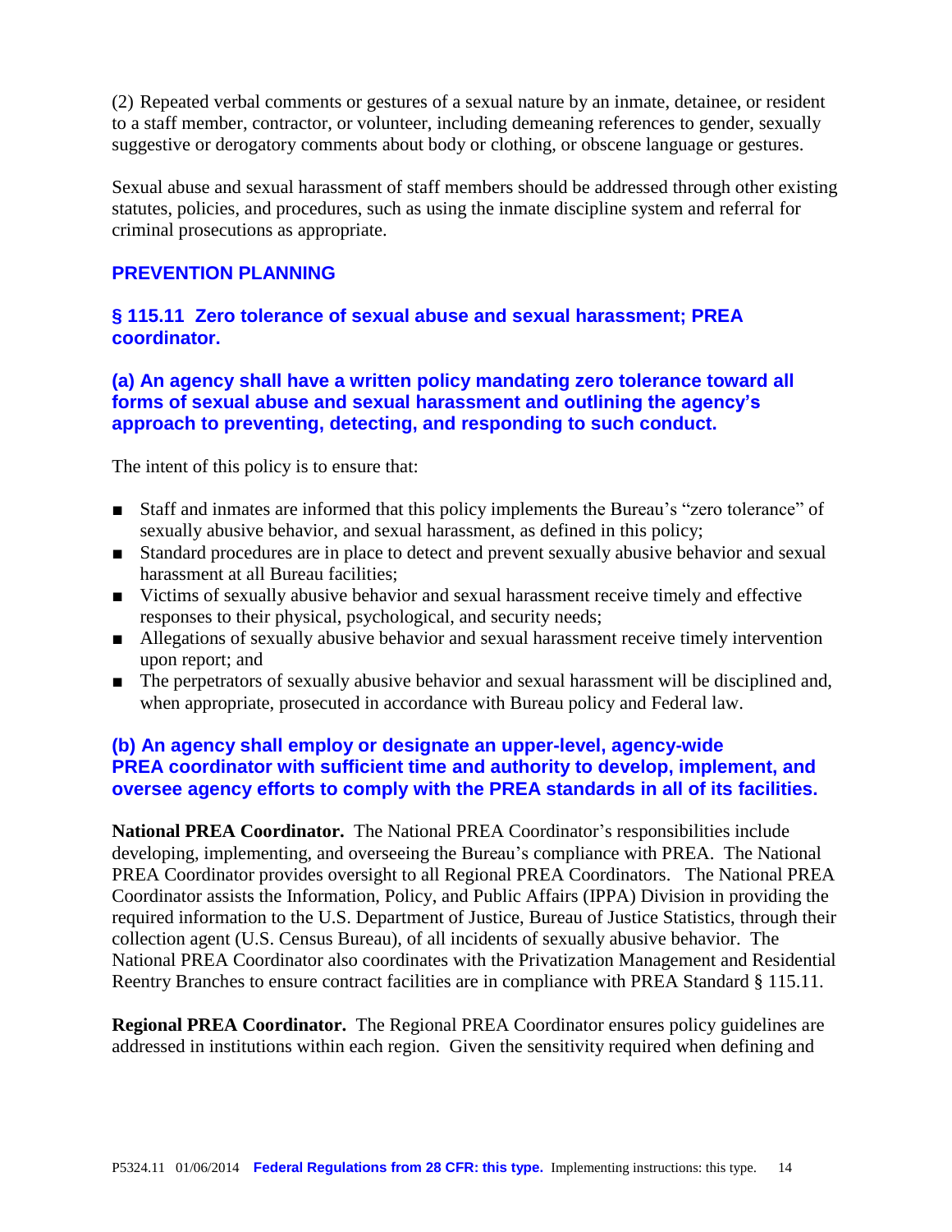(2) Repeated verbal comments or gestures of a sexual nature by an inmate, detainee, or resident to a staff member, contractor, or volunteer, including demeaning references to gender, sexually suggestive or derogatory comments about body or clothing, or obscene language or gestures.

Sexual abuse and sexual harassment of staff members should be addressed through other existing statutes, policies, and procedures, such as using the inmate discipline system and referral for criminal prosecutions as appropriate.

## PREVENTION PLANNING

### § 115.11 Zero tolerance of sexual abuse and sexual harassment; PREA coordinator.

**(a) An agency shall have a written policy mandating zero tolerance toward all forms of sexual abuse and sexual harassment and outlining the agency's approach to preventing, detecting, and responding to such conduct.**

The intent of this policy is to ensure that:

- Staff and inmates are informed that this policy implements the Bureau's "zero tolerance" of sexually abusive behavior, and sexual harassment, as defined in this policy;
- Standard procedures are in place to detect and prevent sexually abusive behavior and sexual harassment at all Bureau facilities;
- Victims of sexually abusive behavior and sexual harassment receive timely and effective responses to their physical, psychological, and security needs;
- Allegations of sexually abusive behavior and sexual harassment receive timely intervention upon report; and
- The perpetrators of sexually abusive behavior and sexual harassment will be disciplined and, when appropriate, prosecuted in accordance with Bureau policy and Federal law.

**(b) An agency shall employ or designate an upper-level, agency-wide PREA coordinator with sufficient time and authority to develop, implement, and oversee agency efforts to comply with the PREA standards in all of its facilities.**

**National PREA Coordinator.** The National PREA Coordinator's responsibilities include developing, implementing, and overseeing the Bureau's compliance with PREA. The National PREA Coordinator provides oversight to all Regional PREA Coordinators. The National PREA Coordinator assists the Information, Policy, and Public Affairs (IPPA) Division in providing the required information to the U.S. Department of Justice, Bureau of Justice Statistics, through their collection agent (U.S. Census Bureau), of all incidents of sexually abusive behavior. The National PREA Coordinator also coordinates with the Privatization Management and Residential Reentry Branches to ensure contract facilities are in compliance with PREA Standard § 115.11.

**Regional PREA Coordinator.** The Regional PREA Coordinator ensures policy guidelines are addressed in institutions within each region. Given the sensitivity required when defining and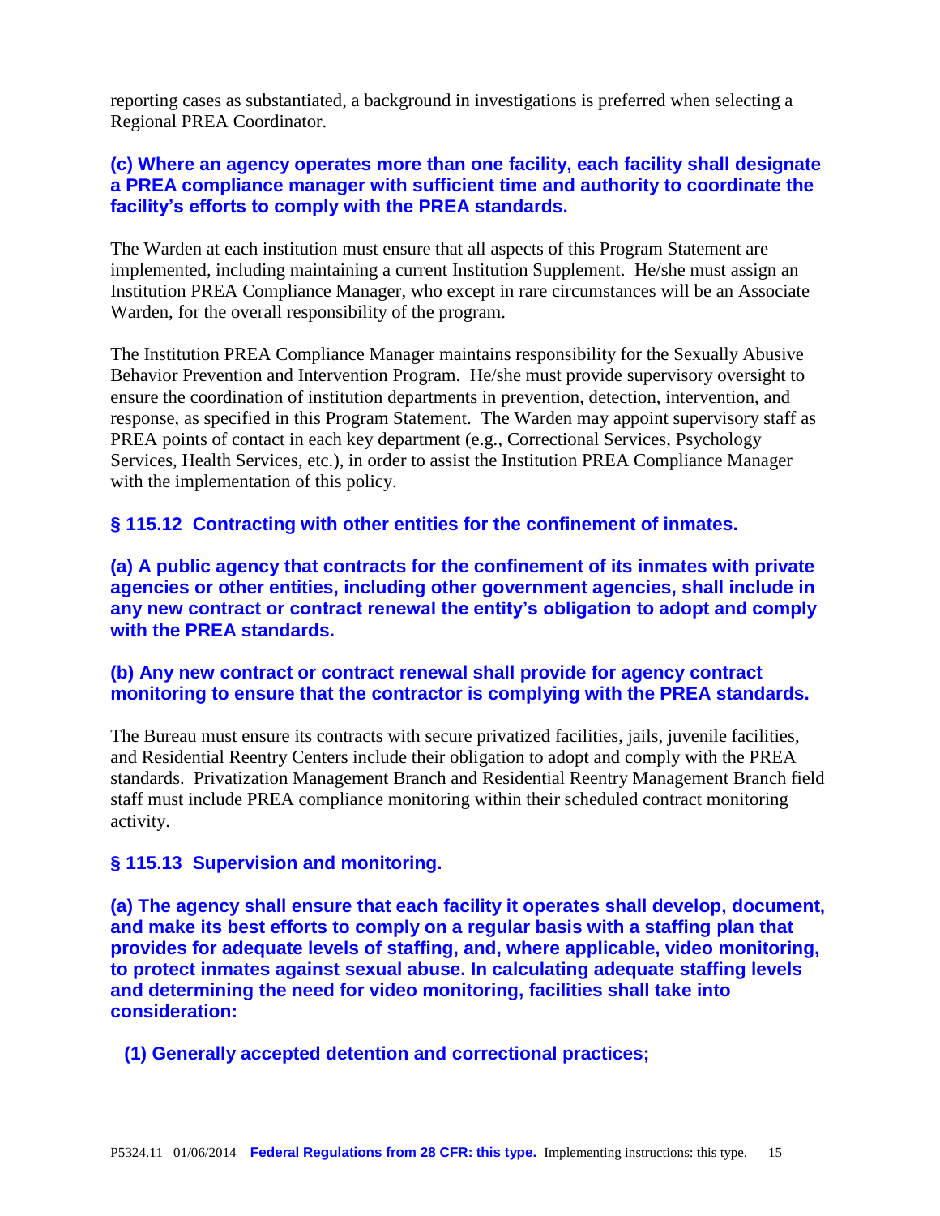reporting cases as substantiated, a background in investigations is preferred when selecting a Regional PREA Coordinator.

**(c) Where an agency operates more than one facility, each facility shall designate a PREA compliance manager with sufficient time and authority to coordinate the facility's efforts to comply with the PREA standards.**

The Warden at each institution must ensure that all aspects of this Program Statement are implemented, including maintaining a current Institution Supplement. He/she must assign an Institution PREA Compliance Manager, who except in rare circumstances will be an Associate Warden, for the overall responsibility of the program.

The Institution PREA Compliance Manager maintains responsibility for the Sexually Abusive Behavior Prevention and Intervention Program. He/she must provide supervisory oversight to ensure the coordination of institution departments in prevention, detection, intervention, and response, as specified in this Program Statement. The Warden may appoint supervisory staff as PREA points of contact in each key department (e.g., Correctional Services, Psychology Services, Health Services, etc.), in order to assist the Institution PREA Compliance Manager with the implementation of this policy.

### § 115.12 Contracting with other entities for the confinement of inmates.

**(a) A public agency that contracts for the confinement of its inmates with private agencies or other entities, including other government agencies, shall include in any new contract or contract renewal the entity's obligation to adopt and comply with the PREA standards.**

**(b) Any new contract or contract renewal shall provide for agency contract monitoring to ensure that the contractor is complying with the PREA standards.**

The Bureau must ensure its contracts with secure privatized facilities, jails, juvenile facilities, and Residential Reentry Centers include their obligation to adopt and comply with the PREA standards. Privatization Management Branch and Residential Reentry Management Branch field staff must include PREA compliance monitoring within their scheduled contract monitoring activity.

### § 115.13 Supervision and monitoring.

**(a) The agency shall ensure that each facility it operates shall develop, document, and make its best efforts to comply on a regular basis with a staffing plan that provides for adequate levels of staffing, and, where applicable, video monitoring, to protect inmates against sexual abuse. In calculating adequate staffing levels and determining the need for video monitoring, facilities shall take into consideration:**

**(1) Generally accepted detention and correctional practices;**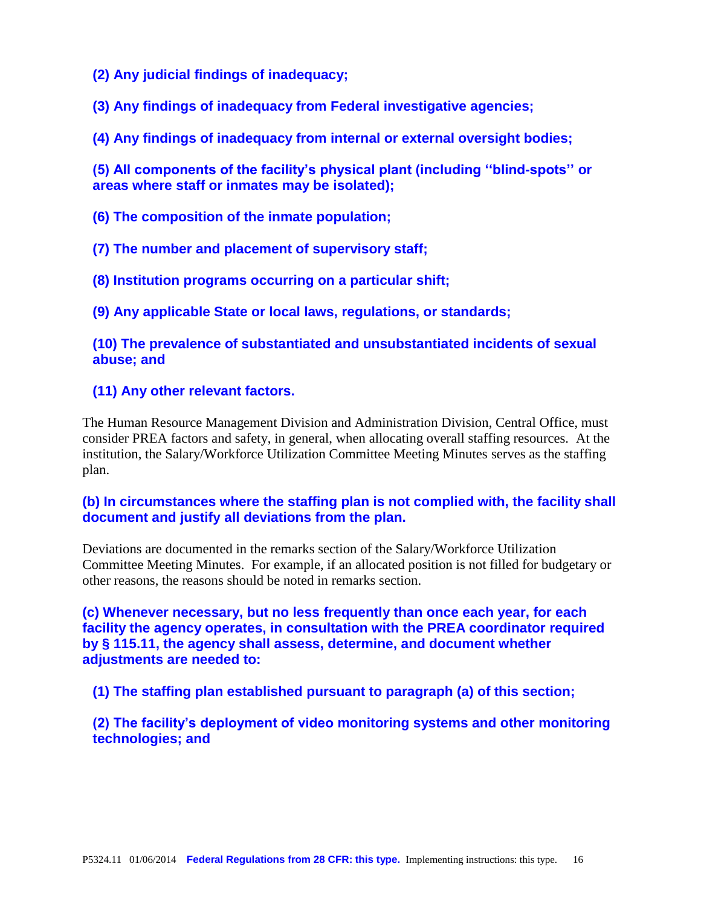**(2) Any judicial findings of inadequacy;**

**(3) Any findings of inadequacy from Federal investigative agencies;**

**(4) Any findings of inadequacy from internal or external oversight bodies;**

**(5) All components of the facility's physical plant (including ''blind-spots'' or areas where staff or inmates may be isolated);**

**(6) The composition of the inmate population;**

**(7) The number and placement of supervisory staff;**

**(8) Institution programs occurring on a particular shift;**

**(9) Any applicable State or local laws, regulations, or standards;**

**(10) The prevalence of substantiated and unsubstantiated incidents of sexual abuse; and**

**(11) Any other relevant factors.**

The Human Resource Management Division and Administration Division, Central Office, must consider PREA factors and safety, in general, when allocating overall staffing resources. At the institution, the Salary/Workforce Utilization Committee Meeting Minutes serves as the staffing plan.

**(b) In circumstances where the staffing plan is not complied with, the facility shall document and justify all deviations from the plan.**

Deviations are documented in the remarks section of the Salary/Workforce Utilization Committee Meeting Minutes. For example, if an allocated position is not filled for budgetary or other reasons, the reasons should be noted in remarks section.

**(c) Whenever necessary, but no less frequently than once each year, for each facility the agency operates, in consultation with the PREA coordinator required by § 115.11, the agency shall assess, determine, and document whether adjustments are needed to:**

**(1) The staffing plan established pursuant to paragraph (a) of this section;**

**(2) The facility's deployment of video monitoring systems and other monitoring technologies; and**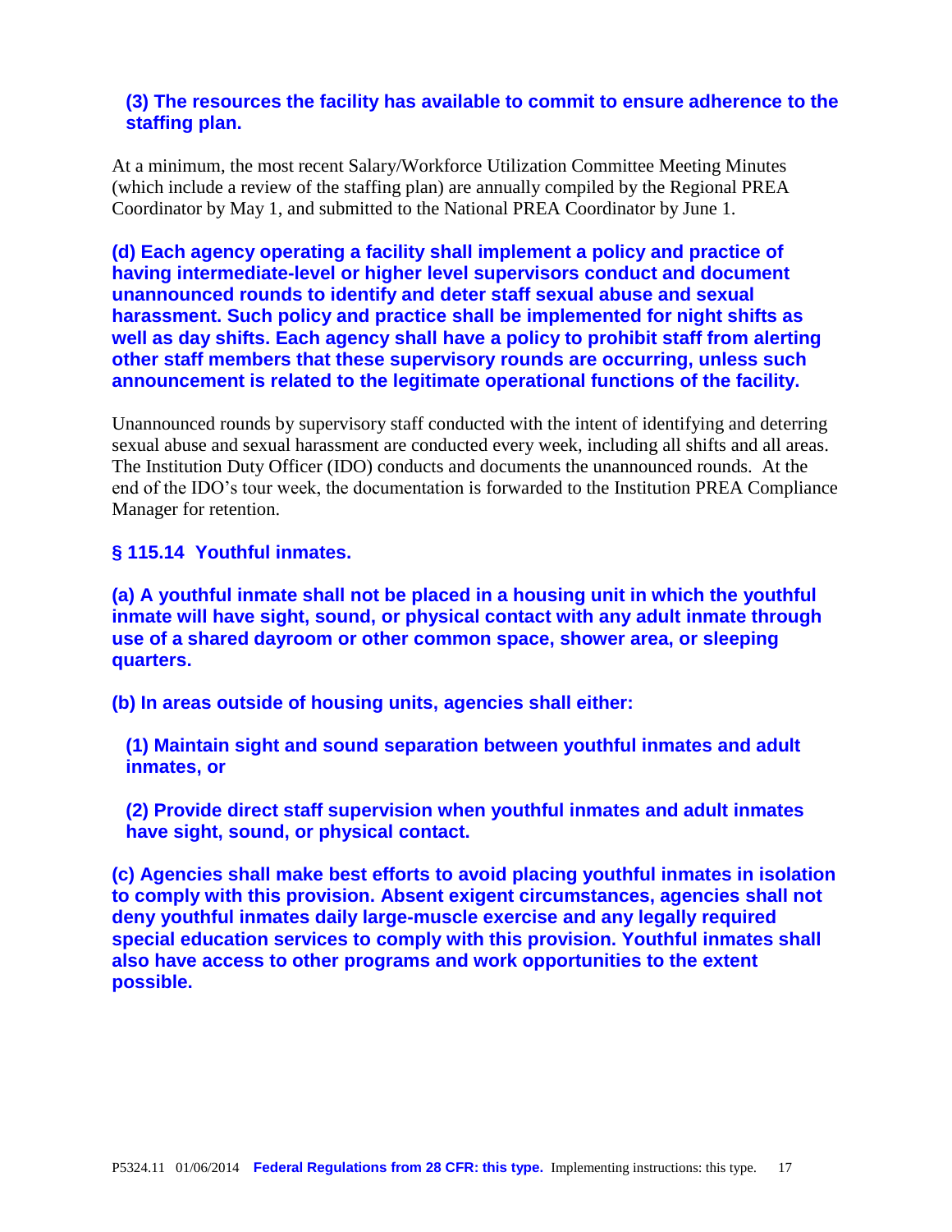**(3) The resources the facility has available to commit to ensure adherence to the staffing plan.**

At a minimum, the most recent Salary/Workforce Utilization Committee Meeting Minutes (which include a review of the staffing plan) are annually compiled by the Regional PREA Coordinator by May 1, and submitted to the National PREA Coordinator by June 1.

**(d) Each agency operating a facility shall implement a policy and practice of having intermediate-level or higher level supervisors conduct and document unannounced rounds to identify and deter staff sexual abuse and sexual harassment. Such policy and practice shall be implemented for night shifts as well as day shifts. Each agency shall have a policy to prohibit staff from alerting other staff members that these supervisory rounds are occurring, unless such announcement is related to the legitimate operational functions of the facility.**

Unannounced rounds by supervisory staff conducted with the intent of identifying and deterring sexual abuse and sexual harassment are conducted every week, including all shifts and all areas. The Institution Duty Officer (IDO) conducts and documents the unannounced rounds. At the end of the IDO's tour week, the documentation is forwarded to the Institution PREA Compliance Manager for retention.

## § 115.14 Youthful inmates.

**(a) A youthful inmate shall not be placed in a housing unit in which the youthful inmate will have sight, sound, or physical contact with any adult inmate through use of a shared dayroom or other common space, shower area, or sleeping quarters.**

**(b) In areas outside of housing units, agencies shall either:**

**(1) Maintain sight and sound separation between youthful inmates and adult inmates, or**

**(2) Provide direct staff supervision when youthful inmates and adult inmates have sight, sound, or physical contact.**

**(c) Agencies shall make best efforts to avoid placing youthful inmates in isolation to comply with this provision. Absent exigent circumstances, agencies shall not deny youthful inmates daily large-muscle exercise and any legally required special education services to comply with this provision. Youthful inmates shall also have access to other programs and work opportunities to the extent possible.**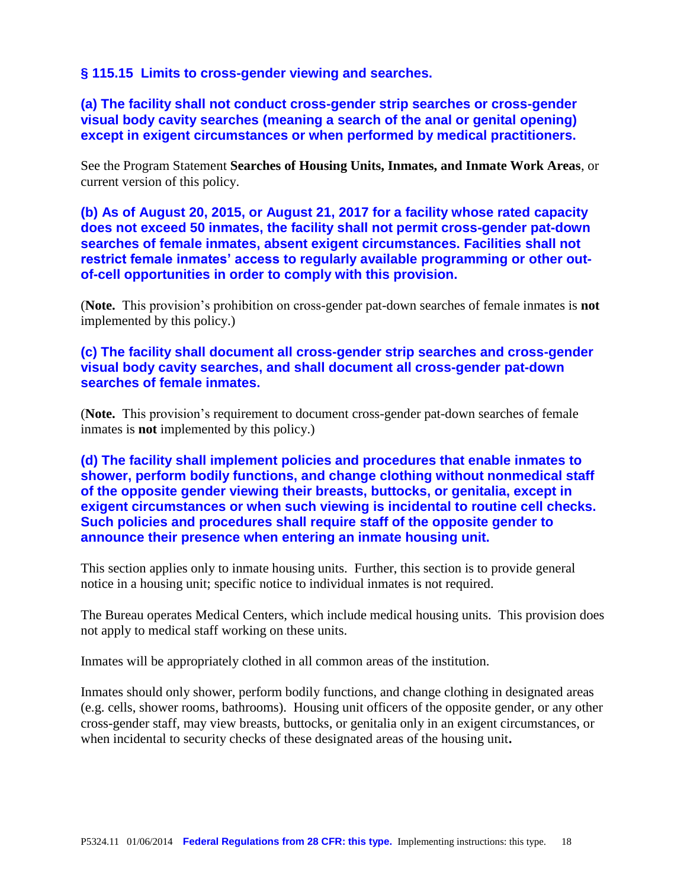### § 115.15 Limits to cross-gender viewing and searches.

**(a) The facility shall not conduct cross-gender strip searches or cross-gender visual body cavity searches (meaning a search of the anal or genital opening) except in exigent circumstances or when performed by medical practitioners.**

See the Program Statement **Searches of Housing Units, Inmates, and Inmate Work Areas**, or current version of this policy.

**(b) As of August 20, 2015, or August 21, 2017 for a facility whose rated capacity does not exceed 50 inmates, the facility shall not permit cross-gender pat-down searches of female inmates, absent exigent circumstances. Facilities shall not restrict female inmates' access to regularly available programming or other out-of-cell opportunities in order to comply with this provision.**

(**Note.** This provision's prohibition on cross-gender pat-down searches of female inmates is **not** implemented by this policy.)

**(c) The facility shall document all cross-gender strip searches and cross-gender visual body cavity searches, and shall document all cross-gender pat-down searches of female inmates.**

(**Note.** This provision's requirement to document cross-gender pat-down searches of female inmates is **not** implemented by this policy.)

**(d) The facility shall implement policies and procedures that enable inmates to shower, perform bodily functions, and change clothing without nonmedical staff of the opposite gender viewing their breasts, buttocks, or genitalia, except in exigent circumstances or when such viewing is incidental to routine cell checks. Such policies and procedures shall require staff of the opposite gender to announce their presence when entering an inmate housing unit.**

This section applies only to inmate housing units. Further, this section is to provide general notice in a housing unit; specific notice to individual inmates is not required.

The Bureau operates Medical Centers, which include medical housing units. This provision does not apply to medical staff working on these units.

Inmates will be appropriately clothed in all common areas of the institution.

Inmates should only shower, perform bodily functions, and change clothing in designated areas (e.g. cells, shower rooms, bathrooms). Housing unit officers of the opposite gender, or any other cross-gender staff, may view breasts, buttocks, or genitalia only in an exigent circumstances, or when incidental to security checks of these designated areas of the housing unit**.**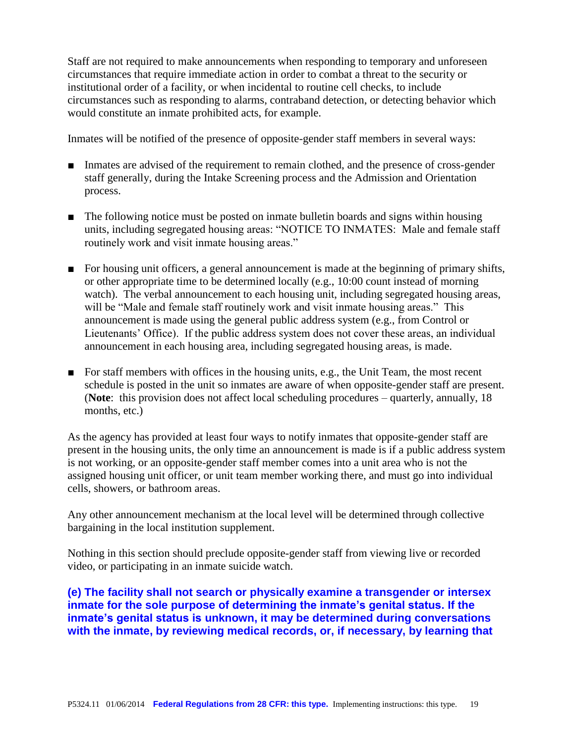Staff are not required to make announcements when responding to temporary and unforeseen circumstances that require immediate action in order to combat a threat to the security or institutional order of a facility, or when incidental to routine cell checks, to include circumstances such as responding to alarms, contraband detection, or detecting behavior which would constitute an inmate prohibited acts, for example.

Inmates will be notified of the presence of opposite-gender staff members in several ways:

- Inmates are advised of the requirement to remain clothed, and the presence of cross-gender staff generally, during the Intake Screening process and the Admission and Orientation process.
- The following notice must be posted on inmate bulletin boards and signs within housing units, including segregated housing areas: "NOTICE TO INMATES: Male and female staff routinely work and visit inmate housing areas."
- For housing unit officers, a general announcement is made at the beginning of primary shifts, or other appropriate time to be determined locally (e.g., 10:00 count instead of morning watch). The verbal announcement to each housing unit, including segregated housing areas, will be "Male and female staff routinely work and visit inmate housing areas." This announcement is made using the general public address system (e.g., from Control or Lieutenants' Office). If the public address system does not cover these areas, an individual announcement in each housing area, including segregated housing areas, is made.
- For staff members with offices in the housing units, e.g., the Unit Team, the most recent schedule is posted in the unit so inmates are aware of when opposite-gender staff are present. (**Note**: this provision does not affect local scheduling procedures – quarterly, annually, 18 months, etc.)

As the agency has provided at least four ways to notify inmates that opposite-gender staff are present in the housing units, the only time an announcement is made is if a public address system is not working, or an opposite-gender staff member comes into a unit area who is not the assigned housing unit officer, or unit team member working there, and must go into individual cells, showers, or bathroom areas.

Any other announcement mechanism at the local level will be determined through collective bargaining in the local institution supplement.

Nothing in this section should preclude opposite-gender staff from viewing live or recorded video, or participating in an inmate suicide watch.

**(e) The facility shall not search or physically examine a transgender or intersex inmate for the sole purpose of determining the inmate's genital status. If the inmate's genital status is unknown, it may be determined during conversations with the inmate, by reviewing medical records, or, if necessary, by learning that**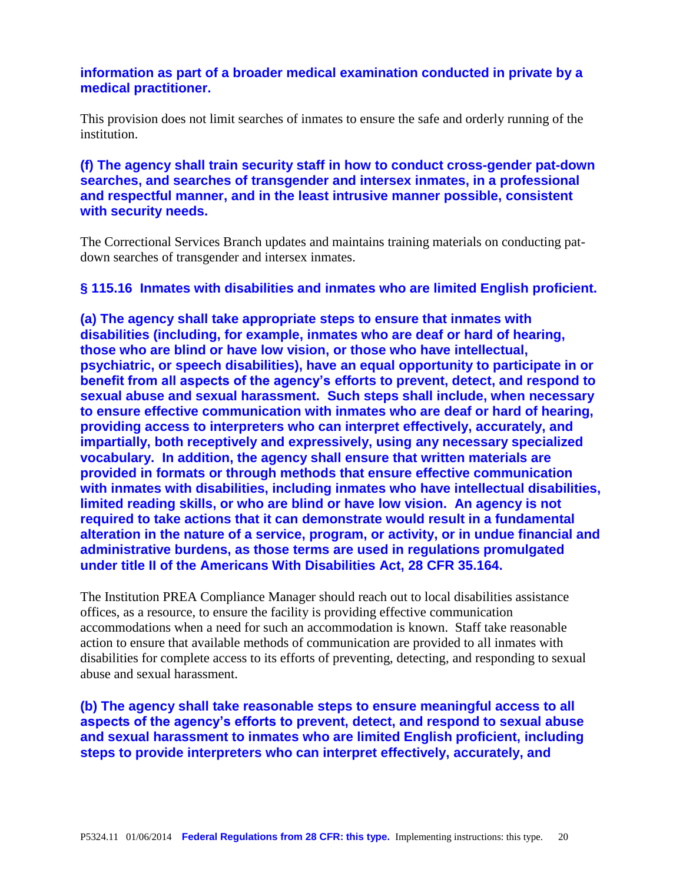**information as part of a broader medical examination conducted in private by a medical practitioner.**

This provision does not limit searches of inmates to ensure the safe and orderly running of the institution.

**(f) The agency shall train security staff in how to conduct cross-gender pat-down searches, and searches of transgender and intersex inmates, in a professional and respectful manner, and in the least intrusive manner possible, consistent with security needs.**

The Correctional Services Branch updates and maintains training materials on conducting pat-down searches of transgender and intersex inmates.

### § 115.16 Inmates with disabilities and inmates who are limited English proficient.

**(a) The agency shall take appropriate steps to ensure that inmates with disabilities (including, for example, inmates who are deaf or hard of hearing, those who are blind or have low vision, or those who have intellectual, psychiatric, or speech disabilities), have an equal opportunity to participate in or benefit from all aspects of the agency's efforts to prevent, detect, and respond to sexual abuse and sexual harassment. Such steps shall include, when necessary to ensure effective communication with inmates who are deaf or hard of hearing, providing access to interpreters who can interpret effectively, accurately, and impartially, both receptively and expressively, using any necessary specialized vocabulary. In addition, the agency shall ensure that written materials are provided in formats or through methods that ensure effective communication with inmates with disabilities, including inmates who have intellectual disabilities, limited reading skills, or who are blind or have low vision. An agency is not required to take actions that it can demonstrate would result in a fundamental alteration in the nature of a service, program, or activity, or in undue financial and administrative burdens, as those terms are used in regulations promulgated under title II of the Americans With Disabilities Act, 28 CFR 35.164.**

The Institution PREA Compliance Manager should reach out to local disabilities assistance offices, as a resource, to ensure the facility is providing effective communication accommodations when a need for such an accommodation is known. Staff take reasonable action to ensure that available methods of communication are provided to all inmates with disabilities for complete access to its efforts of preventing, detecting, and responding to sexual abuse and sexual harassment.

**(b) The agency shall take reasonable steps to ensure meaningful access to all aspects of the agency's efforts to prevent, detect, and respond to sexual abuse and sexual harassment to inmates who are limited English proficient, including steps to provide interpreters who can interpret effectively, accurately, and**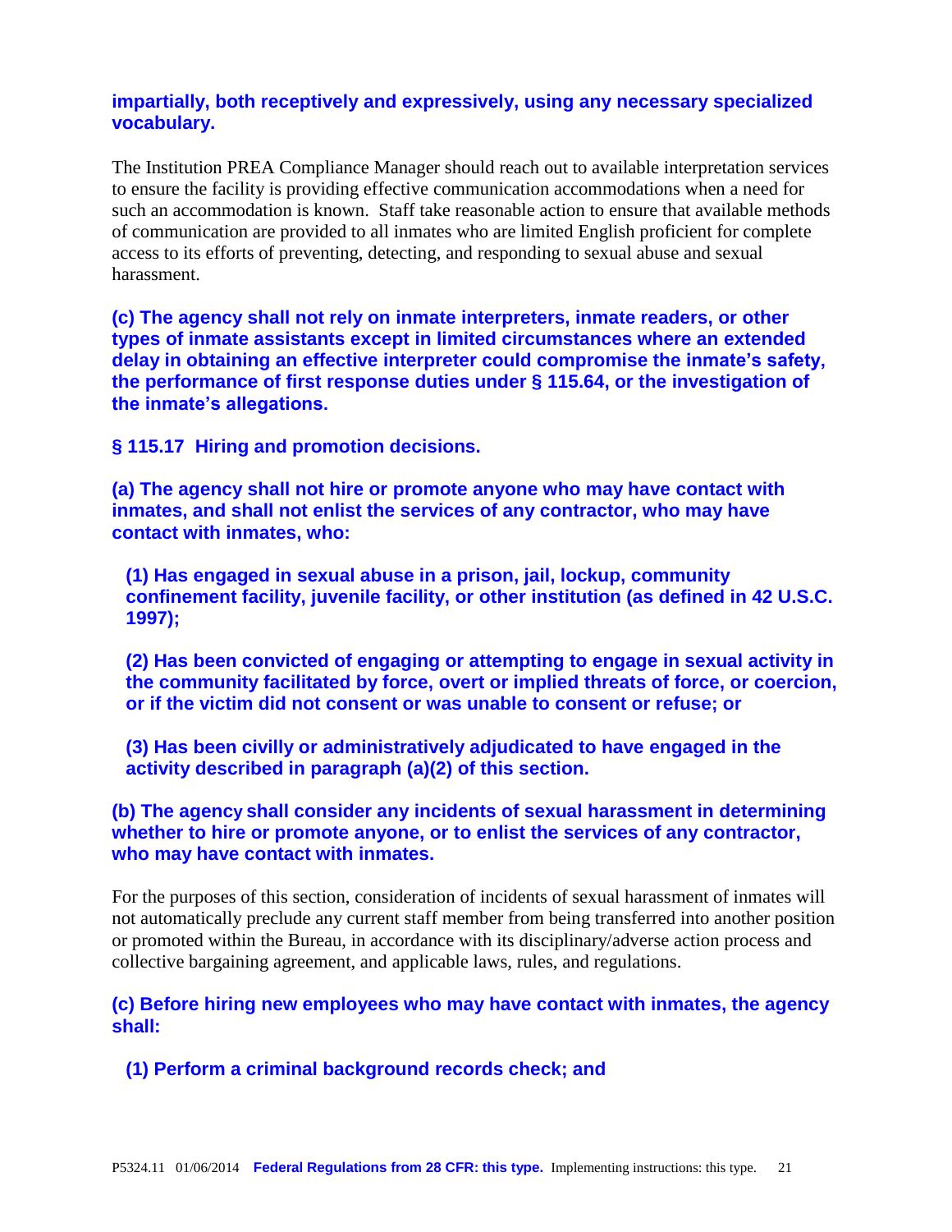**impartially, both receptively and expressively, using any necessary specialized vocabulary.**

The Institution PREA Compliance Manager should reach out to available interpretation services to ensure the facility is providing effective communication accommodations when a need for such an accommodation is known. Staff take reasonable action to ensure that available methods of communication are provided to all inmates who are limited English proficient for complete access to its efforts of preventing, detecting, and responding to sexual abuse and sexual harassment.

**(c) The agency shall not rely on inmate interpreters, inmate readers, or other types of inmate assistants except in limited circumstances where an extended delay in obtaining an effective interpreter could compromise the inmate's safety, the performance of first response duties under § 115.64, or the investigation of the inmate's allegations.**

**§ 115.17 Hiring and promotion decisions.**

**(a) The agency shall not hire or promote anyone who may have contact with inmates, and shall not enlist the services of any contractor, who may have contact with inmates, who:**

**(1) Has engaged in sexual abuse in a prison, jail, lockup, community confinement facility, juvenile facility, or other institution (as defined in 42 U.S.C. 1997);**

**(2) Has been convicted of engaging or attempting to engage in sexual activity in the community facilitated by force, overt or implied threats of force, or coercion, or if the victim did not consent or was unable to consent or refuse; or**

**(3) Has been civilly or administratively adjudicated to have engaged in the activity described in paragraph (a)(2) of this section.**

**(b) The agency shall consider any incidents of sexual harassment in determining whether to hire or promote anyone, or to enlist the services of any contractor, who may have contact with inmates.**

For the purposes of this section, consideration of incidents of sexual harassment of inmates will not automatically preclude any current staff member from being transferred into another position or promoted within the Bureau, in accordance with its disciplinary/adverse action process and collective bargaining agreement, and applicable laws, rules, and regulations.

**(c) Before hiring new employees who may have contact with inmates, the agency shall:**

**(1) Perform a criminal background records check; and**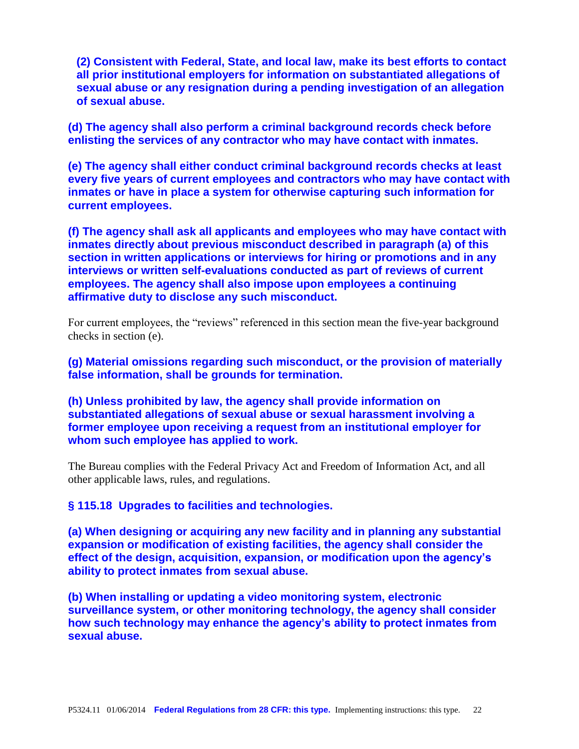**(2) Consistent with Federal, State, and local law, make its best efforts to contact all prior institutional employers for information on substantiated allegations of sexual abuse or any resignation during a pending investigation of an allegation of sexual abuse.**

**(d) The agency shall also perform a criminal background records check before enlisting the services of any contractor who may have contact with inmates.**

**(e) The agency shall either conduct criminal background records checks at least every five years of current employees and contractors who may have contact with inmates or have in place a system for otherwise capturing such information for current employees.**

**(f) The agency shall ask all applicants and employees who may have contact with inmates directly about previous misconduct described in paragraph (a) of this section in written applications or interviews for hiring or promotions and in any interviews or written self-evaluations conducted as part of reviews of current employees. The agency shall also impose upon employees a continuing affirmative duty to disclose any such misconduct.**

For current employees, the "reviews" referenced in this section mean the five-year background checks in section (e).

**(g) Material omissions regarding such misconduct, or the provision of materially false information, shall be grounds for termination.**

**(h) Unless prohibited by law, the agency shall provide information on substantiated allegations of sexual abuse or sexual harassment involving a former employee upon receiving a request from an institutional employer for whom such employee has applied to work.**

The Bureau complies with the Federal Privacy Act and Freedom of Information Act, and all other applicable laws, rules, and regulations.

### § 115.18 Upgrades to facilities and technologies.

**(a) When designing or acquiring any new facility and in planning any substantial expansion or modification of existing facilities, the agency shall consider the effect of the design, acquisition, expansion, or modification upon the agency's ability to protect inmates from sexual abuse.**

**(b) When installing or updating a video monitoring system, electronic surveillance system, or other monitoring technology, the agency shall consider how such technology may enhance the agency's ability to protect inmates from sexual abuse.**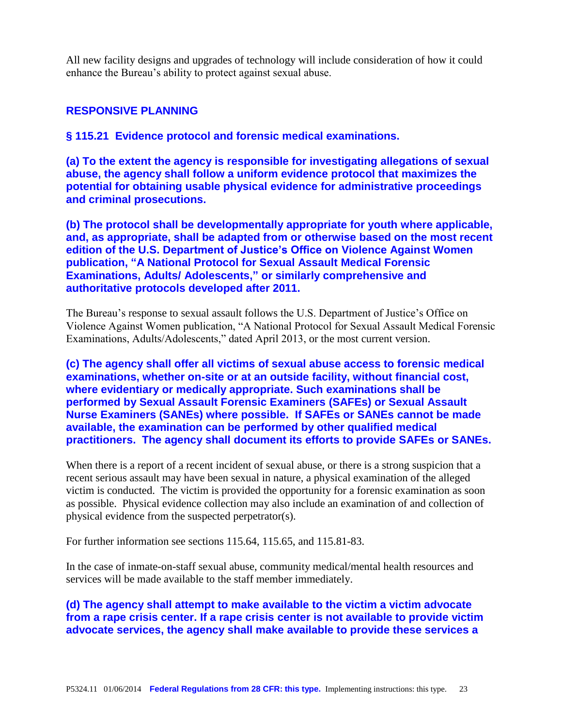All new facility designs and upgrades of technology will include consideration of how it could enhance the Bureau's ability to protect against sexual abuse.

## RESPONSIVE PLANNING

### § 115.21 Evidence protocol and forensic medical examinations.

**(a) To the extent the agency is responsible for investigating allegations of sexual abuse, the agency shall follow a uniform evidence protocol that maximizes the potential for obtaining usable physical evidence for administrative proceedings and criminal prosecutions.**

**(b) The protocol shall be developmentally appropriate for youth where applicable, and, as appropriate, shall be adapted from or otherwise based on the most recent edition of the U.S. Department of Justice's Office on Violence Against Women publication, "A National Protocol for Sexual Assault Medical Forensic Examinations, Adults/ Adolescents," or similarly comprehensive and authoritative protocols developed after 2011.**

The Bureau's response to sexual assault follows the U.S. Department of Justice's Office on Violence Against Women publication, "A National Protocol for Sexual Assault Medical Forensic Examinations, Adults/Adolescents," dated April 2013, or the most current version.

**(c) The agency shall offer all victims of sexual abuse access to forensic medical examinations, whether on-site or at an outside facility, without financial cost, where evidentiary or medically appropriate. Such examinations shall be performed by Sexual Assault Forensic Examiners (SAFEs) or Sexual Assault Nurse Examiners (SANEs) where possible. If SAFEs or SANEs cannot be made available, the examination can be performed by other qualified medical practitioners. The agency shall document its efforts to provide SAFEs or SANEs.**

When there is a report of a recent incident of sexual abuse, or there is a strong suspicion that a recent serious assault may have been sexual in nature, a physical examination of the alleged victim is conducted. The victim is provided the opportunity for a forensic examination as soon as possible. Physical evidence collection may also include an examination of and collection of physical evidence from the suspected perpetrator(s).

For further information see sections 115.64, 115.65, and 115.81-83.

In the case of inmate-on-staff sexual abuse, community medical/mental health resources and services will be made available to the staff member immediately.

**(d) The agency shall attempt to make available to the victim a victim advocate from a rape crisis center. If a rape crisis center is not available to provide victim advocate services, the agency shall make available to provide these services a**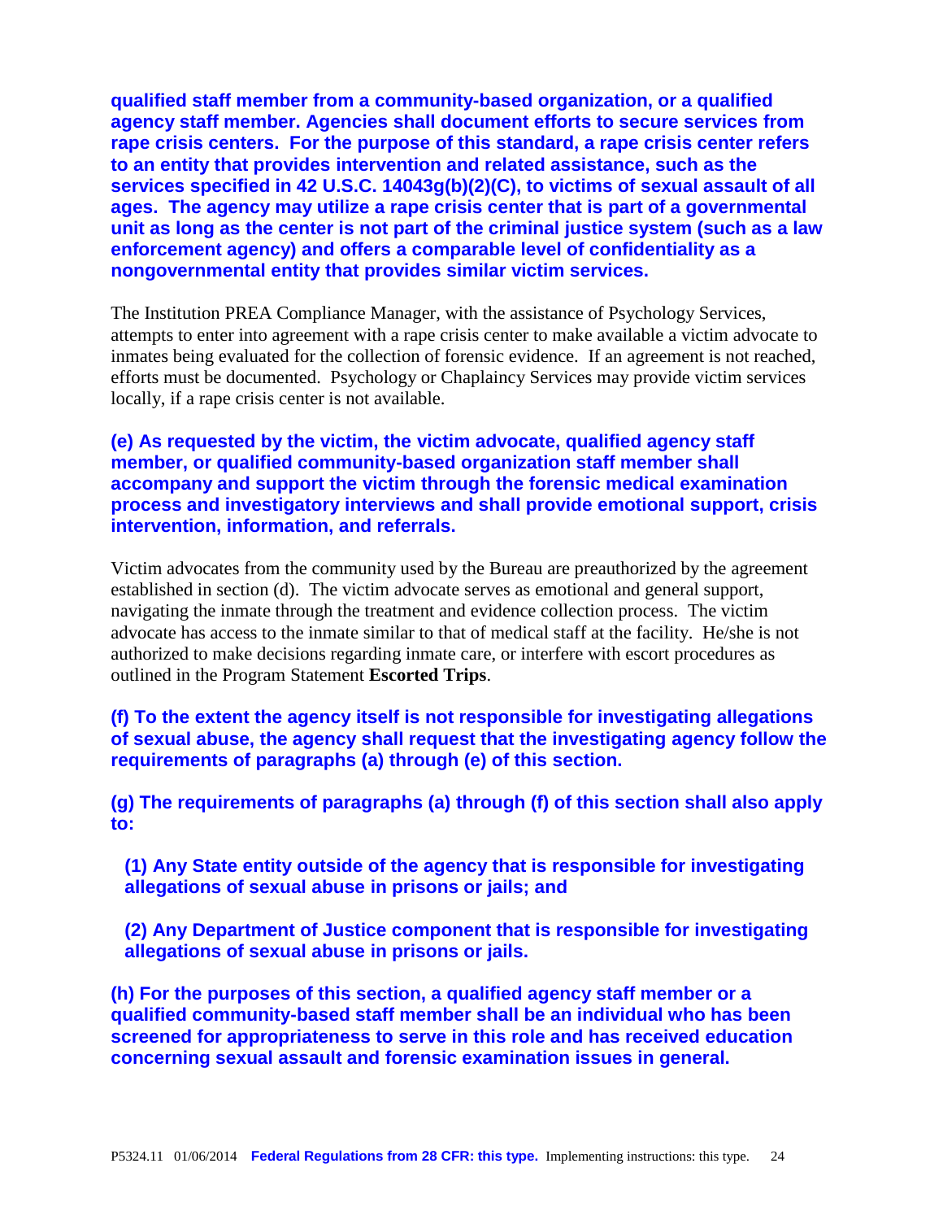**qualified staff member from a community-based organization, or a qualified agency staff member. Agencies shall document efforts to secure services from rape crisis centers. For the purpose of this standard, a rape crisis center refers to an entity that provides intervention and related assistance, such as the services specified in 42 U.S.C. 14043g(b)(2)(C), to victims of sexual assault of all ages. The agency may utilize a rape crisis center that is part of a governmental unit as long as the center is not part of the criminal justice system (such as a law enforcement agency) and offers a comparable level of confidentiality as a nongovernmental entity that provides similar victim services.**

The Institution PREA Compliance Manager, with the assistance of Psychology Services, attempts to enter into agreement with a rape crisis center to make available a victim advocate to inmates being evaluated for the collection of forensic evidence. If an agreement is not reached, efforts must be documented. Psychology or Chaplaincy Services may provide victim services locally, if a rape crisis center is not available.

**(e) As requested by the victim, the victim advocate, qualified agency staff member, or qualified community-based organization staff member shall accompany and support the victim through the forensic medical examination process and investigatory interviews and shall provide emotional support, crisis intervention, information, and referrals.**

Victim advocates from the community used by the Bureau are preauthorized by the agreement established in section (d). The victim advocate serves as emotional and general support, navigating the inmate through the treatment and evidence collection process. The victim advocate has access to the inmate similar to that of medical staff at the facility. He/she is not authorized to make decisions regarding inmate care, or interfere with escort procedures as outlined in the Program Statement **Escorted Trips**.

**(f) To the extent the agency itself is not responsible for investigating allegations of sexual abuse, the agency shall request that the investigating agency follow the requirements of paragraphs (a) through (e) of this section.**

**(g) The requirements of paragraphs (a) through (f) of this section shall also apply to:**

**(1) Any State entity outside of the agency that is responsible for investigating allegations of sexual abuse in prisons or jails; and**

**(2) Any Department of Justice component that is responsible for investigating allegations of sexual abuse in prisons or jails.**

**(h) For the purposes of this section, a qualified agency staff member or a qualified community-based staff member shall be an individual who has been screened for appropriateness to serve in this role and has received education concerning sexual assault and forensic examination issues in general.**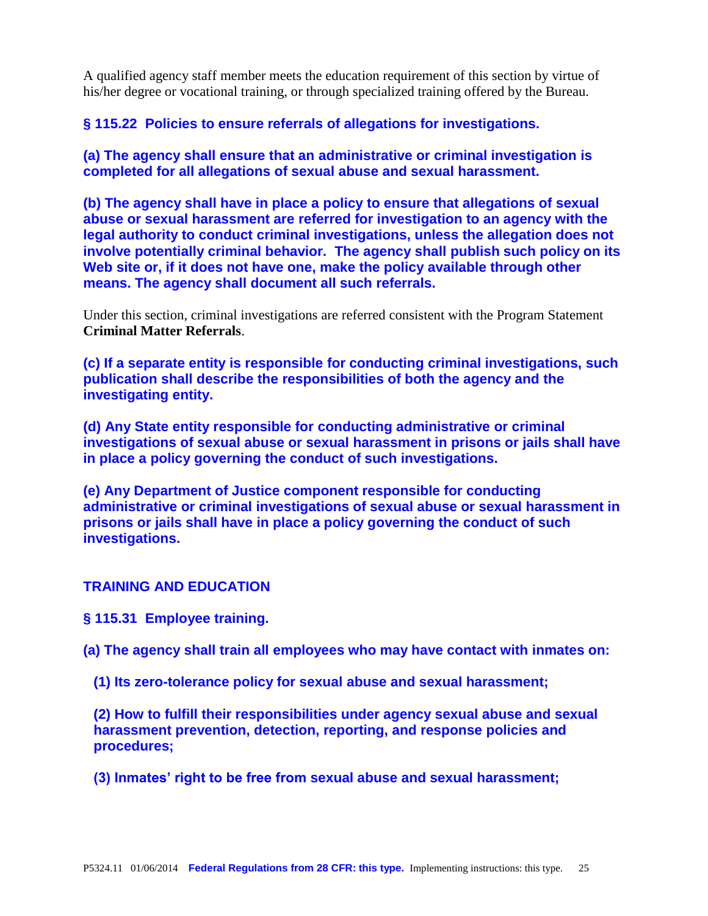A qualified agency staff member meets the education requirement of this section by virtue of his/her degree or vocational training, or through specialized training offered by the Bureau.

**§ 115.22 Policies to ensure referrals of allegations for investigations.**

**(a) The agency shall ensure that an administrative or criminal investigation is completed for all allegations of sexual abuse and sexual harassment.**

**(b) The agency shall have in place a policy to ensure that allegations of sexual abuse or sexual harassment are referred for investigation to an agency with the legal authority to conduct criminal investigations, unless the allegation does not involve potentially criminal behavior. The agency shall publish such policy on its Web site or, if it does not have one, make the policy available through other means. The agency shall document all such referrals.**

Under this section, criminal investigations are referred consistent with the Program Statement **Criminal Matter Referrals**.

**(c) If a separate entity is responsible for conducting criminal investigations, such publication shall describe the responsibilities of both the agency and the investigating entity.**

**(d) Any State entity responsible for conducting administrative or criminal investigations of sexual abuse or sexual harassment in prisons or jails shall have in place a policy governing the conduct of such investigations.**

**(e) Any Department of Justice component responsible for conducting administrative or criminal investigations of sexual abuse or sexual harassment in prisons or jails shall have in place a policy governing the conduct of such investigations.**

## TRAINING AND EDUCATION

**§ 115.31 Employee training.**

**(a) The agency shall train all employees who may have contact with inmates on:**

**(1) Its zero-tolerance policy for sexual abuse and sexual harassment;**

**(2) How to fulfill their responsibilities under agency sexual abuse and sexual harassment prevention, detection, reporting, and response policies and procedures;**

**(3) Inmates' right to be free from sexual abuse and sexual harassment;**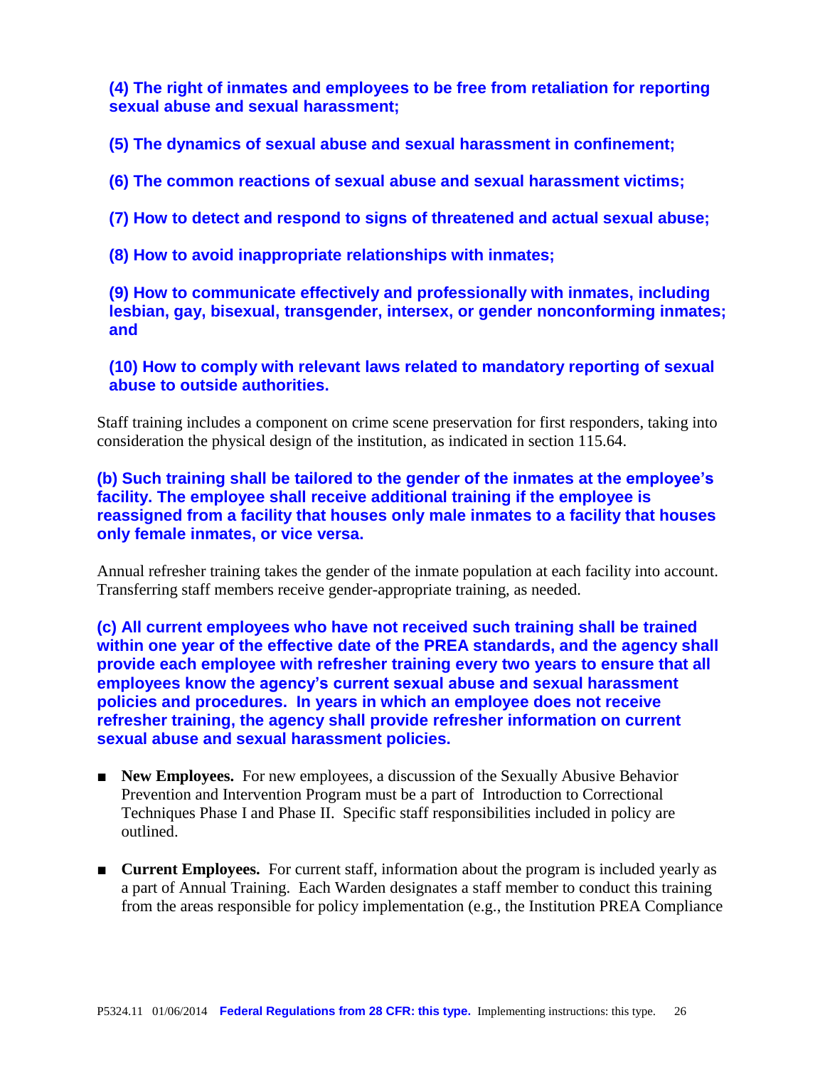**(4) The right of inmates and employees to be free from retaliation for reporting sexual abuse and sexual harassment;**

**(5) The dynamics of sexual abuse and sexual harassment in confinement;**

**(6) The common reactions of sexual abuse and sexual harassment victims;**

**(7) How to detect and respond to signs of threatened and actual sexual abuse;**

**(8) How to avoid inappropriate relationships with inmates;**

**(9) How to communicate effectively and professionally with inmates, including lesbian, gay, bisexual, transgender, intersex, or gender nonconforming inmates; and**

**(10) How to comply with relevant laws related to mandatory reporting of sexual abuse to outside authorities.**

Staff training includes a component on crime scene preservation for first responders, taking into consideration the physical design of the institution, as indicated in section 115.64.

**(b) Such training shall be tailored to the gender of the inmates at the employee's facility. The employee shall receive additional training if the employee is reassigned from a facility that houses only male inmates to a facility that houses only female inmates, or vice versa.**

Annual refresher training takes the gender of the inmate population at each facility into account. Transferring staff members receive gender-appropriate training, as needed.

**(c) All current employees who have not received such training shall be trained within one year of the effective date of the PREA standards, and the agency shall provide each employee with refresher training every two years to ensure that all employees know the agency's current sexual abuse and sexual harassment policies and procedures. In years in which an employee does not receive refresher training, the agency shall provide refresher information on current sexual abuse and sexual harassment policies.**

- **New Employees.** For new employees, a discussion of the Sexually Abusive Behavior Prevention and Intervention Program must be a part of Introduction to Correctional Techniques Phase I and Phase II. Specific staff responsibilities included in policy are outlined.

- **Current Employees.** For current staff, information about the program is included yearly as a part of Annual Training. Each Warden designates a staff member to conduct this training from the areas responsible for policy implementation (e.g., the Institution PREA Compliance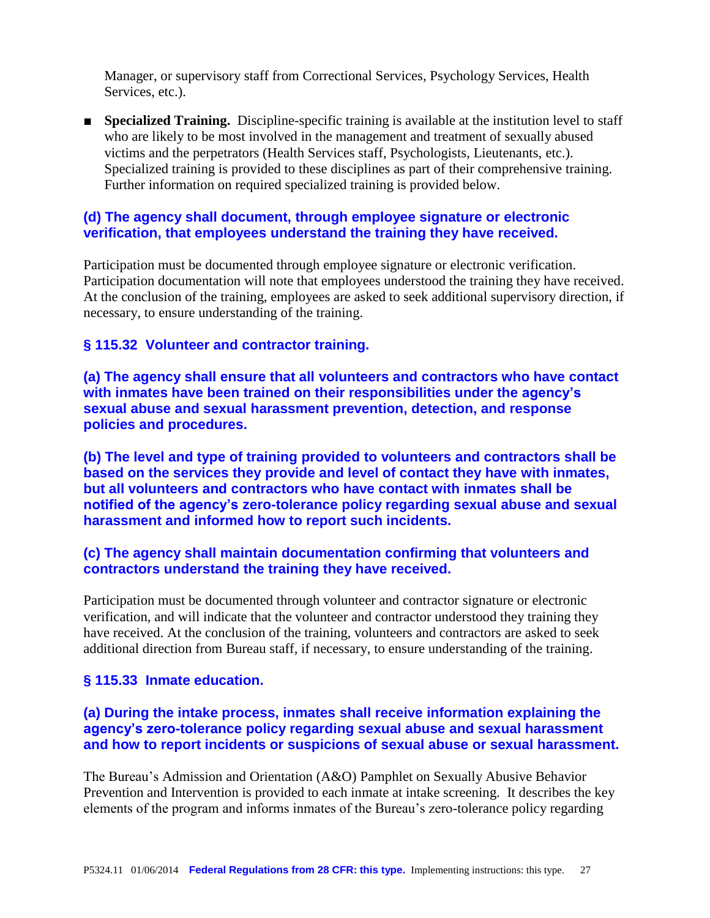Manager, or supervisory staff from Correctional Services, Psychology Services, Health Services, etc.).

- **Specialized Training.** Discipline-specific training is available at the institution level to staff who are likely to be most involved in the management and treatment of sexually abused victims and the perpetrators (Health Services staff, Psychologists, Lieutenants, etc.). Specialized training is provided to these disciplines as part of their comprehensive training. Further information on required specialized training is provided below.

**(d) The agency shall document, through employee signature or electronic verification, that employees understand the training they have received.**

Participation must be documented through employee signature or electronic verification. Participation documentation will note that employees understood the training they have received. At the conclusion of the training, employees are asked to seek additional supervisory direction, if necessary, to ensure understanding of the training.

### § 115.32 Volunteer and contractor training.

**(a) The agency shall ensure that all volunteers and contractors who have contact with inmates have been trained on their responsibilities under the agency's sexual abuse and sexual harassment prevention, detection, and response policies and procedures.**

**(b) The level and type of training provided to volunteers and contractors shall be based on the services they provide and level of contact they have with inmates, but all volunteers and contractors who have contact with inmates shall be notified of the agency's zero-tolerance policy regarding sexual abuse and sexual harassment and informed how to report such incidents.**

**(c) The agency shall maintain documentation confirming that volunteers and contractors understand the training they have received.**

Participation must be documented through volunteer and contractor signature or electronic verification, and will indicate that the volunteer and contractor understood they training they have received. At the conclusion of the training, volunteers and contractors are asked to seek additional direction from Bureau staff, if necessary, to ensure understanding of the training.

### § 115.33 Inmate education.

**(a) During the intake process, inmates shall receive information explaining the agency's zero-tolerance policy regarding sexual abuse and sexual harassment and how to report incidents or suspicions of sexual abuse or sexual harassment.**

The Bureau's Admission and Orientation (A&O) Pamphlet on Sexually Abusive Behavior Prevention and Intervention is provided to each inmate at intake screening. It describes the key elements of the program and informs inmates of the Bureau's zero-tolerance policy regarding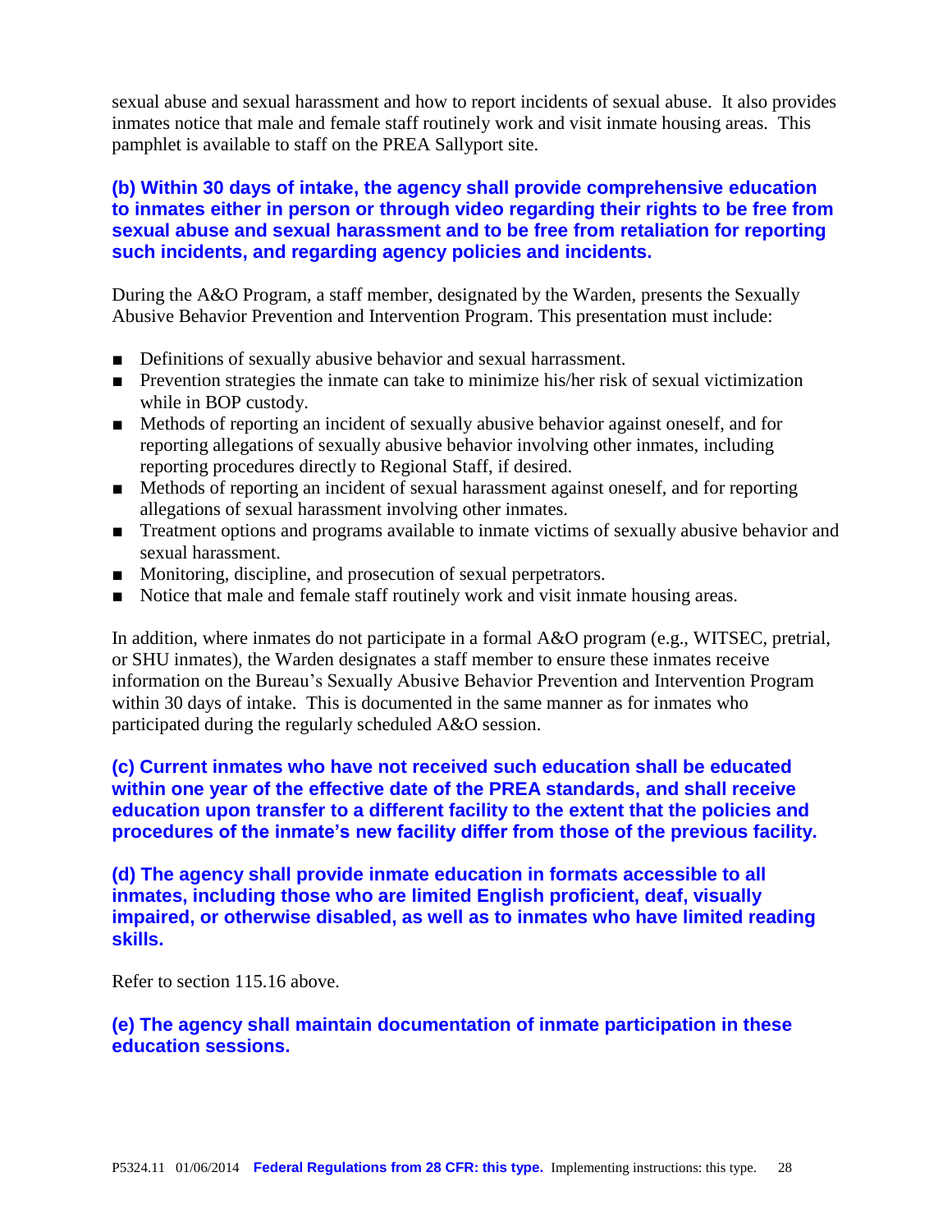sexual abuse and sexual harassment and how to report incidents of sexual abuse. It also provides inmates notice that male and female staff routinely work and visit inmate housing areas. This pamphlet is available to staff on the PREA Sallyport site.

**(b) Within 30 days of intake, the agency shall provide comprehensive education to inmates either in person or through video regarding their rights to be free from sexual abuse and sexual harassment and to be free from retaliation for reporting such incidents, and regarding agency policies and incidents.**

During the A&O Program, a staff member, designated by the Warden, presents the Sexually Abusive Behavior Prevention and Intervention Program. This presentation must include:

- Definitions of sexually abusive behavior and sexual harrassment.
- Prevention strategies the inmate can take to minimize his/her risk of sexual victimization while in BOP custody.
- Methods of reporting an incident of sexually abusive behavior against oneself, and for reporting allegations of sexually abusive behavior involving other inmates, including reporting procedures directly to Regional Staff, if desired.
- Methods of reporting an incident of sexual harassment against oneself, and for reporting allegations of sexual harassment involving other inmates.
- Treatment options and programs available to inmate victims of sexually abusive behavior and sexual harassment.
- Monitoring, discipline, and prosecution of sexual perpetrators.
- Notice that male and female staff routinely work and visit inmate housing areas.

In addition, where inmates do not participate in a formal A&O program (e.g., WITSEC, pretrial, or SHU inmates), the Warden designates a staff member to ensure these inmates receive information on the Bureau's Sexually Abusive Behavior Prevention and Intervention Program within 30 days of intake. This is documented in the same manner as for inmates who participated during the regularly scheduled A&O session.

**(c) Current inmates who have not received such education shall be educated within one year of the effective date of the PREA standards, and shall receive education upon transfer to a different facility to the extent that the policies and procedures of the inmate's new facility differ from those of the previous facility.**

**(d) The agency shall provide inmate education in formats accessible to all inmates, including those who are limited English proficient, deaf, visually impaired, or otherwise disabled, as well as to inmates who have limited reading skills.**

Refer to section 115.16 above.

**(e) The agency shall maintain documentation of inmate participation in these education sessions.**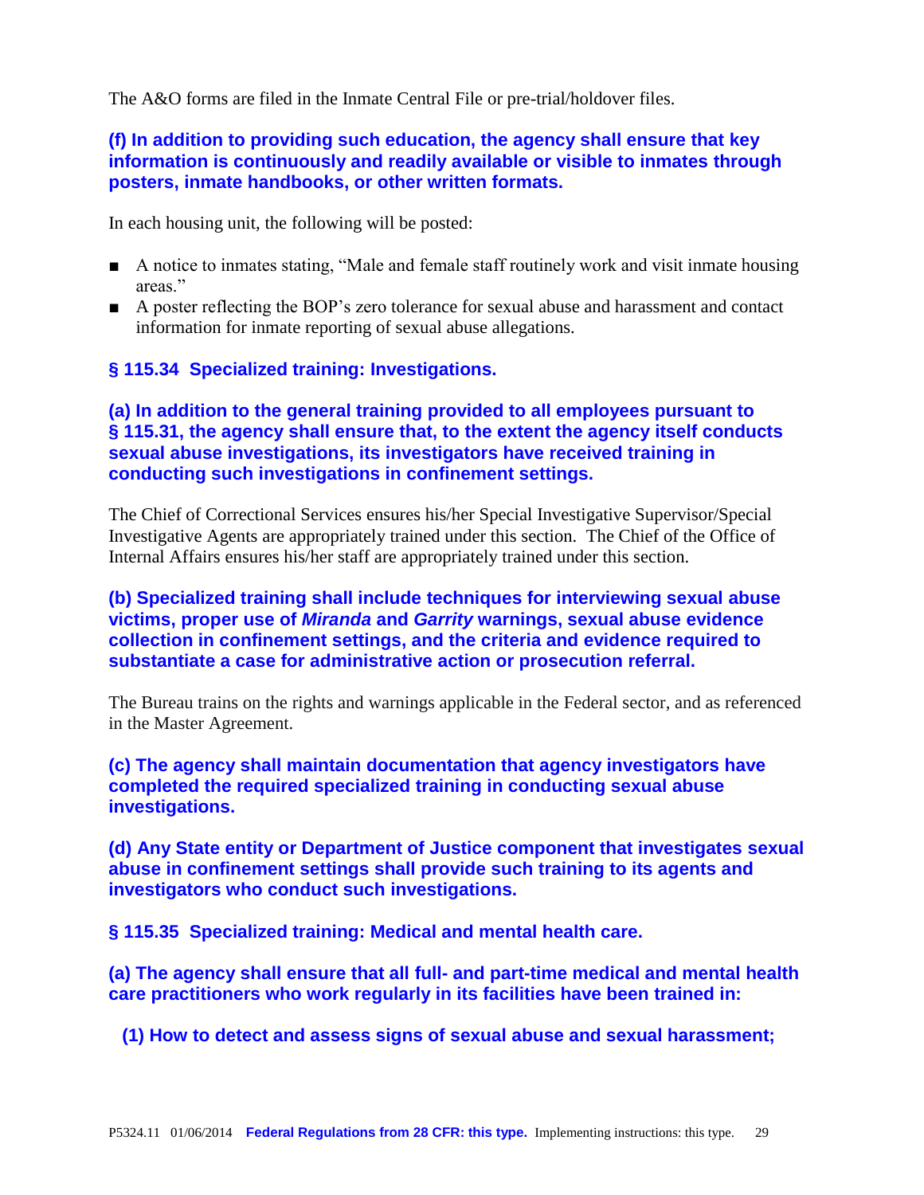The A&O forms are filed in the Inmate Central File or pre-trial/holdover files.

**(f) In addition to providing such education, the agency shall ensure that key information is continuously and readily available or visible to inmates through posters, inmate handbooks, or other written formats.**

In each housing unit, the following will be posted:

- A notice to inmates stating, "Male and female staff routinely work and visit inmate housing areas."
- A poster reflecting the BOP's zero tolerance for sexual abuse and harassment and contact information for inmate reporting of sexual abuse allegations.

### § 115.34 Specialized training: Investigations.

**(a) In addition to the general training provided to all employees pursuant to § 115.31, the agency shall ensure that, to the extent the agency itself conducts sexual abuse investigations, its investigators have received training in conducting such investigations in confinement settings.**

The Chief of Correctional Services ensures his/her Special Investigative Supervisor/Special Investigative Agents are appropriately trained under this section. The Chief of the Office of Internal Affairs ensures his/her staff are appropriately trained under this section.

**(b) Specialized training shall include techniques for interviewing sexual abuse victims, proper use of *Miranda* and *Garrity* warnings, sexual abuse evidence collection in confinement settings, and the criteria and evidence required to substantiate a case for administrative action or prosecution referral.**

The Bureau trains on the rights and warnings applicable in the Federal sector, and as referenced in the Master Agreement.

**(c) The agency shall maintain documentation that agency investigators have completed the required specialized training in conducting sexual abuse investigations.**

**(d) Any State entity or Department of Justice component that investigates sexual abuse in confinement settings shall provide such training to its agents and investigators who conduct such investigations.**

### § 115.35 Specialized training: Medical and mental health care.

**(a) The agency shall ensure that all full- and part-time medical and mental health care practitioners who work regularly in its facilities have been trained in:**

**(1) How to detect and assess signs of sexual abuse and sexual harassment;**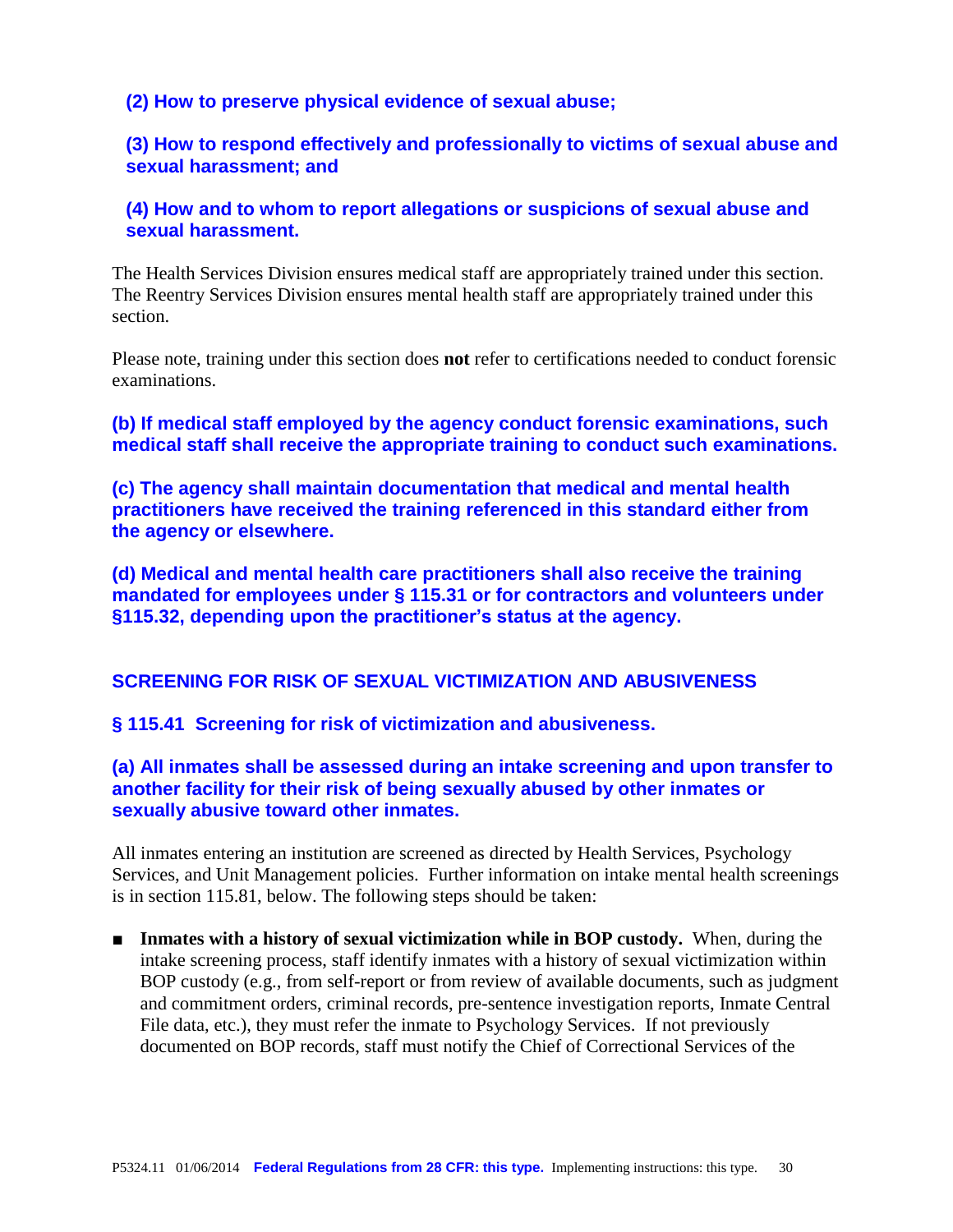**(2) How to preserve physical evidence of sexual abuse;**

**(3) How to respond effectively and professionally to victims of sexual abuse and sexual harassment; and**

**(4) How and to whom to report allegations or suspicions of sexual abuse and sexual harassment.**

The Health Services Division ensures medical staff are appropriately trained under this section. The Reentry Services Division ensures mental health staff are appropriately trained under this section.

Please note, training under this section does **not** refer to certifications needed to conduct forensic examinations.

**(b) If medical staff employed by the agency conduct forensic examinations, such medical staff shall receive the appropriate training to conduct such examinations.**

**(c) The agency shall maintain documentation that medical and mental health practitioners have received the training referenced in this standard either from the agency or elsewhere.**

**(d) Medical and mental health care practitioners shall also receive the training mandated for employees under § 115.31 or for contractors and volunteers under §115.32, depending upon the practitioner's status at the agency.**

## SCREENING FOR RISK OF SEXUAL VICTIMIZATION AND ABUSIVENESS

### § 115.41 Screening for risk of victimization and abusiveness.

**(a) All inmates shall be assessed during an intake screening and upon transfer to another facility for their risk of being sexually abused by other inmates or sexually abusive toward other inmates.**

All inmates entering an institution are screened as directed by Health Services, Psychology Services, and Unit Management policies. Further information on intake mental health screenings is in section 115.81, below. The following steps should be taken:

- **Inmates with a history of sexual victimization while in BOP custody.** When, during the intake screening process, staff identify inmates with a history of sexual victimization within BOP custody (e.g., from self-report or from review of available documents, such as judgment and commitment orders, criminal records, pre-sentence investigation reports, Inmate Central File data, etc.), they must refer the inmate to Psychology Services. If not previously documented on BOP records, staff must notify the Chief of Correctional Services of the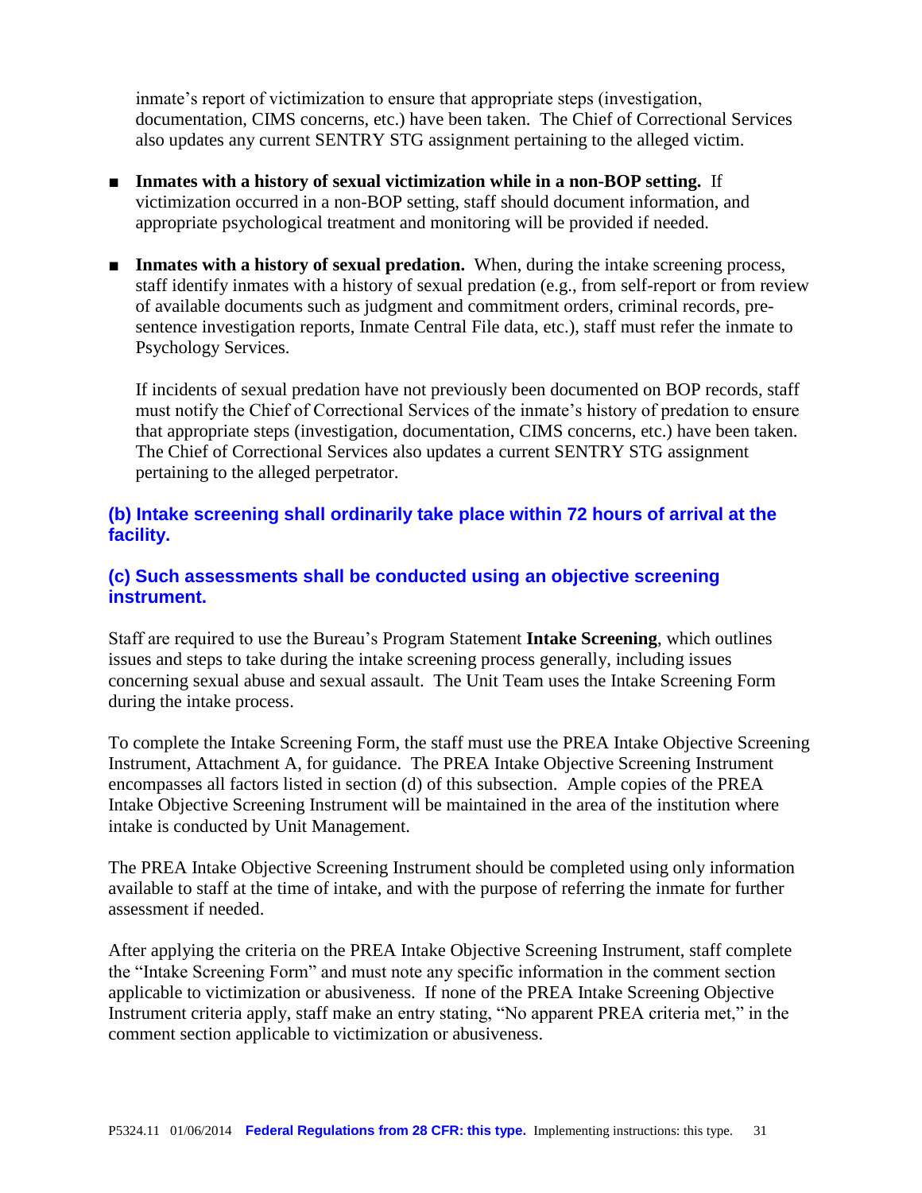inmate's report of victimization to ensure that appropriate steps (investigation, documentation, CIMS concerns, etc.) have been taken. The Chief of Correctional Services also updates any current SENTRY STG assignment pertaining to the alleged victim.

- **Inmates with a history of sexual victimization while in a non-BOP setting.** If victimization occurred in a non-BOP setting, staff should document information, and appropriate psychological treatment and monitoring will be provided if needed.

- **Inmates with a history of sexual predation.** When, during the intake screening process, staff identify inmates with a history of sexual predation (e.g., from self-report or from review of available documents such as judgment and commitment orders, criminal records, pre-sentence investigation reports, Inmate Central File data, etc.), staff must refer the inmate to Psychology Services.

  If incidents of sexual predation have not previously been documented on BOP records, staff must notify the Chief of Correctional Services of the inmate's history of predation to ensure that appropriate steps (investigation, documentation, CIMS concerns, etc.) have been taken. The Chief of Correctional Services also updates a current SENTRY STG assignment pertaining to the alleged perpetrator.

**(b) Intake screening shall ordinarily take place within 72 hours of arrival at the facility.**

**(c) Such assessments shall be conducted using an objective screening instrument.**

Staff are required to use the Bureau's Program Statement **Intake Screening**, which outlines issues and steps to take during the intake screening process generally, including issues concerning sexual abuse and sexual assault. The Unit Team uses the Intake Screening Form during the intake process.

To complete the Intake Screening Form, the staff must use the PREA Intake Objective Screening Instrument, Attachment A, for guidance. The PREA Intake Objective Screening Instrument encompasses all factors listed in section (d) of this subsection. Ample copies of the PREA Intake Objective Screening Instrument will be maintained in the area of the institution where intake is conducted by Unit Management.

The PREA Intake Objective Screening Instrument should be completed using only information available to staff at the time of intake, and with the purpose of referring the inmate for further assessment if needed.

After applying the criteria on the PREA Intake Objective Screening Instrument, staff complete the "Intake Screening Form" and must note any specific information in the comment section applicable to victimization or abusiveness. If none of the PREA Intake Screening Objective Instrument criteria apply, staff make an entry stating, "No apparent PREA criteria met," in the comment section applicable to victimization or abusiveness.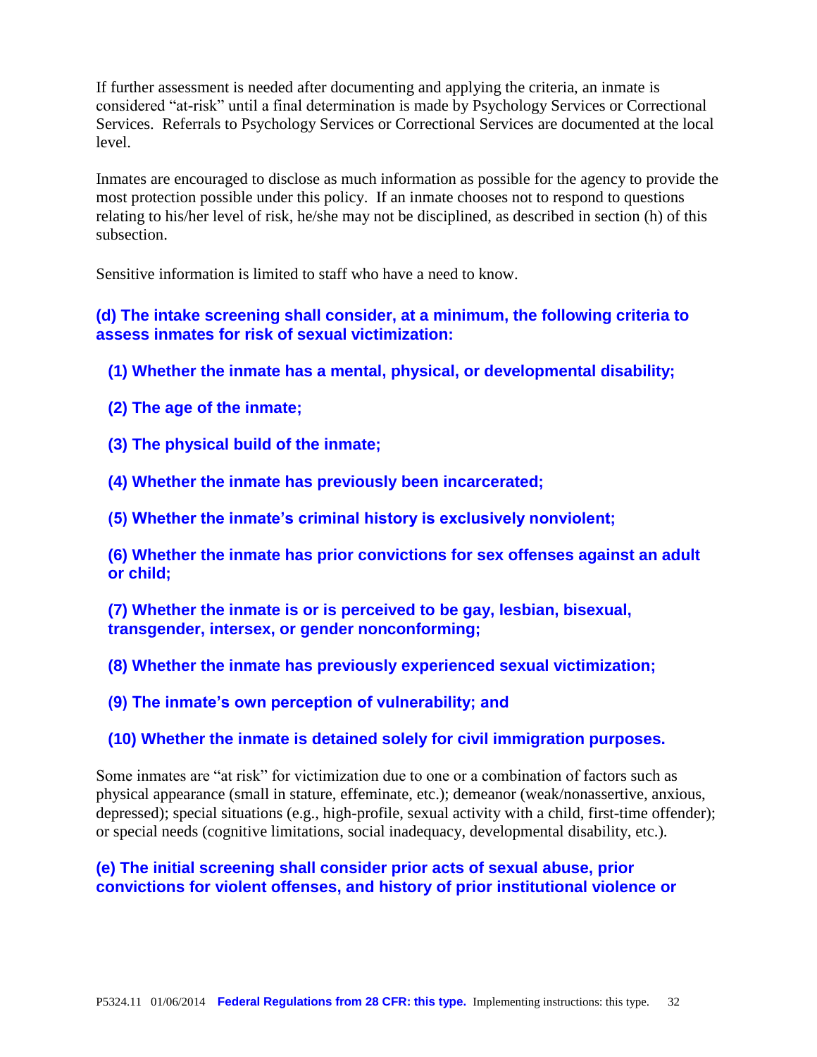If further assessment is needed after documenting and applying the criteria, an inmate is considered "at-risk" until a final determination is made by Psychology Services or Correctional Services. Referrals to Psychology Services or Correctional Services are documented at the local level.

Inmates are encouraged to disclose as much information as possible for the agency to provide the most protection possible under this policy. If an inmate chooses not to respond to questions relating to his/her level of risk, he/she may not be disciplined, as described in section (h) of this subsection.

Sensitive information is limited to staff who have a need to know.

**(d) The intake screening shall consider, at a minimum, the following criteria to assess inmates for risk of sexual victimization:**

**(1) Whether the inmate has a mental, physical, or developmental disability;**

**(2) The age of the inmate;**

**(3) The physical build of the inmate;**

**(4) Whether the inmate has previously been incarcerated;**

**(5) Whether the inmate's criminal history is exclusively nonviolent;**

**(6) Whether the inmate has prior convictions for sex offenses against an adult or child;**

**(7) Whether the inmate is or is perceived to be gay, lesbian, bisexual, transgender, intersex, or gender nonconforming;**

**(8) Whether the inmate has previously experienced sexual victimization;**

**(9) The inmate's own perception of vulnerability; and**

**(10) Whether the inmate is detained solely for civil immigration purposes.**

Some inmates are "at risk" for victimization due to one or a combination of factors such as physical appearance (small in stature, effeminate, etc.); demeanor (weak/nonassertive, anxious, depressed); special situations (e.g., high-profile, sexual activity with a child, first-time offender); or special needs (cognitive limitations, social inadequacy, developmental disability, etc.).

**(e) The initial screening shall consider prior acts of sexual abuse, prior convictions for violent offenses, and history of prior institutional violence or**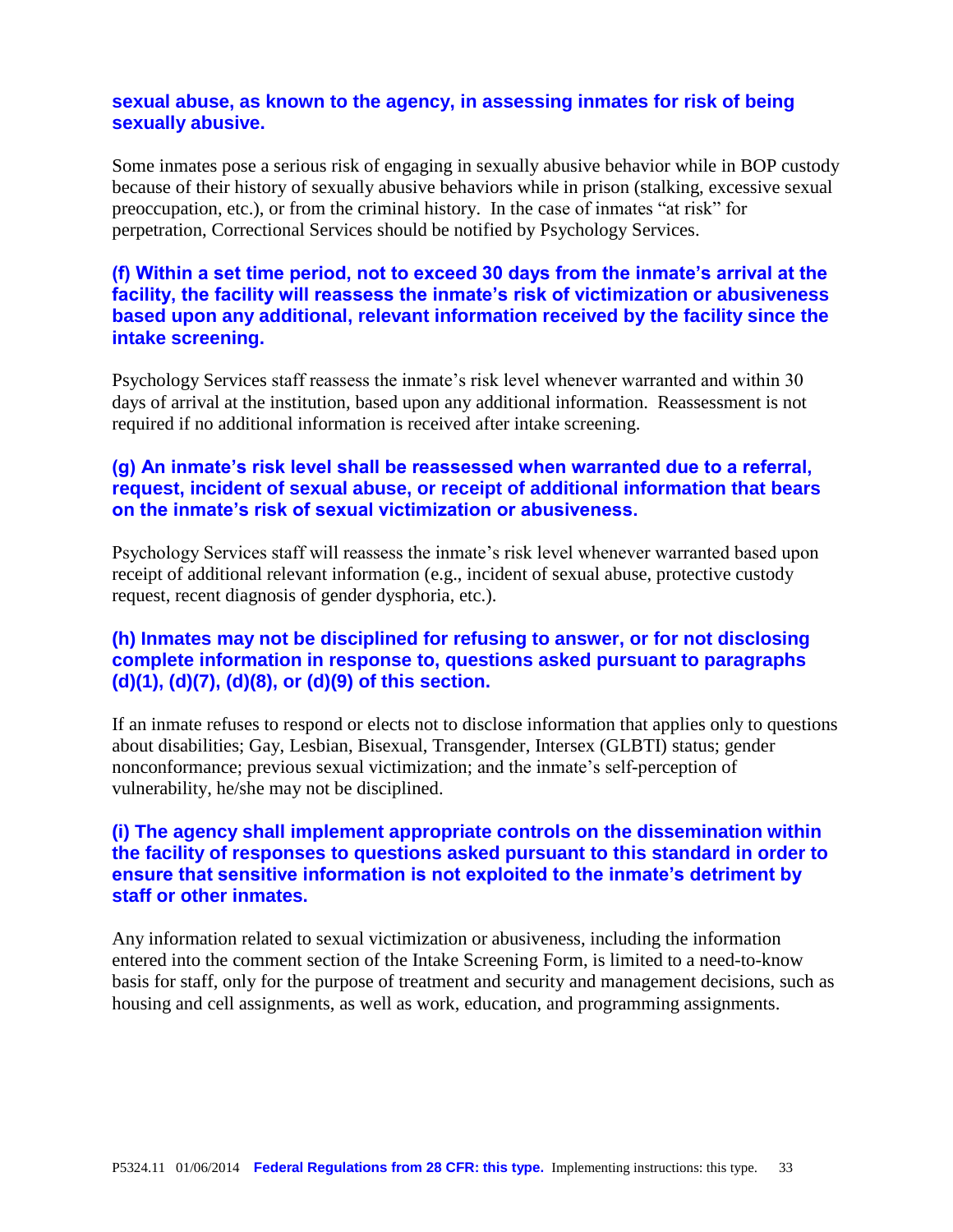**sexual abuse, as known to the agency, in assessing inmates for risk of being sexually abusive.**

Some inmates pose a serious risk of engaging in sexually abusive behavior while in BOP custody because of their history of sexually abusive behaviors while in prison (stalking, excessive sexual preoccupation, etc.), or from the criminal history. In the case of inmates "at risk" for perpetration, Correctional Services should be notified by Psychology Services.

**(f) Within a set time period, not to exceed 30 days from the inmate's arrival at the facility, the facility will reassess the inmate's risk of victimization or abusiveness based upon any additional, relevant information received by the facility since the intake screening.**

Psychology Services staff reassess the inmate's risk level whenever warranted and within 30 days of arrival at the institution, based upon any additional information. Reassessment is not required if no additional information is received after intake screening.

**(g) An inmate's risk level shall be reassessed when warranted due to a referral, request, incident of sexual abuse, or receipt of additional information that bears on the inmate's risk of sexual victimization or abusiveness.**

Psychology Services staff will reassess the inmate's risk level whenever warranted based upon receipt of additional relevant information (e.g., incident of sexual abuse, protective custody request, recent diagnosis of gender dysphoria, etc.).

**(h) Inmates may not be disciplined for refusing to answer, or for not disclosing complete information in response to, questions asked pursuant to paragraphs (d)(1), (d)(7), (d)(8), or (d)(9) of this section.**

If an inmate refuses to respond or elects not to disclose information that applies only to questions about disabilities; Gay, Lesbian, Bisexual, Transgender, Intersex (GLBTI) status; gender nonconformance; previous sexual victimization; and the inmate's self-perception of vulnerability, he/she may not be disciplined.

**(i) The agency shall implement appropriate controls on the dissemination within the facility of responses to questions asked pursuant to this standard in order to ensure that sensitive information is not exploited to the inmate's detriment by staff or other inmates.**

Any information related to sexual victimization or abusiveness, including the information entered into the comment section of the Intake Screening Form, is limited to a need-to-know basis for staff, only for the purpose of treatment and security and management decisions, such as housing and cell assignments, as well as work, education, and programming assignments.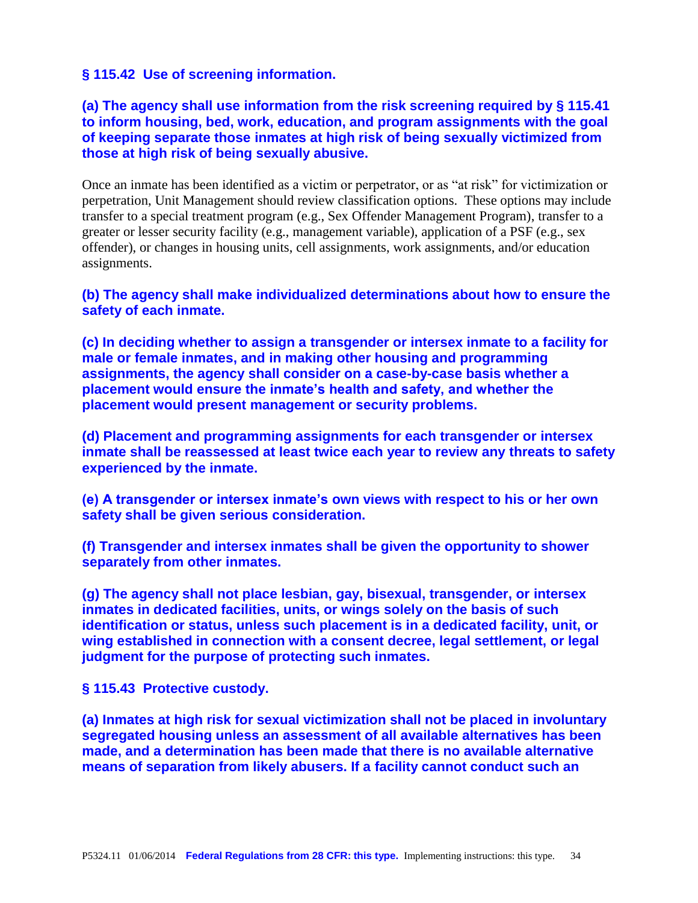### § 115.42 Use of screening information.

**(a) The agency shall use information from the risk screening required by § 115.41 to inform housing, bed, work, education, and program assignments with the goal of keeping separate those inmates at high risk of being sexually victimized from those at high risk of being sexually abusive.**

Once an inmate has been identified as a victim or perpetrator, or as "at risk" for victimization or perpetration, Unit Management should review classification options. These options may include transfer to a special treatment program (e.g., Sex Offender Management Program), transfer to a greater or lesser security facility (e.g., management variable), application of a PSF (e.g., sex offender), or changes in housing units, cell assignments, work assignments, and/or education assignments.

**(b) The agency shall make individualized determinations about how to ensure the safety of each inmate.**

**(c) In deciding whether to assign a transgender or intersex inmate to a facility for male or female inmates, and in making other housing and programming assignments, the agency shall consider on a case-by-case basis whether a placement would ensure the inmate's health and safety, and whether the placement would present management or security problems.**

**(d) Placement and programming assignments for each transgender or intersex inmate shall be reassessed at least twice each year to review any threats to safety experienced by the inmate.**

**(e) A transgender or intersex inmate's own views with respect to his or her own safety shall be given serious consideration.**

**(f) Transgender and intersex inmates shall be given the opportunity to shower separately from other inmates.**

**(g) The agency shall not place lesbian, gay, bisexual, transgender, or intersex inmates in dedicated facilities, units, or wings solely on the basis of such identification or status, unless such placement is in a dedicated facility, unit, or wing established in connection with a consent decree, legal settlement, or legal judgment for the purpose of protecting such inmates.**

### § 115.43 Protective custody.

**(a) Inmates at high risk for sexual victimization shall not be placed in involuntary segregated housing unless an assessment of all available alternatives has been made, and a determination has been made that there is no available alternative means of separation from likely abusers. If a facility cannot conduct such an**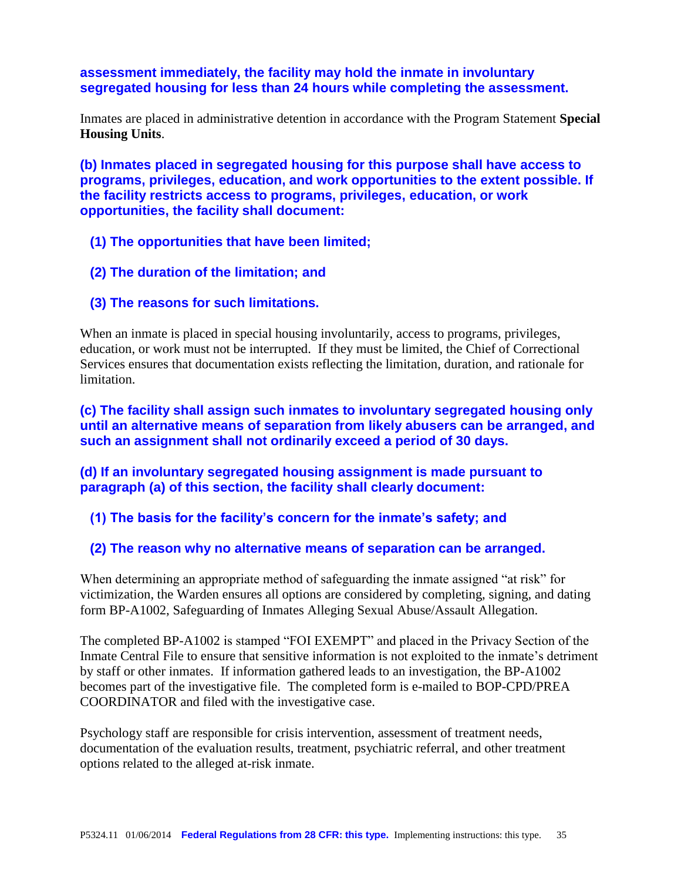**assessment immediately, the facility may hold the inmate in involuntary segregated housing for less than 24 hours while completing the assessment.**

Inmates are placed in administrative detention in accordance with the Program Statement **Special Housing Units**.

**(b) Inmates placed in segregated housing for this purpose shall have access to programs, privileges, education, and work opportunities to the extent possible. If the facility restricts access to programs, privileges, education, or work opportunities, the facility shall document:**

**(1) The opportunities that have been limited;**

**(2) The duration of the limitation; and**

**(3) The reasons for such limitations.**

When an inmate is placed in special housing involuntarily, access to programs, privileges, education, or work must not be interrupted. If they must be limited, the Chief of Correctional Services ensures that documentation exists reflecting the limitation, duration, and rationale for limitation.

**(c) The facility shall assign such inmates to involuntary segregated housing only until an alternative means of separation from likely abusers can be arranged, and such an assignment shall not ordinarily exceed a period of 30 days.**

**(d) If an involuntary segregated housing assignment is made pursuant to paragraph (a) of this section, the facility shall clearly document:**

**(1) The basis for the facility's concern for the inmate's safety; and**

**(2) The reason why no alternative means of separation can be arranged.**

When determining an appropriate method of safeguarding the inmate assigned "at risk" for victimization, the Warden ensures all options are considered by completing, signing, and dating form BP-A1002, Safeguarding of Inmates Alleging Sexual Abuse/Assault Allegation.

The completed BP-A1002 is stamped "FOI EXEMPT" and placed in the Privacy Section of the Inmate Central File to ensure that sensitive information is not exploited to the inmate's detriment by staff or other inmates. If information gathered leads to an investigation, the BP-A1002 becomes part of the investigative file. The completed form is e-mailed to BOP-CPD/PREA COORDINATOR and filed with the investigative case.

Psychology staff are responsible for crisis intervention, assessment of treatment needs, documentation of the evaluation results, treatment, psychiatric referral, and other treatment options related to the alleged at-risk inmate.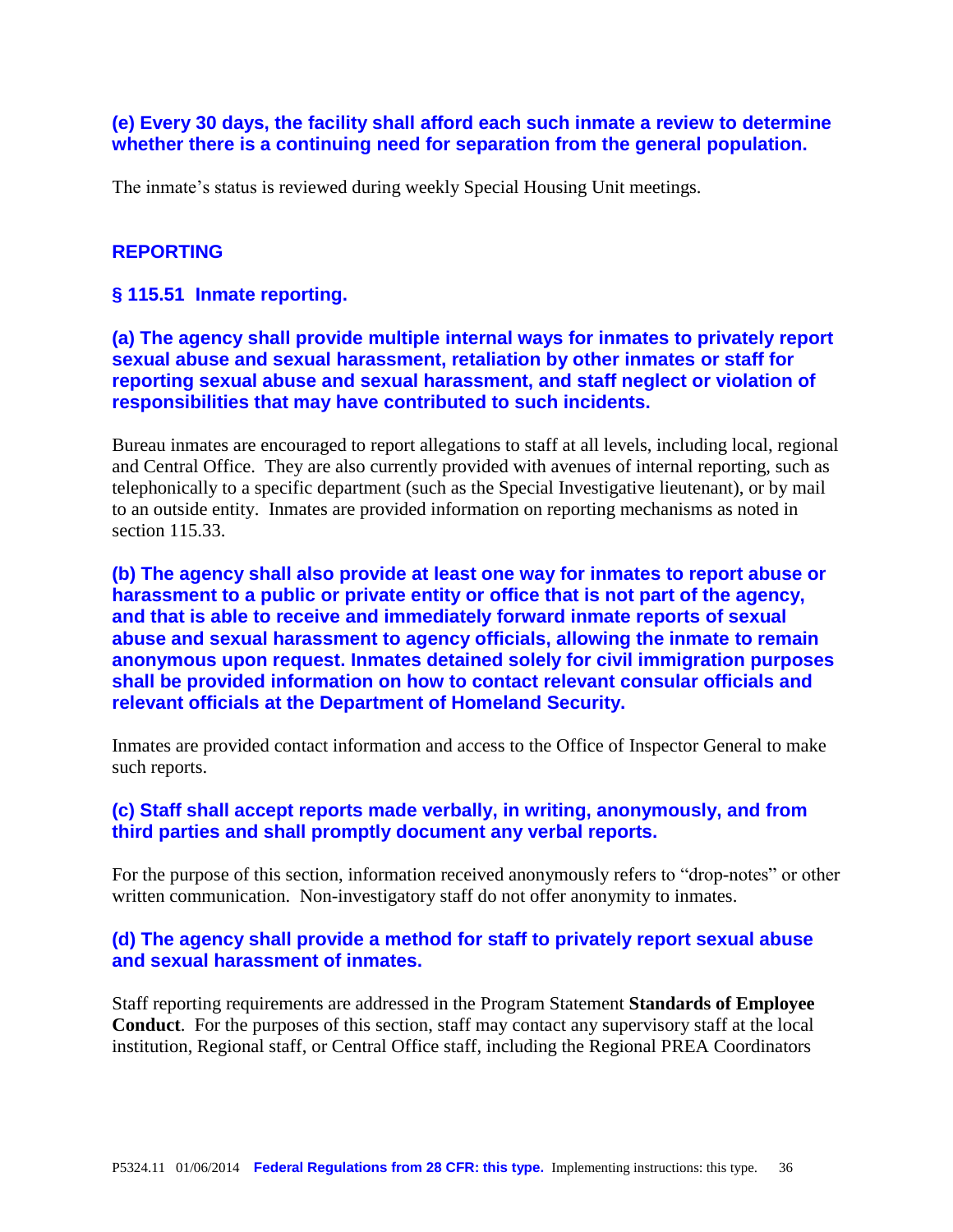**(e) Every 30 days, the facility shall afford each such inmate a review to determine whether there is a continuing need for separation from the general population.**

The inmate's status is reviewed during weekly Special Housing Unit meetings.

## REPORTING

### § 115.51 Inmate reporting.

**(a) The agency shall provide multiple internal ways for inmates to privately report sexual abuse and sexual harassment, retaliation by other inmates or staff for reporting sexual abuse and sexual harassment, and staff neglect or violation of responsibilities that may have contributed to such incidents.**

Bureau inmates are encouraged to report allegations to staff at all levels, including local, regional and Central Office. They are also currently provided with avenues of internal reporting, such as telephonically to a specific department (such as the Special Investigative lieutenant), or by mail to an outside entity. Inmates are provided information on reporting mechanisms as noted in section 115.33.

**(b) The agency shall also provide at least one way for inmates to report abuse or harassment to a public or private entity or office that is not part of the agency, and that is able to receive and immediately forward inmate reports of sexual abuse and sexual harassment to agency officials, allowing the inmate to remain anonymous upon request. Inmates detained solely for civil immigration purposes shall be provided information on how to contact relevant consular officials and relevant officials at the Department of Homeland Security.**

Inmates are provided contact information and access to the Office of Inspector General to make such reports.

**(c) Staff shall accept reports made verbally, in writing, anonymously, and from third parties and shall promptly document any verbal reports.**

For the purpose of this section, information received anonymously refers to "drop-notes" or other written communication. Non-investigatory staff do not offer anonymity to inmates.

**(d) The agency shall provide a method for staff to privately report sexual abuse and sexual harassment of inmates.**

Staff reporting requirements are addressed in the Program Statement **Standards of Employee Conduct**. For the purposes of this section, staff may contact any supervisory staff at the local institution, Regional staff, or Central Office staff, including the Regional PREA Coordinators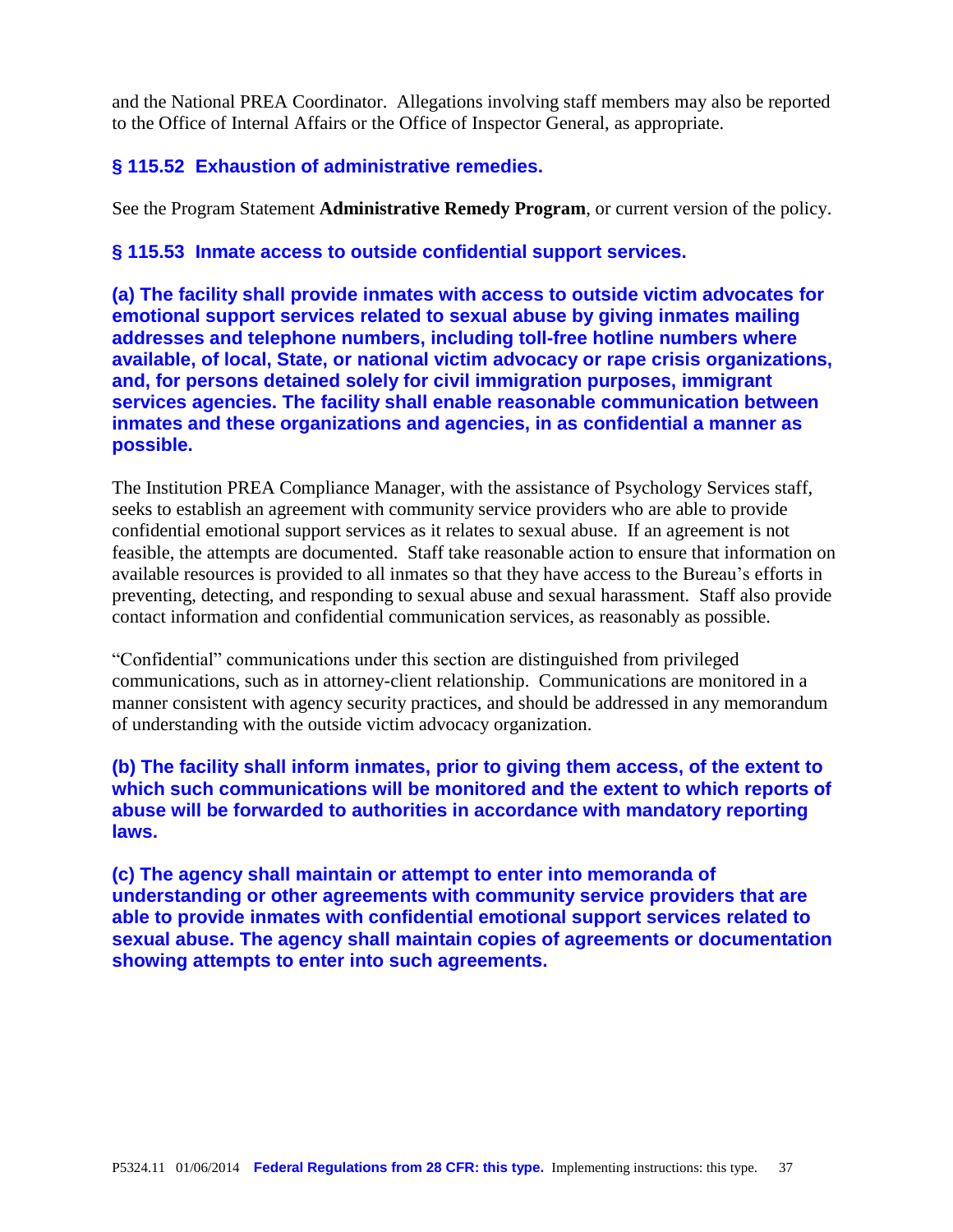and the National PREA Coordinator. Allegations involving staff members may also be reported to the Office of Internal Affairs or the Office of Inspector General, as appropriate.

### § 115.52 Exhaustion of administrative remedies.

See the Program Statement **Administrative Remedy Program**, or current version of the policy.

### § 115.53 Inmate access to outside confidential support services.

**(a) The facility shall provide inmates with access to outside victim advocates for emotional support services related to sexual abuse by giving inmates mailing addresses and telephone numbers, including toll-free hotline numbers where available, of local, State, or national victim advocacy or rape crisis organizations, and, for persons detained solely for civil immigration purposes, immigrant services agencies. The facility shall enable reasonable communication between inmates and these organizations and agencies, in as confidential a manner as possible.**

The Institution PREA Compliance Manager, with the assistance of Psychology Services staff, seeks to establish an agreement with community service providers who are able to provide confidential emotional support services as it relates to sexual abuse. If an agreement is not feasible, the attempts are documented. Staff take reasonable action to ensure that information on available resources is provided to all inmates so that they have access to the Bureau's efforts in preventing, detecting, and responding to sexual abuse and sexual harassment. Staff also provide contact information and confidential communication services, as reasonably as possible.

"Confidential" communications under this section are distinguished from privileged communications, such as in attorney-client relationship. Communications are monitored in a manner consistent with agency security practices, and should be addressed in any memorandum of understanding with the outside victim advocacy organization.

**(b) The facility shall inform inmates, prior to giving them access, of the extent to which such communications will be monitored and the extent to which reports of abuse will be forwarded to authorities in accordance with mandatory reporting laws.**

**(c) The agency shall maintain or attempt to enter into memoranda of understanding or other agreements with community service providers that are able to provide inmates with confidential emotional support services related to sexual abuse. The agency shall maintain copies of agreements or documentation showing attempts to enter into such agreements.**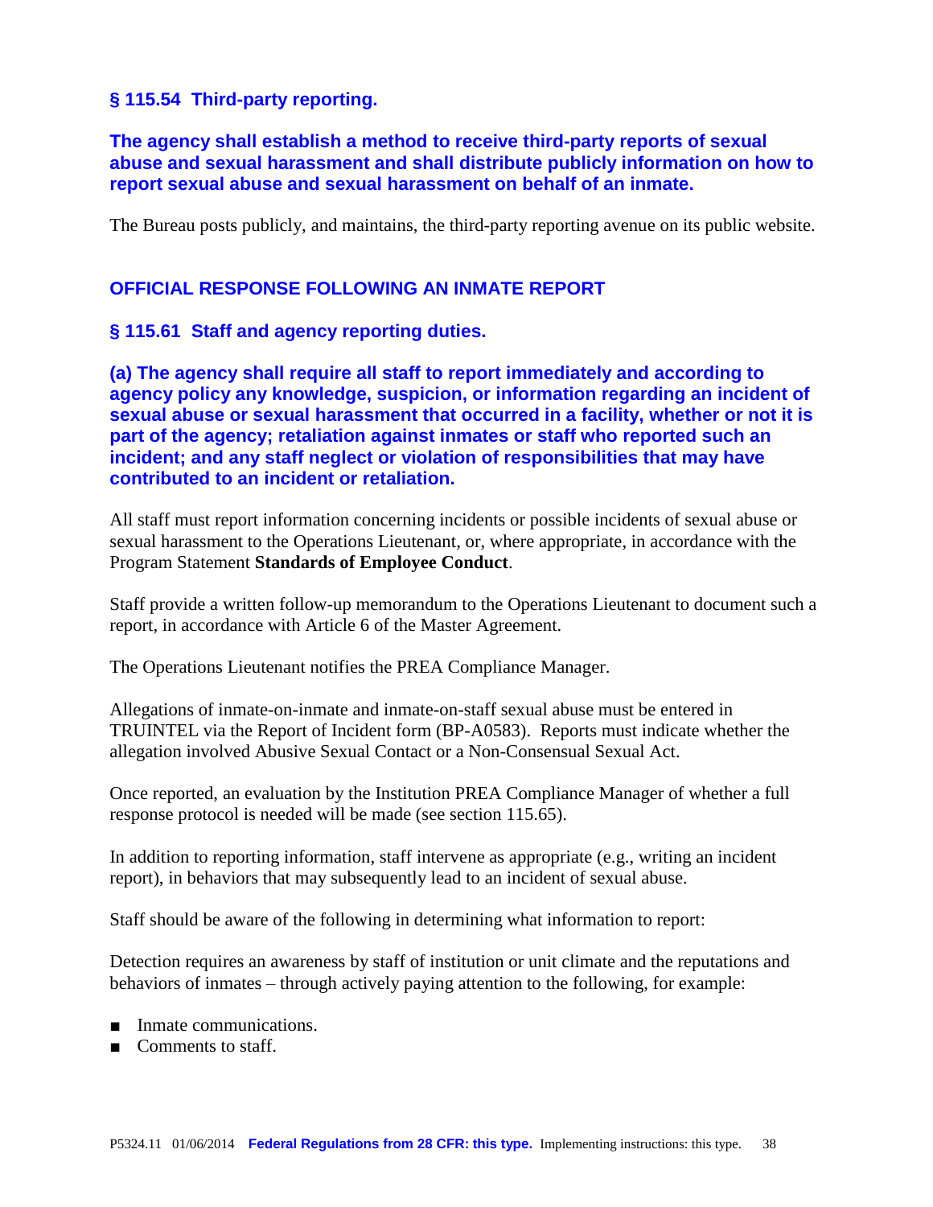### § 115.54 Third-party reporting.

**The agency shall establish a method to receive third-party reports of sexual abuse and sexual harassment and shall distribute publicly information on how to report sexual abuse and sexual harassment on behalf of an inmate.**

The Bureau posts publicly, and maintains, the third-party reporting avenue on its public website.

## OFFICIAL RESPONSE FOLLOWING AN INMATE REPORT

### § 115.61 Staff and agency reporting duties.

**(a) The agency shall require all staff to report immediately and according to agency policy any knowledge, suspicion, or information regarding an incident of sexual abuse or sexual harassment that occurred in a facility, whether or not it is part of the agency; retaliation against inmates or staff who reported such an incident; and any staff neglect or violation of responsibilities that may have contributed to an incident or retaliation.**

All staff must report information concerning incidents or possible incidents of sexual abuse or sexual harassment to the Operations Lieutenant, or, where appropriate, in accordance with the Program Statement **Standards of Employee Conduct**.

Staff provide a written follow-up memorandum to the Operations Lieutenant to document such a report, in accordance with Article 6 of the Master Agreement.

The Operations Lieutenant notifies the PREA Compliance Manager.

Allegations of inmate-on-inmate and inmate-on-staff sexual abuse must be entered in TRUINTEL via the Report of Incident form (BP-A0583). Reports must indicate whether the allegation involved Abusive Sexual Contact or a Non-Consensual Sexual Act.

Once reported, an evaluation by the Institution PREA Compliance Manager of whether a full response protocol is needed will be made (see section 115.65).

In addition to reporting information, staff intervene as appropriate (e.g., writing an incident report), in behaviors that may subsequently lead to an incident of sexual abuse.

Staff should be aware of the following in determining what information to report:

Detection requires an awareness by staff of institution or unit climate and the reputations and behaviors of inmates – through actively paying attention to the following, for example:

- Inmate communications.
- Comments to staff.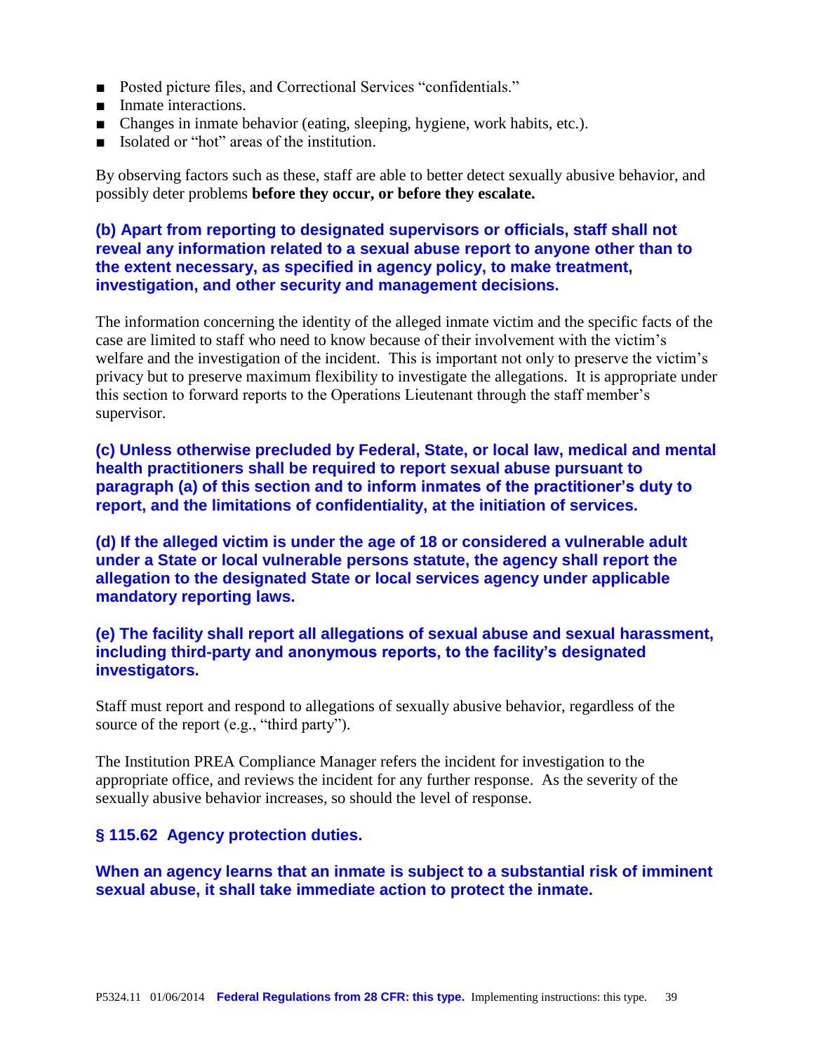- Posted picture files, and Correctional Services "confidentials."
- Inmate interactions.
- Changes in inmate behavior (eating, sleeping, hygiene, work habits, etc.).
- Isolated or "hot" areas of the institution.

By observing factors such as these, staff are able to better detect sexually abusive behavior, and possibly deter problems **before they occur, or before they escalate.**

**(b) Apart from reporting to designated supervisors or officials, staff shall not reveal any information related to a sexual abuse report to anyone other than to the extent necessary, as specified in agency policy, to make treatment, investigation, and other security and management decisions.**

The information concerning the identity of the alleged inmate victim and the specific facts of the case are limited to staff who need to know because of their involvement with the victim's welfare and the investigation of the incident. This is important not only to preserve the victim's privacy but to preserve maximum flexibility to investigate the allegations. It is appropriate under this section to forward reports to the Operations Lieutenant through the staff member's supervisor.

**(c) Unless otherwise precluded by Federal, State, or local law, medical and mental health practitioners shall be required to report sexual abuse pursuant to paragraph (a) of this section and to inform inmates of the practitioner's duty to report, and the limitations of confidentiality, at the initiation of services.**

**(d) If the alleged victim is under the age of 18 or considered a vulnerable adult under a State or local vulnerable persons statute, the agency shall report the allegation to the designated State or local services agency under applicable mandatory reporting laws.**

**(e) The facility shall report all allegations of sexual abuse and sexual harassment, including third-party and anonymous reports, to the facility's designated investigators.**

Staff must report and respond to allegations of sexually abusive behavior, regardless of the source of the report (e.g., "third party").

The Institution PREA Compliance Manager refers the incident for investigation to the appropriate office, and reviews the incident for any further response. As the severity of the sexually abusive behavior increases, so should the level of response.

### § 115.62 Agency protection duties.

**When an agency learns that an inmate is subject to a substantial risk of imminent sexual abuse, it shall take immediate action to protect the inmate.**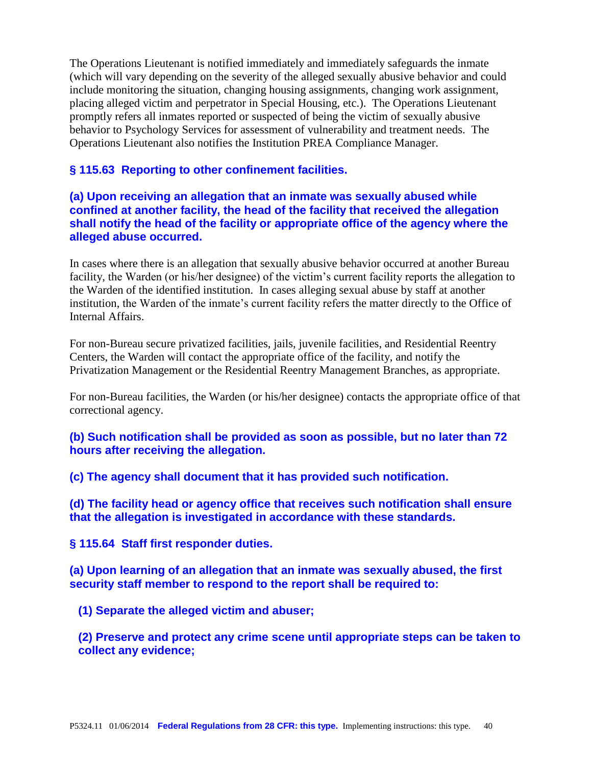The Operations Lieutenant is notified immediately and immediately safeguards the inmate (which will vary depending on the severity of the alleged sexually abusive behavior and could include monitoring the situation, changing housing assignments, changing work assignment, placing alleged victim and perpetrator in Special Housing, etc.). The Operations Lieutenant promptly refers all inmates reported or suspected of being the victim of sexually abusive behavior to Psychology Services for assessment of vulnerability and treatment needs. The Operations Lieutenant also notifies the Institution PREA Compliance Manager.

### § 115.63 Reporting to other confinement facilities.

**(a) Upon receiving an allegation that an inmate was sexually abused while confined at another facility, the head of the facility that received the allegation shall notify the head of the facility or appropriate office of the agency where the alleged abuse occurred.**

In cases where there is an allegation that sexually abusive behavior occurred at another Bureau facility, the Warden (or his/her designee) of the victim's current facility reports the allegation to the Warden of the identified institution. In cases alleging sexual abuse by staff at another institution, the Warden of the inmate's current facility refers the matter directly to the Office of Internal Affairs.

For non-Bureau secure privatized facilities, jails, juvenile facilities, and Residential Reentry Centers, the Warden will contact the appropriate office of the facility, and notify the Privatization Management or the Residential Reentry Management Branches, as appropriate.

For non-Bureau facilities, the Warden (or his/her designee) contacts the appropriate office of that correctional agency.

**(b) Such notification shall be provided as soon as possible, but no later than 72 hours after receiving the allegation.**

**(c) The agency shall document that it has provided such notification.**

**(d) The facility head or agency office that receives such notification shall ensure that the allegation is investigated in accordance with these standards.**

### § 115.64 Staff first responder duties.

**(a) Upon learning of an allegation that an inmate was sexually abused, the first security staff member to respond to the report shall be required to:**

**(1) Separate the alleged victim and abuser;**

**(2) Preserve and protect any crime scene until appropriate steps can be taken to collect any evidence;**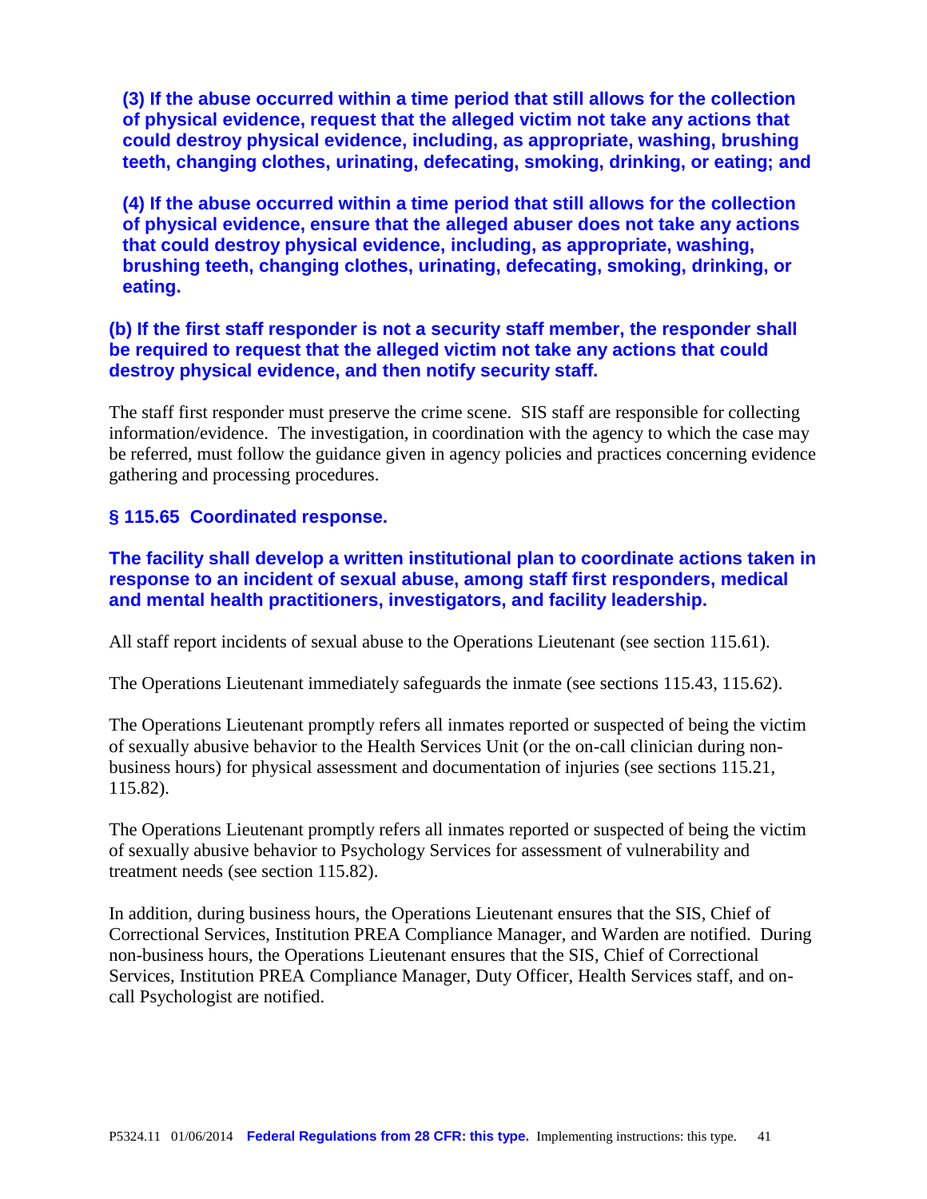**(3) If the abuse occurred within a time period that still allows for the collection of physical evidence, request that the alleged victim not take any actions that could destroy physical evidence, including, as appropriate, washing, brushing teeth, changing clothes, urinating, defecating, smoking, drinking, or eating; and**

**(4) If the abuse occurred within a time period that still allows for the collection of physical evidence, ensure that the alleged abuser does not take any actions that could destroy physical evidence, including, as appropriate, washing, brushing teeth, changing clothes, urinating, defecating, smoking, drinking, or eating.**

**(b) If the first staff responder is not a security staff member, the responder shall be required to request that the alleged victim not take any actions that could destroy physical evidence, and then notify security staff.**

The staff first responder must preserve the crime scene. SIS staff are responsible for collecting information/evidence. The investigation, in coordination with the agency to which the case may be referred, must follow the guidance given in agency policies and practices concerning evidence gathering and processing procedures.

## § 115.65 Coordinated response.

**The facility shall develop a written institutional plan to coordinate actions taken in response to an incident of sexual abuse, among staff first responders, medical and mental health practitioners, investigators, and facility leadership.**

All staff report incidents of sexual abuse to the Operations Lieutenant (see section 115.61).

The Operations Lieutenant immediately safeguards the inmate (see sections 115.43, 115.62).

The Operations Lieutenant promptly refers all inmates reported or suspected of being the victim of sexually abusive behavior to the Health Services Unit (or the on-call clinician during non-business hours) for physical assessment and documentation of injuries (see sections 115.21, 115.82).

The Operations Lieutenant promptly refers all inmates reported or suspected of being the victim of sexually abusive behavior to Psychology Services for assessment of vulnerability and treatment needs (see section 115.82).

In addition, during business hours, the Operations Lieutenant ensures that the SIS, Chief of Correctional Services, Institution PREA Compliance Manager, and Warden are notified. During non-business hours, the Operations Lieutenant ensures that the SIS, Chief of Correctional Services, Institution PREA Compliance Manager, Duty Officer, Health Services staff, and on-call Psychologist are notified.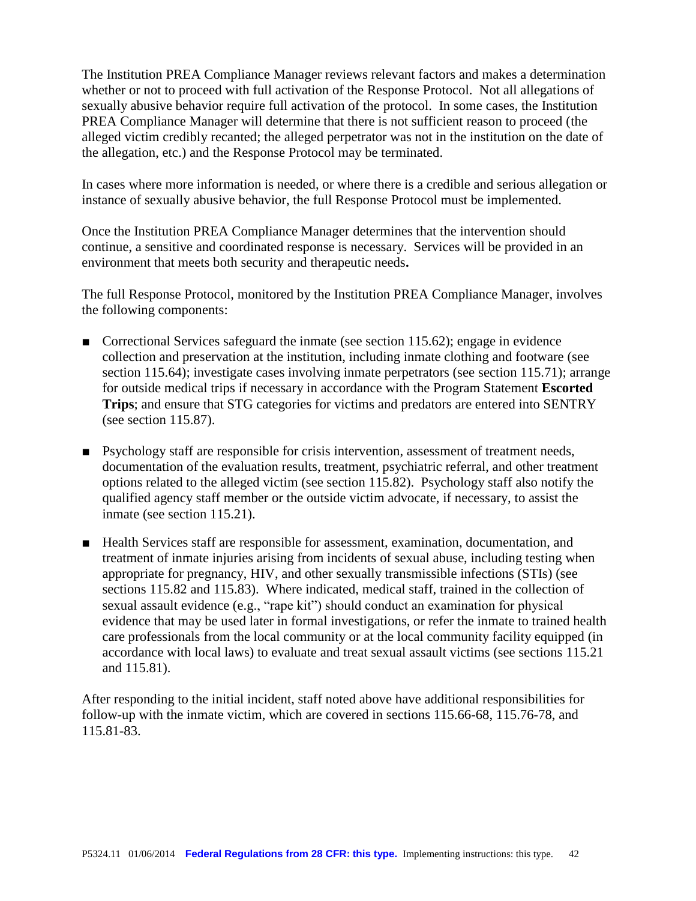The Institution PREA Compliance Manager reviews relevant factors and makes a determination whether or not to proceed with full activation of the Response Protocol. Not all allegations of sexually abusive behavior require full activation of the protocol. In some cases, the Institution PREA Compliance Manager will determine that there is not sufficient reason to proceed (the alleged victim credibly recanted; the alleged perpetrator was not in the institution on the date of the allegation, etc.) and the Response Protocol may be terminated.

In cases where more information is needed, or where there is a credible and serious allegation or instance of sexually abusive behavior, the full Response Protocol must be implemented.

Once the Institution PREA Compliance Manager determines that the intervention should continue, a sensitive and coordinated response is necessary. Services will be provided in an environment that meets both security and therapeutic needs**.**

The full Response Protocol, monitored by the Institution PREA Compliance Manager, involves the following components:

- Correctional Services safeguard the inmate (see section 115.62); engage in evidence collection and preservation at the institution, including inmate clothing and footware (see section 115.64); investigate cases involving inmate perpetrators (see section 115.71); arrange for outside medical trips if necessary in accordance with the Program Statement **Escorted Trips**; and ensure that STG categories for victims and predators are entered into SENTRY (see section 115.87).

- Psychology staff are responsible for crisis intervention, assessment of treatment needs, documentation of the evaluation results, treatment, psychiatric referral, and other treatment options related to the alleged victim (see section 115.82). Psychology staff also notify the qualified agency staff member or the outside victim advocate, if necessary, to assist the inmate (see section 115.21).

- Health Services staff are responsible for assessment, examination, documentation, and treatment of inmate injuries arising from incidents of sexual abuse, including testing when appropriate for pregnancy, HIV, and other sexually transmissible infections (STIs) (see sections 115.82 and 115.83). Where indicated, medical staff, trained in the collection of sexual assault evidence (e.g., "rape kit") should conduct an examination for physical evidence that may be used later in formal investigations, or refer the inmate to trained health care professionals from the local community or at the local community facility equipped (in accordance with local laws) to evaluate and treat sexual assault victims (see sections 115.21 and 115.81).

After responding to the initial incident, staff noted above have additional responsibilities for follow-up with the inmate victim, which are covered in sections 115.66-68, 115.76-78, and 115.81-83.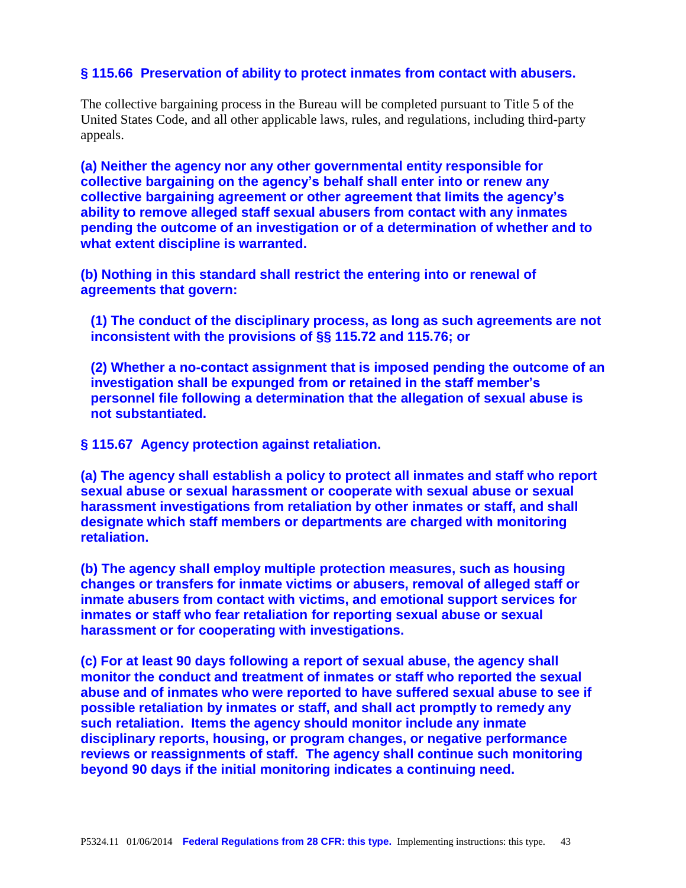### **§ 115.66 Preservation of ability to protect inmates from contact with abusers.**

The collective bargaining process in the Bureau will be completed pursuant to Title 5 of the United States Code, and all other applicable laws, rules, and regulations, including third-party appeals.

**(a) Neither the agency nor any other governmental entity responsible for collective bargaining on the agency's behalf shall enter into or renew any collective bargaining agreement or other agreement that limits the agency's ability to remove alleged staff sexual abusers from contact with any inmates pending the outcome of an investigation or of a determination of whether and to what extent discipline is warranted.**

**(b) Nothing in this standard shall restrict the entering into or renewal of agreements that govern:**

**(1) The conduct of the disciplinary process, as long as such agreements are not inconsistent with the provisions of §§ 115.72 and 115.76; or**

**(2) Whether a no-contact assignment that is imposed pending the outcome of an investigation shall be expunged from or retained in the staff member's personnel file following a determination that the allegation of sexual abuse is not substantiated.**

### **§ 115.67 Agency protection against retaliation.**

**(a) The agency shall establish a policy to protect all inmates and staff who report sexual abuse or sexual harassment or cooperate with sexual abuse or sexual harassment investigations from retaliation by other inmates or staff, and shall designate which staff members or departments are charged with monitoring retaliation.**

**(b) The agency shall employ multiple protection measures, such as housing changes or transfers for inmate victims or abusers, removal of alleged staff or inmate abusers from contact with victims, and emotional support services for inmates or staff who fear retaliation for reporting sexual abuse or sexual harassment or for cooperating with investigations.**

**(c) For at least 90 days following a report of sexual abuse, the agency shall monitor the conduct and treatment of inmates or staff who reported the sexual abuse and of inmates who were reported to have suffered sexual abuse to see if possible retaliation by inmates or staff, and shall act promptly to remedy any such retaliation. Items the agency should monitor include any inmate disciplinary reports, housing, or program changes, or negative performance reviews or reassignments of staff. The agency shall continue such monitoring beyond 90 days if the initial monitoring indicates a continuing need.**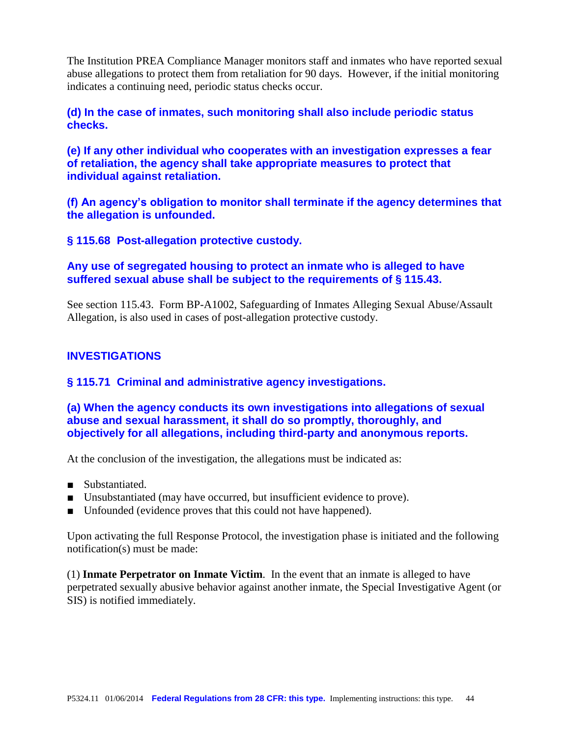The Institution PREA Compliance Manager monitors staff and inmates who have reported sexual abuse allegations to protect them from retaliation for 90 days. However, if the initial monitoring indicates a continuing need, periodic status checks occur.

**(d) In the case of inmates, such monitoring shall also include periodic status checks.**

**(e) If any other individual who cooperates with an investigation expresses a fear of retaliation, the agency shall take appropriate measures to protect that individual against retaliation.**

**(f) An agency's obligation to monitor shall terminate if the agency determines that the allegation is unfounded.**

### § 115.68 Post-allegation protective custody.

**Any use of segregated housing to protect an inmate who is alleged to have suffered sexual abuse shall be subject to the requirements of § 115.43.**

See section 115.43. Form BP-A1002, Safeguarding of Inmates Alleging Sexual Abuse/Assault Allegation, is also used in cases of post-allegation protective custody.

## INVESTIGATIONS

### § 115.71 Criminal and administrative agency investigations.

**(a) When the agency conducts its own investigations into allegations of sexual abuse and sexual harassment, it shall do so promptly, thoroughly, and objectively for all allegations, including third-party and anonymous reports.**

At the conclusion of the investigation, the allegations must be indicated as:

- Substantiated.
- Unsubstantiated (may have occurred, but insufficient evidence to prove).
- Unfounded (evidence proves that this could not have happened).

Upon activating the full Response Protocol, the investigation phase is initiated and the following notification(s) must be made:

(1) **Inmate Perpetrator on Inmate Victim**. In the event that an inmate is alleged to have perpetrated sexually abusive behavior against another inmate, the Special Investigative Agent (or SIS) is notified immediately.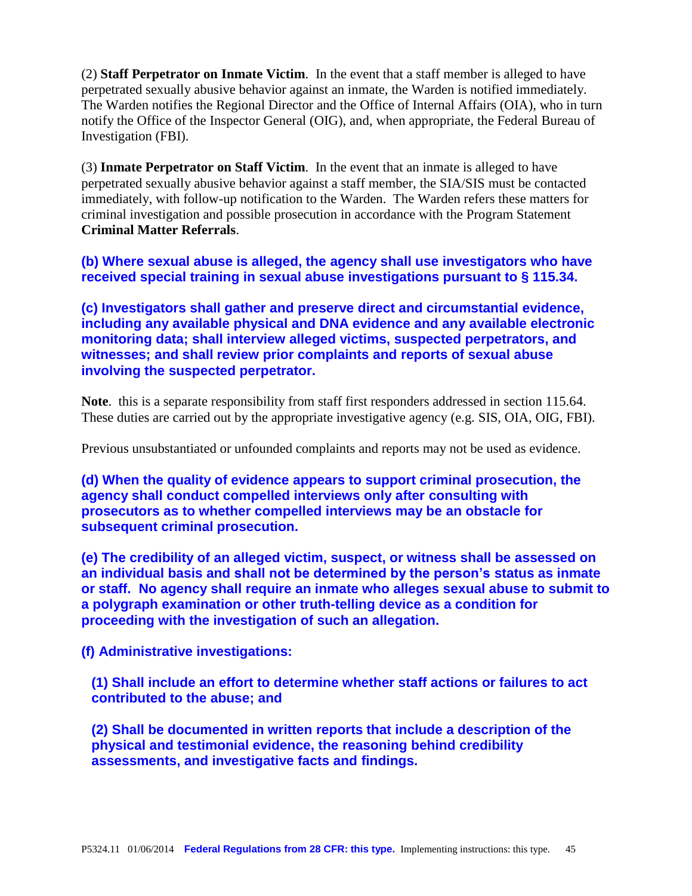(2) **Staff Perpetrator on Inmate Victim**. In the event that a staff member is alleged to have perpetrated sexually abusive behavior against an inmate, the Warden is notified immediately. The Warden notifies the Regional Director and the Office of Internal Affairs (OIA), who in turn notify the Office of the Inspector General (OIG), and, when appropriate, the Federal Bureau of Investigation (FBI).

(3) **Inmate Perpetrator on Staff Victim**. In the event that an inmate is alleged to have perpetrated sexually abusive behavior against a staff member, the SIA/SIS must be contacted immediately, with follow-up notification to the Warden. The Warden refers these matters for criminal investigation and possible prosecution in accordance with the Program Statement **Criminal Matter Referrals**.

**(b) Where sexual abuse is alleged, the agency shall use investigators who have received special training in sexual abuse investigations pursuant to § 115.34.**

**(c) Investigators shall gather and preserve direct and circumstantial evidence, including any available physical and DNA evidence and any available electronic monitoring data; shall interview alleged victims, suspected perpetrators, and witnesses; and shall review prior complaints and reports of sexual abuse involving the suspected perpetrator.**

**Note**. this is a separate responsibility from staff first responders addressed in section 115.64. These duties are carried out by the appropriate investigative agency (e.g. SIS, OIA, OIG, FBI).

Previous unsubstantiated or unfounded complaints and reports may not be used as evidence.

**(d) When the quality of evidence appears to support criminal prosecution, the agency shall conduct compelled interviews only after consulting with prosecutors as to whether compelled interviews may be an obstacle for subsequent criminal prosecution.**

**(e) The credibility of an alleged victim, suspect, or witness shall be assessed on an individual basis and shall not be determined by the person's status as inmate or staff. No agency shall require an inmate who alleges sexual abuse to submit to a polygraph examination or other truth-telling device as a condition for proceeding with the investigation of such an allegation.**

**(f) Administrative investigations:**

**(1) Shall include an effort to determine whether staff actions or failures to act contributed to the abuse; and**

**(2) Shall be documented in written reports that include a description of the physical and testimonial evidence, the reasoning behind credibility assessments, and investigative facts and findings.**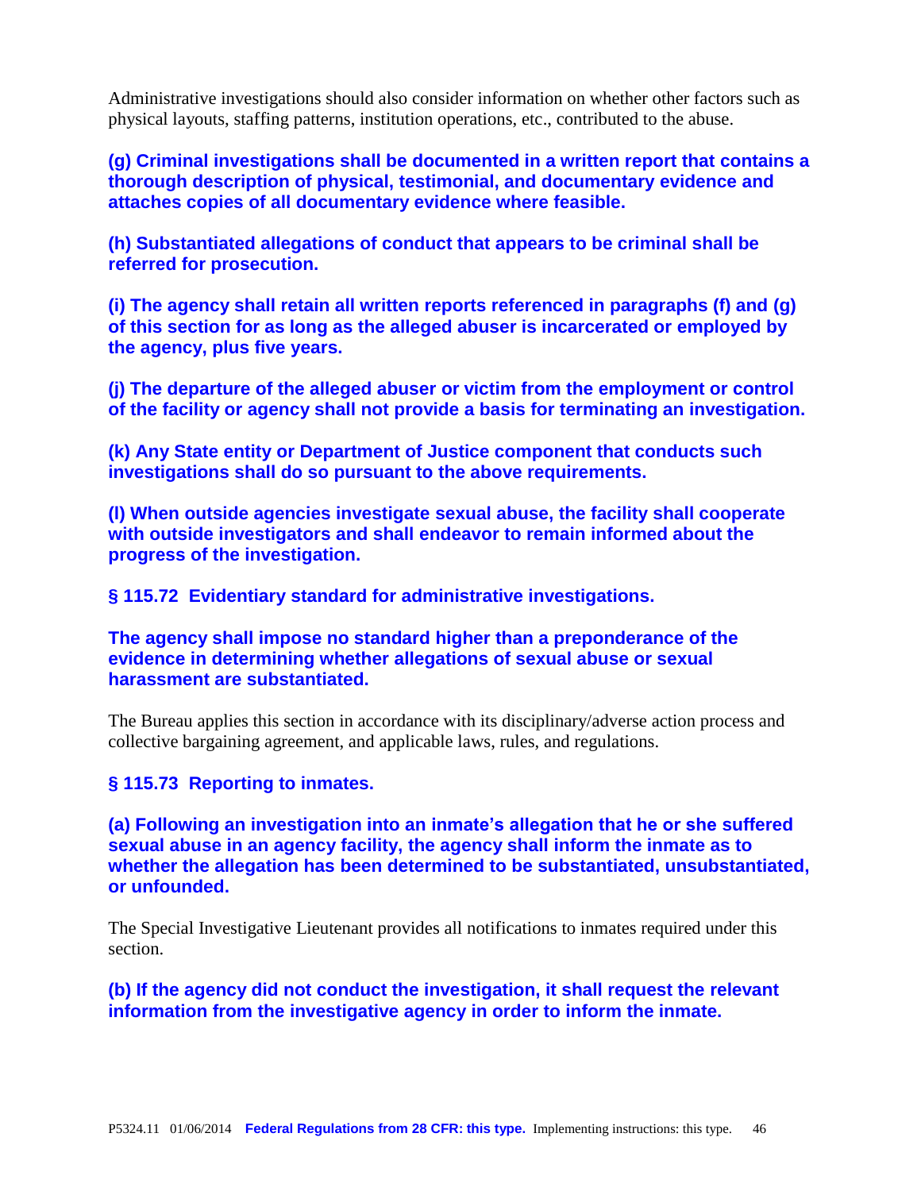Administrative investigations should also consider information on whether other factors such as physical layouts, staffing patterns, institution operations, etc., contributed to the abuse.

**(g) Criminal investigations shall be documented in a written report that contains a thorough description of physical, testimonial, and documentary evidence and attaches copies of all documentary evidence where feasible.**

**(h) Substantiated allegations of conduct that appears to be criminal shall be referred for prosecution.**

**(i) The agency shall retain all written reports referenced in paragraphs (f) and (g) of this section for as long as the alleged abuser is incarcerated or employed by the agency, plus five years.**

**(j) The departure of the alleged abuser or victim from the employment or control of the facility or agency shall not provide a basis for terminating an investigation.**

**(k) Any State entity or Department of Justice component that conducts such investigations shall do so pursuant to the above requirements.**

**(l) When outside agencies investigate sexual abuse, the facility shall cooperate with outside investigators and shall endeavor to remain informed about the progress of the investigation.**

### § 115.72 Evidentiary standard for administrative investigations.

**The agency shall impose no standard higher than a preponderance of the evidence in determining whether allegations of sexual abuse or sexual harassment are substantiated.**

The Bureau applies this section in accordance with its disciplinary/adverse action process and collective bargaining agreement, and applicable laws, rules, and regulations.

### § 115.73 Reporting to inmates.

**(a) Following an investigation into an inmate's allegation that he or she suffered sexual abuse in an agency facility, the agency shall inform the inmate as to whether the allegation has been determined to be substantiated, unsubstantiated, or unfounded.**

The Special Investigative Lieutenant provides all notifications to inmates required under this section.

**(b) If the agency did not conduct the investigation, it shall request the relevant information from the investigative agency in order to inform the inmate.**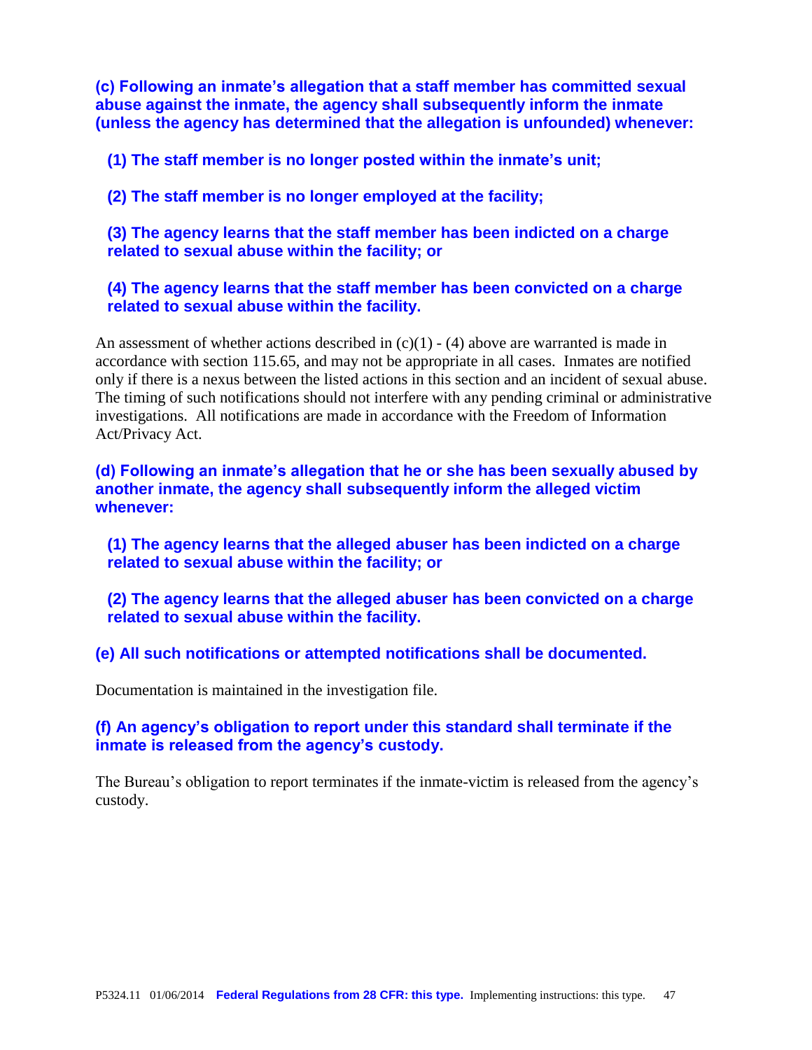**(c) Following an inmate's allegation that a staff member has committed sexual abuse against the inmate, the agency shall subsequently inform the inmate (unless the agency has determined that the allegation is unfounded) whenever:**

**(1) The staff member is no longer posted within the inmate's unit;**

**(2) The staff member is no longer employed at the facility;**

**(3) The agency learns that the staff member has been indicted on a charge related to sexual abuse within the facility; or**

**(4) The agency learns that the staff member has been convicted on a charge related to sexual abuse within the facility.**

An assessment of whether actions described in (c)(1) - (4) above are warranted is made in accordance with section 115.65, and may not be appropriate in all cases. Inmates are notified only if there is a nexus between the listed actions in this section and an incident of sexual abuse. The timing of such notifications should not interfere with any pending criminal or administrative investigations. All notifications are made in accordance with the Freedom of Information Act/Privacy Act.

**(d) Following an inmate's allegation that he or she has been sexually abused by another inmate, the agency shall subsequently inform the alleged victim whenever:**

**(1) The agency learns that the alleged abuser has been indicted on a charge related to sexual abuse within the facility; or**

**(2) The agency learns that the alleged abuser has been convicted on a charge related to sexual abuse within the facility.**

**(e) All such notifications or attempted notifications shall be documented.**

Documentation is maintained in the investigation file.

**(f) An agency's obligation to report under this standard shall terminate if the inmate is released from the agency's custody.**

The Bureau's obligation to report terminates if the inmate-victim is released from the agency's custody.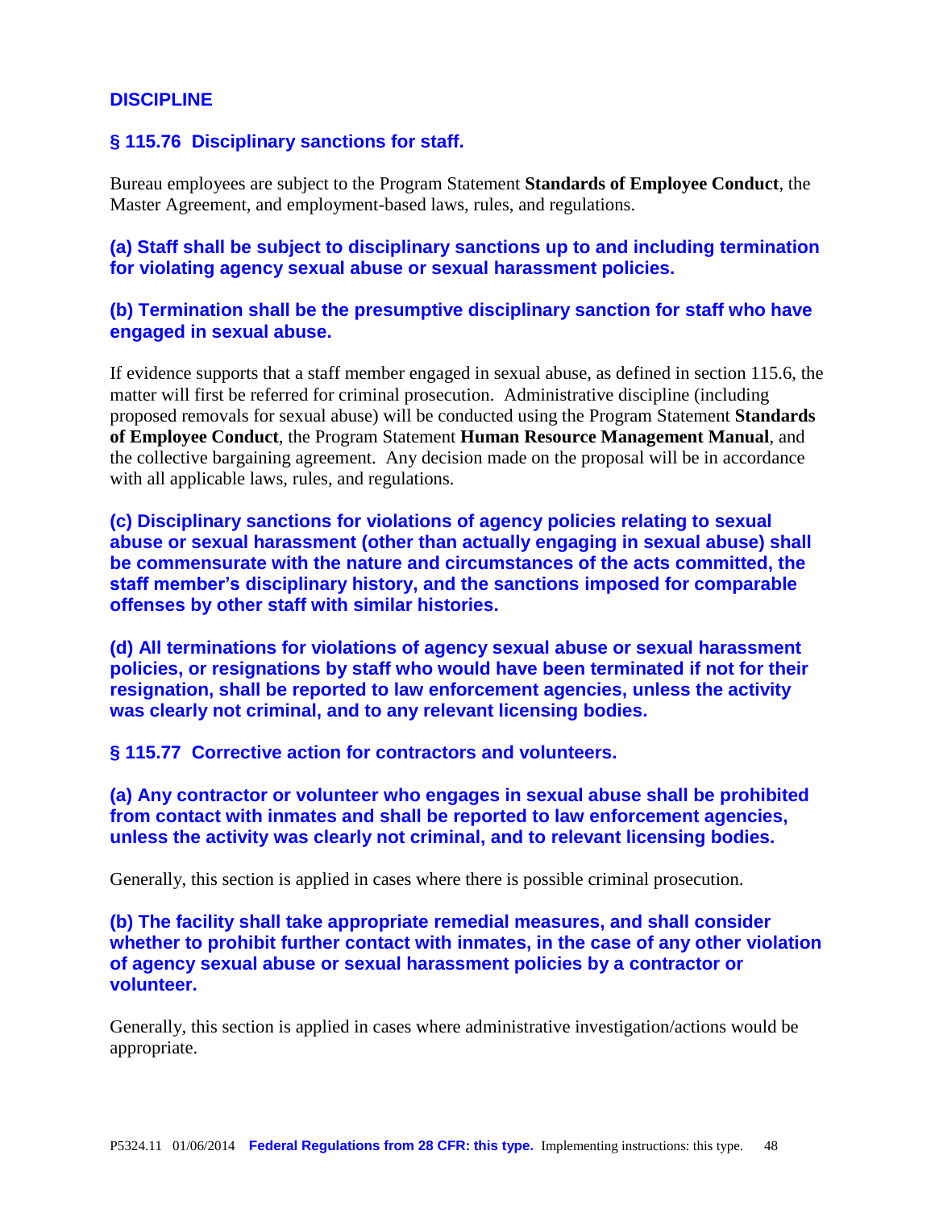## DISCIPLINE

### § 115.76 Disciplinary sanctions for staff.

Bureau employees are subject to the Program Statement **Standards of Employee Conduct**, the Master Agreement, and employment-based laws, rules, and regulations.

**(a) Staff shall be subject to disciplinary sanctions up to and including termination for violating agency sexual abuse or sexual harassment policies.**

**(b) Termination shall be the presumptive disciplinary sanction for staff who have engaged in sexual abuse.**

If evidence supports that a staff member engaged in sexual abuse, as defined in section 115.6, the matter will first be referred for criminal prosecution. Administrative discipline (including proposed removals for sexual abuse) will be conducted using the Program Statement **Standards of Employee Conduct**, the Program Statement **Human Resource Management Manual**, and the collective bargaining agreement. Any decision made on the proposal will be in accordance with all applicable laws, rules, and regulations.

**(c) Disciplinary sanctions for violations of agency policies relating to sexual abuse or sexual harassment (other than actually engaging in sexual abuse) shall be commensurate with the nature and circumstances of the acts committed, the staff member's disciplinary history, and the sanctions imposed for comparable offenses by other staff with similar histories.**

**(d) All terminations for violations of agency sexual abuse or sexual harassment policies, or resignations by staff who would have been terminated if not for their resignation, shall be reported to law enforcement agencies, unless the activity was clearly not criminal, and to any relevant licensing bodies.**

### § 115.77 Corrective action for contractors and volunteers.

**(a) Any contractor or volunteer who engages in sexual abuse shall be prohibited from contact with inmates and shall be reported to law enforcement agencies, unless the activity was clearly not criminal, and to relevant licensing bodies.**

Generally, this section is applied in cases where there is possible criminal prosecution.

**(b) The facility shall take appropriate remedial measures, and shall consider whether to prohibit further contact with inmates, in the case of any other violation of agency sexual abuse or sexual harassment policies by a contractor or volunteer.**

Generally, this section is applied in cases where administrative investigation/actions would be appropriate.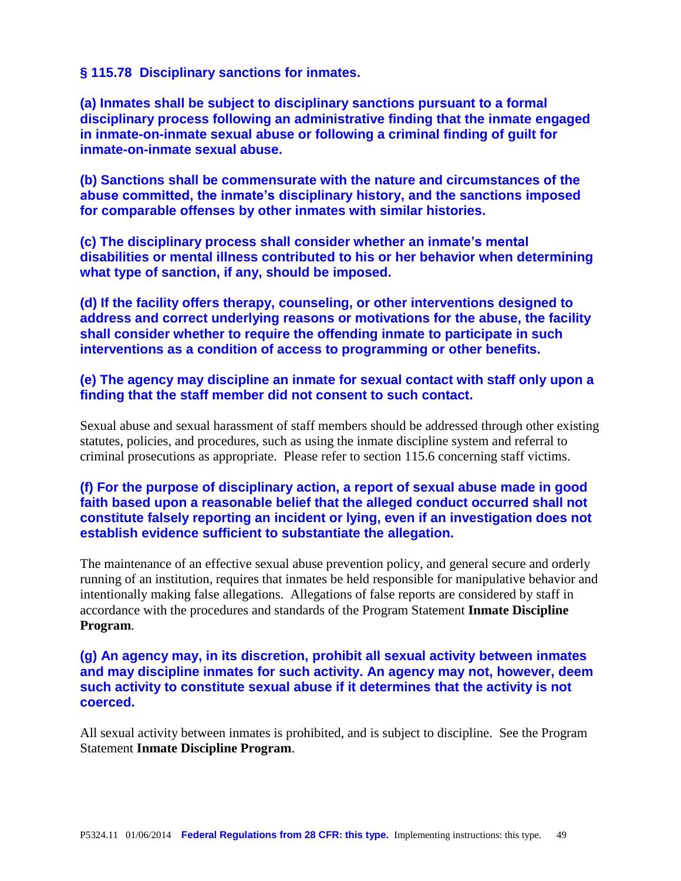**§ 115.78 Disciplinary sanctions for inmates.**

**(a) Inmates shall be subject to disciplinary sanctions pursuant to a formal disciplinary process following an administrative finding that the inmate engaged in inmate-on-inmate sexual abuse or following a criminal finding of guilt for inmate-on-inmate sexual abuse.**

**(b) Sanctions shall be commensurate with the nature and circumstances of the abuse committed, the inmate's disciplinary history, and the sanctions imposed for comparable offenses by other inmates with similar histories.**

**(c) The disciplinary process shall consider whether an inmate's mental disabilities or mental illness contributed to his or her behavior when determining what type of sanction, if any, should be imposed.**

**(d) If the facility offers therapy, counseling, or other interventions designed to address and correct underlying reasons or motivations for the abuse, the facility shall consider whether to require the offending inmate to participate in such interventions as a condition of access to programming or other benefits.**

**(e) The agency may discipline an inmate for sexual contact with staff only upon a finding that the staff member did not consent to such contact.**

Sexual abuse and sexual harassment of staff members should be addressed through other existing statutes, policies, and procedures, such as using the inmate discipline system and referral to criminal prosecutions as appropriate. Please refer to section 115.6 concerning staff victims.

**(f) For the purpose of disciplinary action, a report of sexual abuse made in good faith based upon a reasonable belief that the alleged conduct occurred shall not constitute falsely reporting an incident or lying, even if an investigation does not establish evidence sufficient to substantiate the allegation.**

The maintenance of an effective sexual abuse prevention policy, and general secure and orderly running of an institution, requires that inmates be held responsible for manipulative behavior and intentionally making false allegations. Allegations of false reports are considered by staff in accordance with the procedures and standards of the Program Statement **Inmate Discipline Program**.

**(g) An agency may, in its discretion, prohibit all sexual activity between inmates and may discipline inmates for such activity. An agency may not, however, deem such activity to constitute sexual abuse if it determines that the activity is not coerced.**

All sexual activity between inmates is prohibited, and is subject to discipline. See the Program Statement **Inmate Discipline Program**.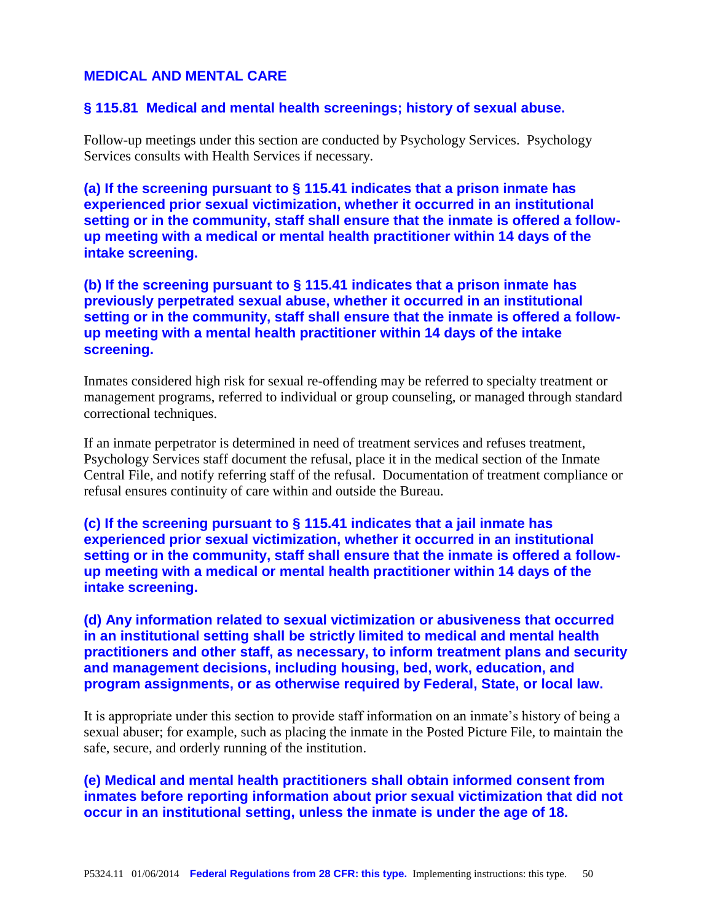## MEDICAL AND MENTAL CARE

### § 115.81 Medical and mental health screenings; history of sexual abuse.

Follow-up meetings under this section are conducted by Psychology Services. Psychology Services consults with Health Services if necessary.

**(a) If the screening pursuant to § 115.41 indicates that a prison inmate has experienced prior sexual victimization, whether it occurred in an institutional setting or in the community, staff shall ensure that the inmate is offered a follow-up meeting with a medical or mental health practitioner within 14 days of the intake screening.**

**(b) If the screening pursuant to § 115.41 indicates that a prison inmate has previously perpetrated sexual abuse, whether it occurred in an institutional setting or in the community, staff shall ensure that the inmate is offered a follow-up meeting with a mental health practitioner within 14 days of the intake screening.**

Inmates considered high risk for sexual re-offending may be referred to specialty treatment or management programs, referred to individual or group counseling, or managed through standard correctional techniques.

If an inmate perpetrator is determined in need of treatment services and refuses treatment, Psychology Services staff document the refusal, place it in the medical section of the Inmate Central File, and notify referring staff of the refusal. Documentation of treatment compliance or refusal ensures continuity of care within and outside the Bureau.

**(c) If the screening pursuant to § 115.41 indicates that a jail inmate has experienced prior sexual victimization, whether it occurred in an institutional setting or in the community, staff shall ensure that the inmate is offered a follow-up meeting with a medical or mental health practitioner within 14 days of the intake screening.**

**(d) Any information related to sexual victimization or abusiveness that occurred in an institutional setting shall be strictly limited to medical and mental health practitioners and other staff, as necessary, to inform treatment plans and security and management decisions, including housing, bed, work, education, and program assignments, or as otherwise required by Federal, State, or local law.**

It is appropriate under this section to provide staff information on an inmate's history of being a sexual abuser; for example, such as placing the inmate in the Posted Picture File, to maintain the safe, secure, and orderly running of the institution.

**(e) Medical and mental health practitioners shall obtain informed consent from inmates before reporting information about prior sexual victimization that did not occur in an institutional setting, unless the inmate is under the age of 18.**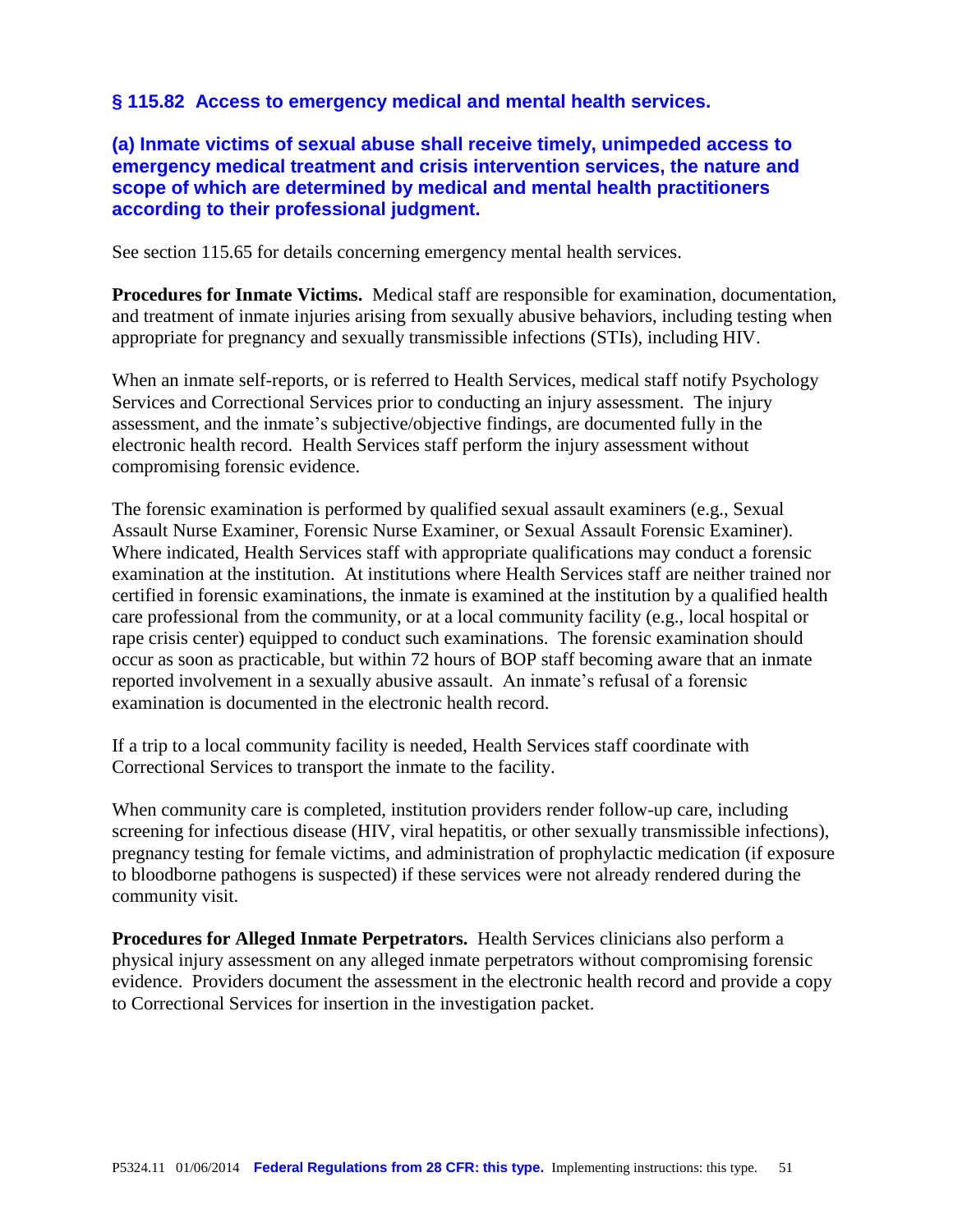## § 115.82 Access to emergency medical and mental health services.

**(a) Inmate victims of sexual abuse shall receive timely, unimpeded access to emergency medical treatment and crisis intervention services, the nature and scope of which are determined by medical and mental health practitioners according to their professional judgment.**

See section 115.65 for details concerning emergency mental health services.

**Procedures for Inmate Victims.** Medical staff are responsible for examination, documentation, and treatment of inmate injuries arising from sexually abusive behaviors, including testing when appropriate for pregnancy and sexually transmissible infections (STIs), including HIV.

When an inmate self-reports, or is referred to Health Services, medical staff notify Psychology Services and Correctional Services prior to conducting an injury assessment. The injury assessment, and the inmate's subjective/objective findings, are documented fully in the electronic health record. Health Services staff perform the injury assessment without compromising forensic evidence.

The forensic examination is performed by qualified sexual assault examiners (e.g., Sexual Assault Nurse Examiner, Forensic Nurse Examiner, or Sexual Assault Forensic Examiner). Where indicated, Health Services staff with appropriate qualifications may conduct a forensic examination at the institution. At institutions where Health Services staff are neither trained nor certified in forensic examinations, the inmate is examined at the institution by a qualified health care professional from the community, or at a local community facility (e.g., local hospital or rape crisis center) equipped to conduct such examinations. The forensic examination should occur as soon as practicable, but within 72 hours of BOP staff becoming aware that an inmate reported involvement in a sexually abusive assault. An inmate's refusal of a forensic examination is documented in the electronic health record.

If a trip to a local community facility is needed, Health Services staff coordinate with Correctional Services to transport the inmate to the facility.

When community care is completed, institution providers render follow-up care, including screening for infectious disease (HIV, viral hepatitis, or other sexually transmissible infections), pregnancy testing for female victims, and administration of prophylactic medication (if exposure to bloodborne pathogens is suspected) if these services were not already rendered during the community visit.

**Procedures for Alleged Inmate Perpetrators.** Health Services clinicians also perform a physical injury assessment on any alleged inmate perpetrators without compromising forensic evidence. Providers document the assessment in the electronic health record and provide a copy to Correctional Services for insertion in the investigation packet.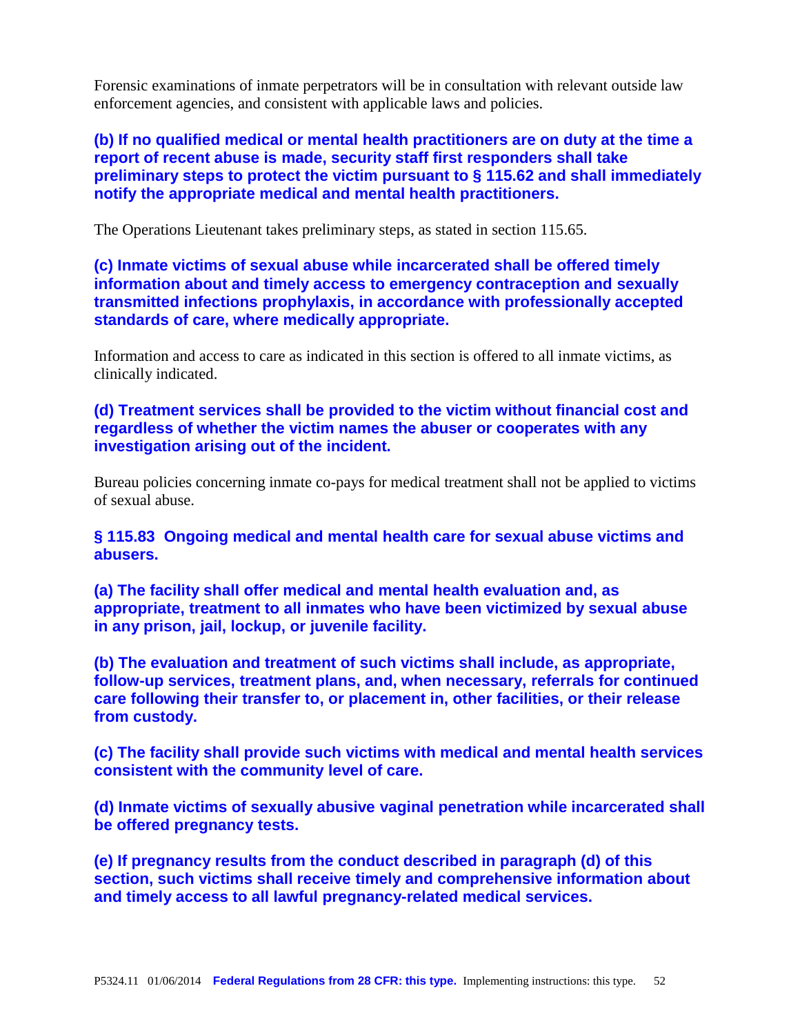Forensic examinations of inmate perpetrators will be in consultation with relevant outside law enforcement agencies, and consistent with applicable laws and policies.

**(b) If no qualified medical or mental health practitioners are on duty at the time a report of recent abuse is made, security staff first responders shall take preliminary steps to protect the victim pursuant to § 115.62 and shall immediately notify the appropriate medical and mental health practitioners.**

The Operations Lieutenant takes preliminary steps, as stated in section 115.65.

**(c) Inmate victims of sexual abuse while incarcerated shall be offered timely information about and timely access to emergency contraception and sexually transmitted infections prophylaxis, in accordance with professionally accepted standards of care, where medically appropriate.**

Information and access to care as indicated in this section is offered to all inmate victims, as clinically indicated.

**(d) Treatment services shall be provided to the victim without financial cost and regardless of whether the victim names the abuser or cooperates with any investigation arising out of the incident.**

Bureau policies concerning inmate co-pays for medical treatment shall not be applied to victims of sexual abuse.

## § 115.83 Ongoing medical and mental health care for sexual abuse victims and abusers.

**(a) The facility shall offer medical and mental health evaluation and, as appropriate, treatment to all inmates who have been victimized by sexual abuse in any prison, jail, lockup, or juvenile facility.**

**(b) The evaluation and treatment of such victims shall include, as appropriate, follow-up services, treatment plans, and, when necessary, referrals for continued care following their transfer to, or placement in, other facilities, or their release from custody.**

**(c) The facility shall provide such victims with medical and mental health services consistent with the community level of care.**

**(d) Inmate victims of sexually abusive vaginal penetration while incarcerated shall be offered pregnancy tests.**

**(e) If pregnancy results from the conduct described in paragraph (d) of this section, such victims shall receive timely and comprehensive information about and timely access to all lawful pregnancy-related medical services.**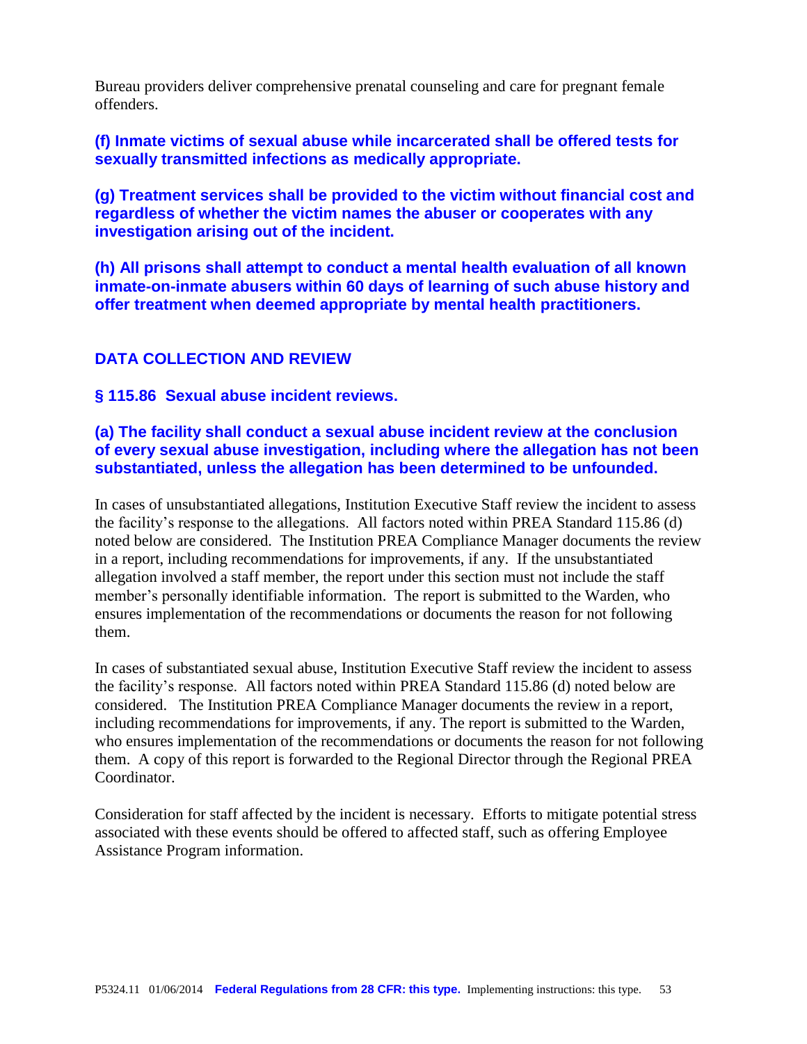Bureau providers deliver comprehensive prenatal counseling and care for pregnant female offenders.

**(f) Inmate victims of sexual abuse while incarcerated shall be offered tests for sexually transmitted infections as medically appropriate.**

**(g) Treatment services shall be provided to the victim without financial cost and regardless of whether the victim names the abuser or cooperates with any investigation arising out of the incident.**

**(h) All prisons shall attempt to conduct a mental health evaluation of all known inmate-on-inmate abusers within 60 days of learning of such abuse history and offer treatment when deemed appropriate by mental health practitioners.**

## DATA COLLECTION AND REVIEW

### § 115.86 Sexual abuse incident reviews.

**(a) The facility shall conduct a sexual abuse incident review at the conclusion of every sexual abuse investigation, including where the allegation has not been substantiated, unless the allegation has been determined to be unfounded.**

In cases of unsubstantiated allegations, Institution Executive Staff review the incident to assess the facility's response to the allegations. All factors noted within PREA Standard 115.86 (d) noted below are considered. The Institution PREA Compliance Manager documents the review in a report, including recommendations for improvements, if any. If the unsubstantiated allegation involved a staff member, the report under this section must not include the staff member's personally identifiable information. The report is submitted to the Warden, who ensures implementation of the recommendations or documents the reason for not following them.

In cases of substantiated sexual abuse, Institution Executive Staff review the incident to assess the facility's response. All factors noted within PREA Standard 115.86 (d) noted below are considered. The Institution PREA Compliance Manager documents the review in a report, including recommendations for improvements, if any. The report is submitted to the Warden, who ensures implementation of the recommendations or documents the reason for not following them. A copy of this report is forwarded to the Regional Director through the Regional PREA Coordinator.

Consideration for staff affected by the incident is necessary. Efforts to mitigate potential stress associated with these events should be offered to affected staff, such as offering Employee Assistance Program information.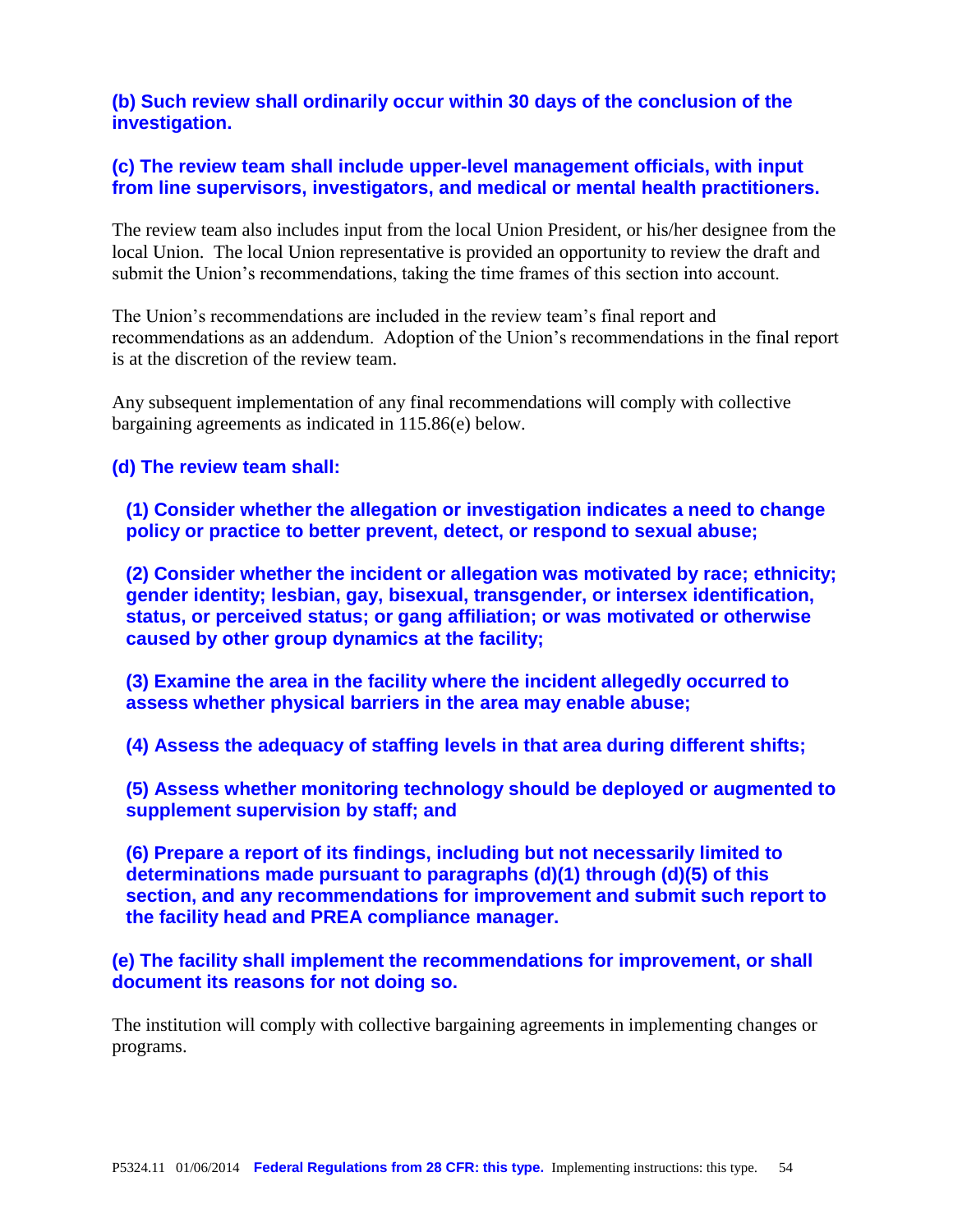**(b) Such review shall ordinarily occur within 30 days of the conclusion of the investigation.**

**(c) The review team shall include upper-level management officials, with input from line supervisors, investigators, and medical or mental health practitioners.**

The review team also includes input from the local Union President, or his/her designee from the local Union. The local Union representative is provided an opportunity to review the draft and submit the Union's recommendations, taking the time frames of this section into account.

The Union's recommendations are included in the review team's final report and recommendations as an addendum. Adoption of the Union's recommendations in the final report is at the discretion of the review team.

Any subsequent implementation of any final recommendations will comply with collective bargaining agreements as indicated in 115.86(e) below.

**(d) The review team shall:**

**(1) Consider whether the allegation or investigation indicates a need to change policy or practice to better prevent, detect, or respond to sexual abuse;**

**(2) Consider whether the incident or allegation was motivated by race; ethnicity; gender identity; lesbian, gay, bisexual, transgender, or intersex identification, status, or perceived status; or gang affiliation; or was motivated or otherwise caused by other group dynamics at the facility;**

**(3) Examine the area in the facility where the incident allegedly occurred to assess whether physical barriers in the area may enable abuse;**

**(4) Assess the adequacy of staffing levels in that area during different shifts;**

**(5) Assess whether monitoring technology should be deployed or augmented to supplement supervision by staff; and**

**(6) Prepare a report of its findings, including but not necessarily limited to determinations made pursuant to paragraphs (d)(1) through (d)(5) of this section, and any recommendations for improvement and submit such report to the facility head and PREA compliance manager.**

**(e) The facility shall implement the recommendations for improvement, or shall document its reasons for not doing so.**

The institution will comply with collective bargaining agreements in implementing changes or programs.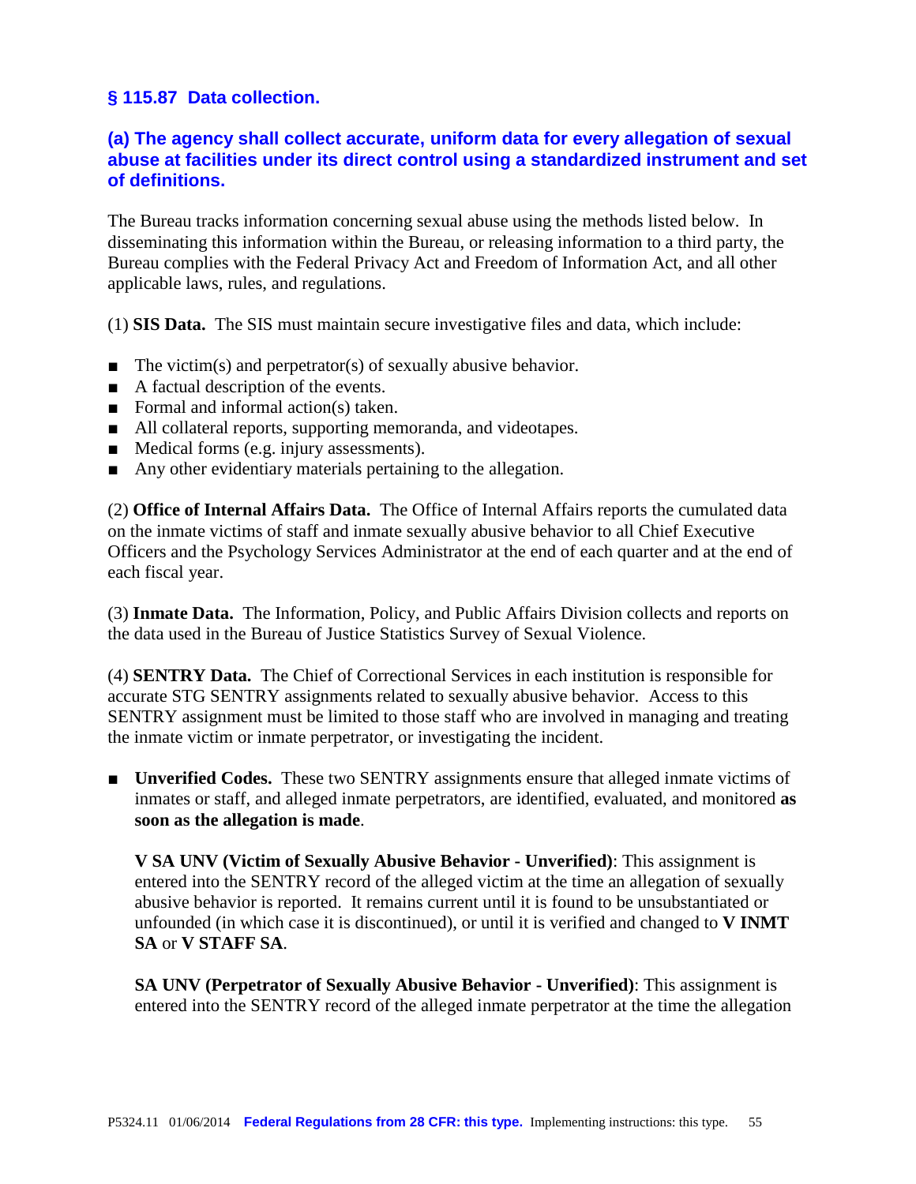## § 115.87 Data collection.

### (a) The agency shall collect accurate, uniform data for every allegation of sexual abuse at facilities under its direct control using a standardized instrument and set of definitions.

The Bureau tracks information concerning sexual abuse using the methods listed below. In disseminating this information within the Bureau, or releasing information to a third party, the Bureau complies with the Federal Privacy Act and Freedom of Information Act, and all other applicable laws, rules, and regulations.

(1) **SIS Data.** The SIS must maintain secure investigative files and data, which include:

- The victim(s) and perpetrator(s) of sexually abusive behavior.
- A factual description of the events.
- Formal and informal action(s) taken.
- All collateral reports, supporting memoranda, and videotapes.
- Medical forms (e.g. injury assessments).
- Any other evidentiary materials pertaining to the allegation.

(2) **Office of Internal Affairs Data.** The Office of Internal Affairs reports the cumulated data on the inmate victims of staff and inmate sexually abusive behavior to all Chief Executive Officers and the Psychology Services Administrator at the end of each quarter and at the end of each fiscal year.

(3) **Inmate Data.** The Information, Policy, and Public Affairs Division collects and reports on the data used in the Bureau of Justice Statistics Survey of Sexual Violence.

(4) **SENTRY Data.** The Chief of Correctional Services in each institution is responsible for accurate STG SENTRY assignments related to sexually abusive behavior. Access to this SENTRY assignment must be limited to those staff who are involved in managing and treating the inmate victim or inmate perpetrator, or investigating the incident.

- **Unverified Codes.** These two SENTRY assignments ensure that alleged inmate victims of inmates or staff, and alleged inmate perpetrators, are identified, evaluated, and monitored **as soon as the allegation is made**.

  **V SA UNV (Victim of Sexually Abusive Behavior - Unverified)**: This assignment is entered into the SENTRY record of the alleged victim at the time an allegation of sexually abusive behavior is reported. It remains current until it is found to be unsubstantiated or unfounded (in which case it is discontinued), or until it is verified and changed to **V INMT SA** or **V STAFF SA**.

  **SA UNV (Perpetrator of Sexually Abusive Behavior - Unverified)**: This assignment is entered into the SENTRY record of the alleged inmate perpetrator at the time the allegation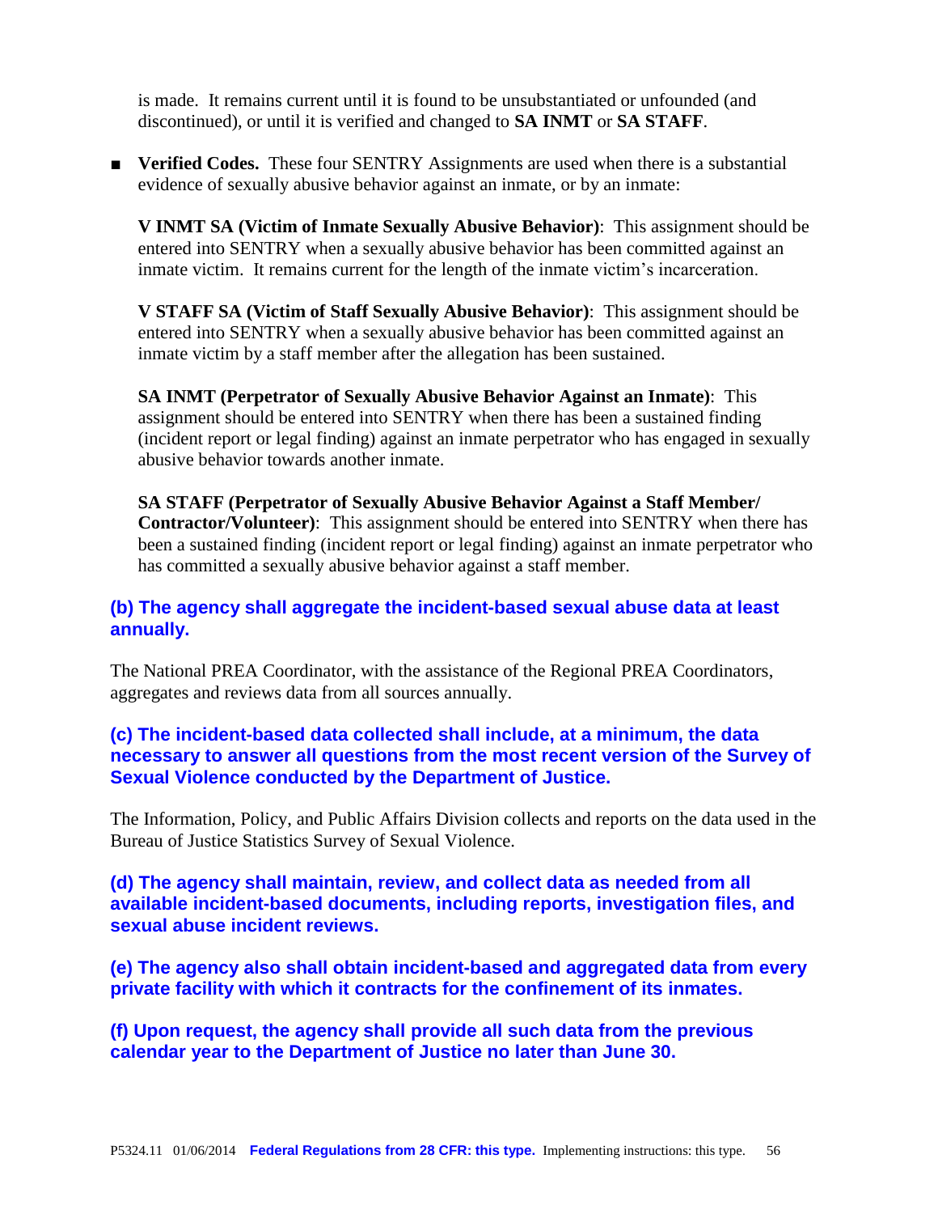is made. It remains current until it is found to be unsubstantiated or unfounded (and discontinued), or until it is verified and changed to **SA INMT** or **SA STAFF**.

- **Verified Codes.** These four SENTRY Assignments are used when there is a substantial evidence of sexually abusive behavior against an inmate, or by an inmate:

  **V INMT SA (Victim of Inmate Sexually Abusive Behavior)**: This assignment should be entered into SENTRY when a sexually abusive behavior has been committed against an inmate victim. It remains current for the length of the inmate victim's incarceration.

  **V STAFF SA (Victim of Staff Sexually Abusive Behavior)**: This assignment should be entered into SENTRY when a sexually abusive behavior has been committed against an inmate victim by a staff member after the allegation has been sustained.

  **SA INMT (Perpetrator of Sexually Abusive Behavior Against an Inmate)**: This assignment should be entered into SENTRY when there has been a sustained finding (incident report or legal finding) against an inmate perpetrator who has engaged in sexually abusive behavior towards another inmate.

  **SA STAFF (Perpetrator of Sexually Abusive Behavior Against a Staff Member/ Contractor/Volunteer)**: This assignment should be entered into SENTRY when there has been a sustained finding (incident report or legal finding) against an inmate perpetrator who has committed a sexually abusive behavior against a staff member.

**(b) The agency shall aggregate the incident-based sexual abuse data at least annually.**

The National PREA Coordinator, with the assistance of the Regional PREA Coordinators, aggregates and reviews data from all sources annually.

**(c) The incident-based data collected shall include, at a minimum, the data necessary to answer all questions from the most recent version of the Survey of Sexual Violence conducted by the Department of Justice.**

The Information, Policy, and Public Affairs Division collects and reports on the data used in the Bureau of Justice Statistics Survey of Sexual Violence.

**(d) The agency shall maintain, review, and collect data as needed from all available incident-based documents, including reports, investigation files, and sexual abuse incident reviews.**

**(e) The agency also shall obtain incident-based and aggregated data from every private facility with which it contracts for the confinement of its inmates.**

**(f) Upon request, the agency shall provide all such data from the previous calendar year to the Department of Justice no later than June 30.**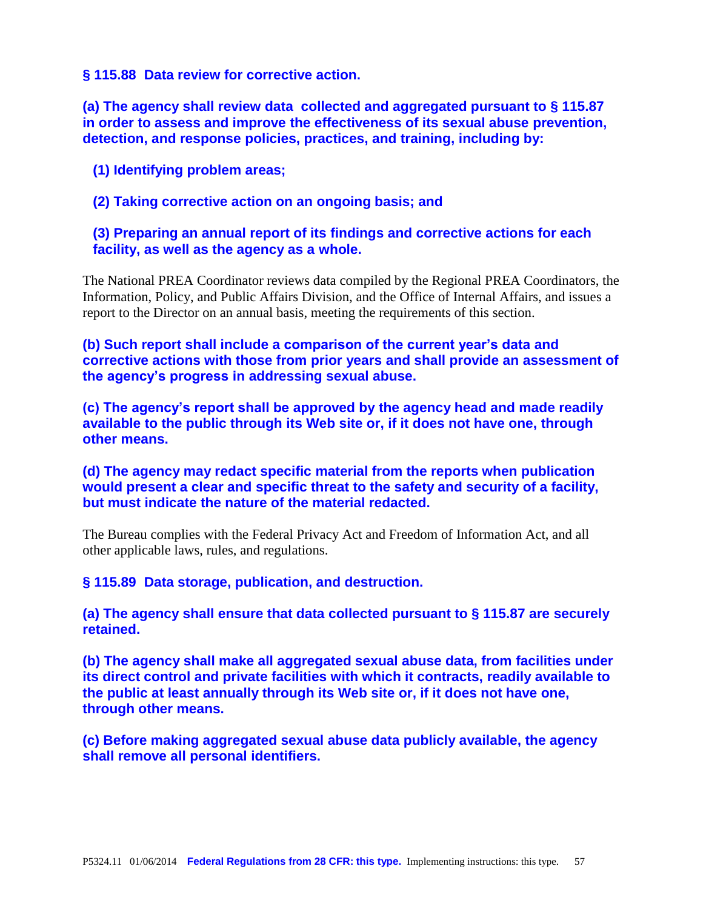**§ 115.88 Data review for corrective action.**

**(a) The agency shall review data collected and aggregated pursuant to § 115.87 in order to assess and improve the effectiveness of its sexual abuse prevention, detection, and response policies, practices, and training, including by:**

**(1) Identifying problem areas;**

**(2) Taking corrective action on an ongoing basis; and**

**(3) Preparing an annual report of its findings and corrective actions for each facility, as well as the agency as a whole.**

The National PREA Coordinator reviews data compiled by the Regional PREA Coordinators, the Information, Policy, and Public Affairs Division, and the Office of Internal Affairs, and issues a report to the Director on an annual basis, meeting the requirements of this section.

**(b) Such report shall include a comparison of the current year's data and corrective actions with those from prior years and shall provide an assessment of the agency's progress in addressing sexual abuse.**

**(c) The agency's report shall be approved by the agency head and made readily available to the public through its Web site or, if it does not have one, through other means.**

**(d) The agency may redact specific material from the reports when publication would present a clear and specific threat to the safety and security of a facility, but must indicate the nature of the material redacted.**

The Bureau complies with the Federal Privacy Act and Freedom of Information Act, and all other applicable laws, rules, and regulations.

**§ 115.89 Data storage, publication, and destruction.**

**(a) The agency shall ensure that data collected pursuant to § 115.87 are securely retained.**

**(b) The agency shall make all aggregated sexual abuse data, from facilities under its direct control and private facilities with which it contracts, readily available to the public at least annually through its Web site or, if it does not have one, through other means.**

**(c) Before making aggregated sexual abuse data publicly available, the agency shall remove all personal identifiers.**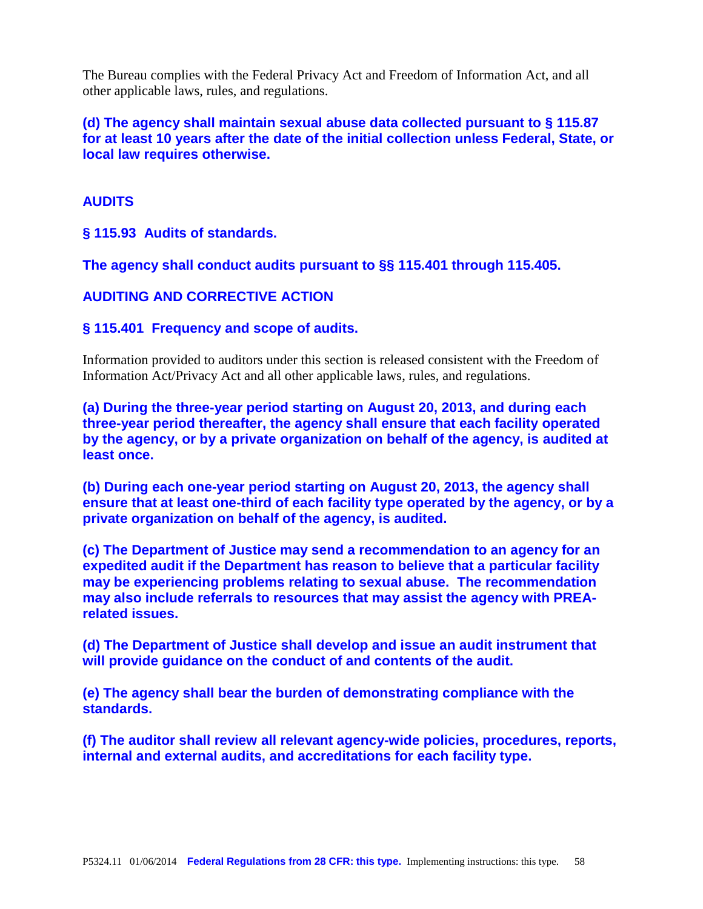The Bureau complies with the Federal Privacy Act and Freedom of Information Act, and all other applicable laws, rules, and regulations.

**(d) The agency shall maintain sexual abuse data collected pursuant to § 115.87 for at least 10 years after the date of the initial collection unless Federal, State, or local law requires otherwise.**

## AUDITS

### § 115.93 Audits of standards.

**The agency shall conduct audits pursuant to §§ 115.401 through 115.405.**

## AUDITING AND CORRECTIVE ACTION

### § 115.401 Frequency and scope of audits.

Information provided to auditors under this section is released consistent with the Freedom of Information Act/Privacy Act and all other applicable laws, rules, and regulations.

**(a) During the three-year period starting on August 20, 2013, and during each three-year period thereafter, the agency shall ensure that each facility operated by the agency, or by a private organization on behalf of the agency, is audited at least once.**

**(b) During each one-year period starting on August 20, 2013, the agency shall ensure that at least one-third of each facility type operated by the agency, or by a private organization on behalf of the agency, is audited.**

**(c) The Department of Justice may send a recommendation to an agency for an expedited audit if the Department has reason to believe that a particular facility may be experiencing problems relating to sexual abuse. The recommendation may also include referrals to resources that may assist the agency with PREA-related issues.**

**(d) The Department of Justice shall develop and issue an audit instrument that will provide guidance on the conduct of and contents of the audit.**

**(e) The agency shall bear the burden of demonstrating compliance with the standards.**

**(f) The auditor shall review all relevant agency-wide policies, procedures, reports, internal and external audits, and accreditations for each facility type.**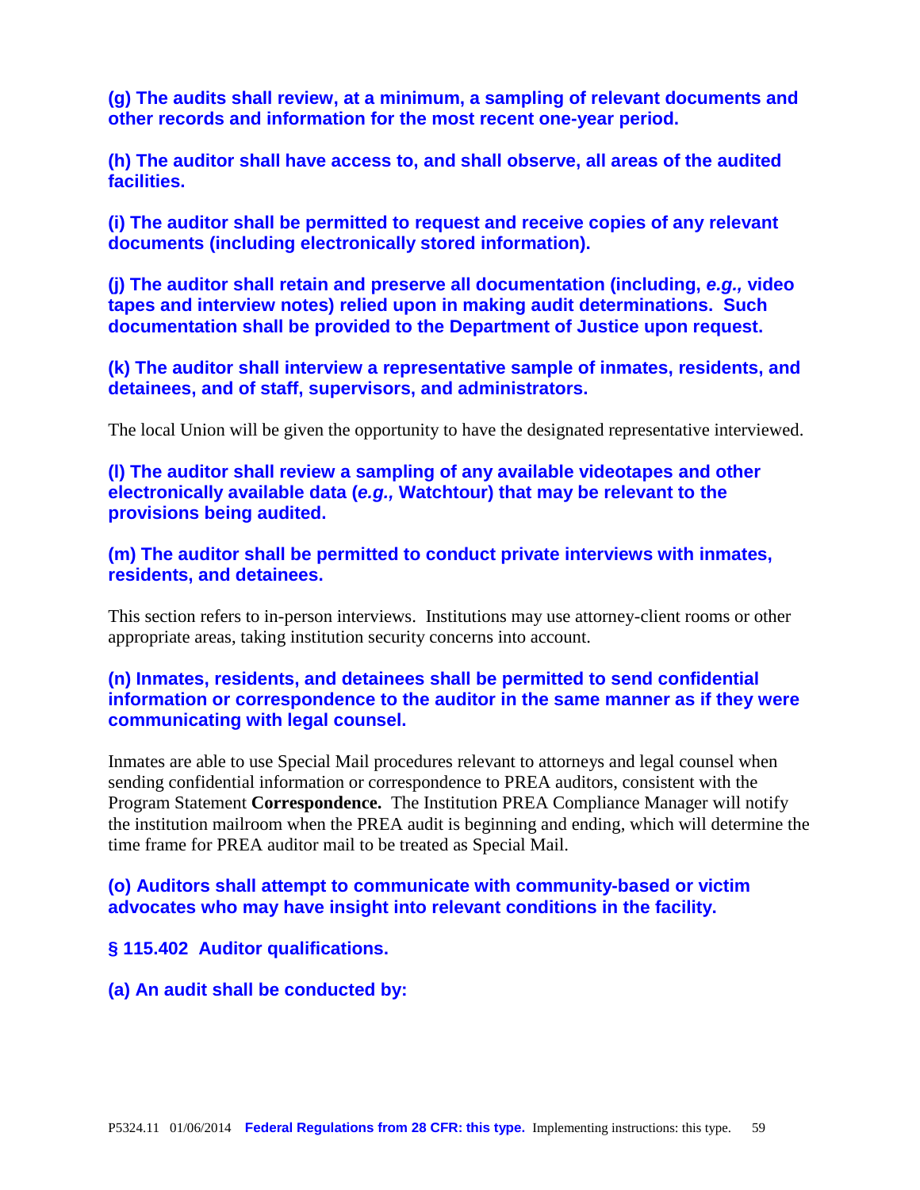**(g) The audits shall review, at a minimum, a sampling of relevant documents and other records and information for the most recent one-year period.**

**(h) The auditor shall have access to, and shall observe, all areas of the audited facilities.**

**(i) The auditor shall be permitted to request and receive copies of any relevant documents (including electronically stored information).**

**(j) The auditor shall retain and preserve all documentation (including, *e.g.,* video tapes and interview notes) relied upon in making audit determinations. Such documentation shall be provided to the Department of Justice upon request.**

**(k) The auditor shall interview a representative sample of inmates, residents, and detainees, and of staff, supervisors, and administrators.**

The local Union will be given the opportunity to have the designated representative interviewed.

**(l) The auditor shall review a sampling of any available videotapes and other electronically available data (*e.g.,* Watchtour) that may be relevant to the provisions being audited.**

**(m) The auditor shall be permitted to conduct private interviews with inmates, residents, and detainees.**

This section refers to in-person interviews. Institutions may use attorney-client rooms or other appropriate areas, taking institution security concerns into account.

**(n) Inmates, residents, and detainees shall be permitted to send confidential information or correspondence to the auditor in the same manner as if they were communicating with legal counsel.**

Inmates are able to use Special Mail procedures relevant to attorneys and legal counsel when sending confidential information or correspondence to PREA auditors, consistent with the Program Statement **Correspondence.** The Institution PREA Compliance Manager will notify the institution mailroom when the PREA audit is beginning and ending, which will determine the time frame for PREA auditor mail to be treated as Special Mail.

**(o) Auditors shall attempt to communicate with community-based or victim advocates who may have insight into relevant conditions in the facility.**

**§ 115.402 Auditor qualifications.**

**(a) An audit shall be conducted by:**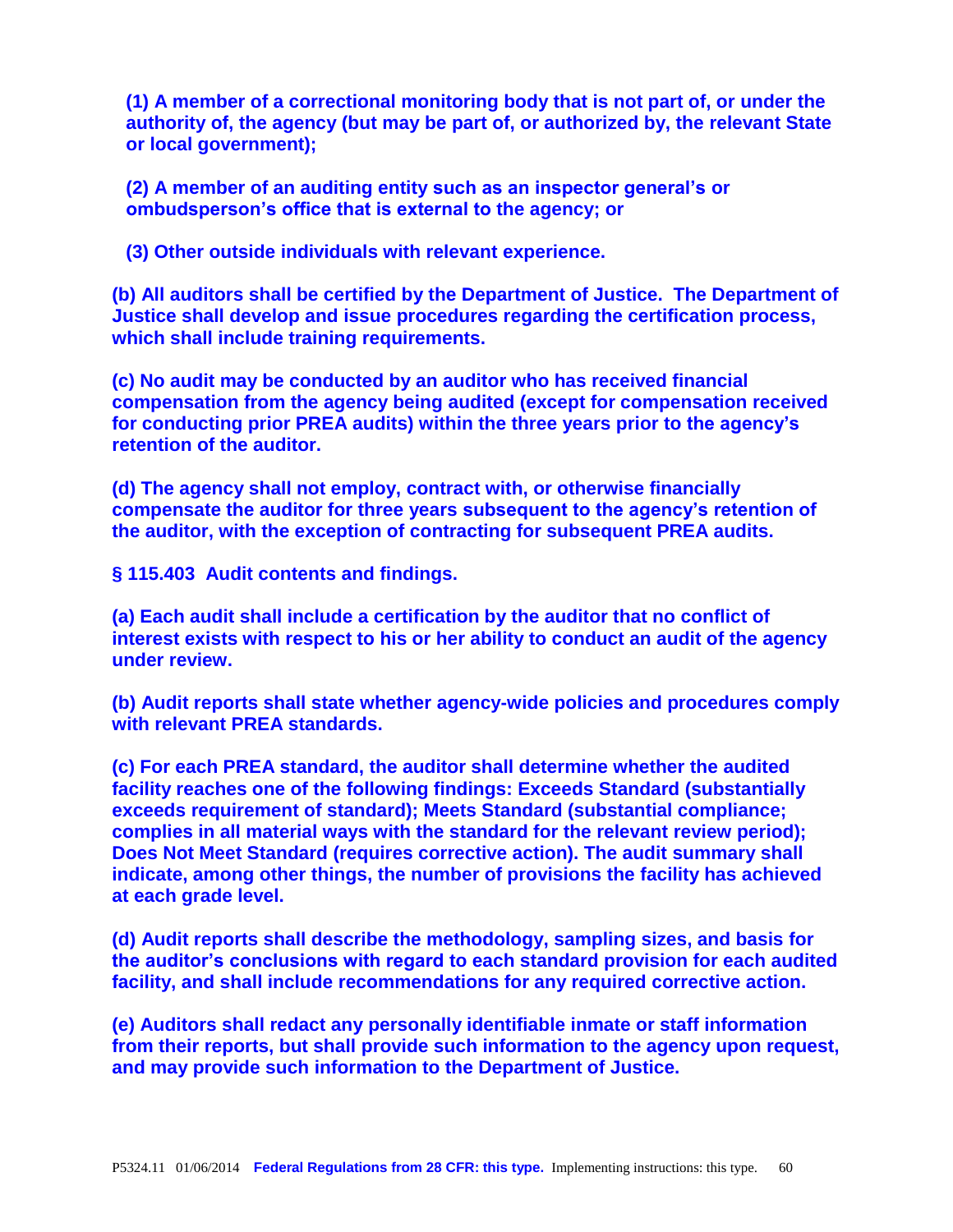**(1) A member of a correctional monitoring body that is not part of, or under the authority of, the agency (but may be part of, or authorized by, the relevant State or local government);**

**(2) A member of an auditing entity such as an inspector general's or ombudsperson's office that is external to the agency; or**

**(3) Other outside individuals with relevant experience.**

**(b) All auditors shall be certified by the Department of Justice. The Department of Justice shall develop and issue procedures regarding the certification process, which shall include training requirements.**

**(c) No audit may be conducted by an auditor who has received financial compensation from the agency being audited (except for compensation received for conducting prior PREA audits) within the three years prior to the agency's retention of the auditor.**

**(d) The agency shall not employ, contract with, or otherwise financially compensate the auditor for three years subsequent to the agency's retention of the auditor, with the exception of contracting for subsequent PREA audits.**

**§ 115.403 Audit contents and findings.**

**(a) Each audit shall include a certification by the auditor that no conflict of interest exists with respect to his or her ability to conduct an audit of the agency under review.**

**(b) Audit reports shall state whether agency-wide policies and procedures comply with relevant PREA standards.**

**(c) For each PREA standard, the auditor shall determine whether the audited facility reaches one of the following findings: Exceeds Standard (substantially exceeds requirement of standard); Meets Standard (substantial compliance; complies in all material ways with the standard for the relevant review period); Does Not Meet Standard (requires corrective action). The audit summary shall indicate, among other things, the number of provisions the facility has achieved at each grade level.**

**(d) Audit reports shall describe the methodology, sampling sizes, and basis for the auditor's conclusions with regard to each standard provision for each audited facility, and shall include recommendations for any required corrective action.**

**(e) Auditors shall redact any personally identifiable inmate or staff information from their reports, but shall provide such information to the agency upon request, and may provide such information to the Department of Justice.**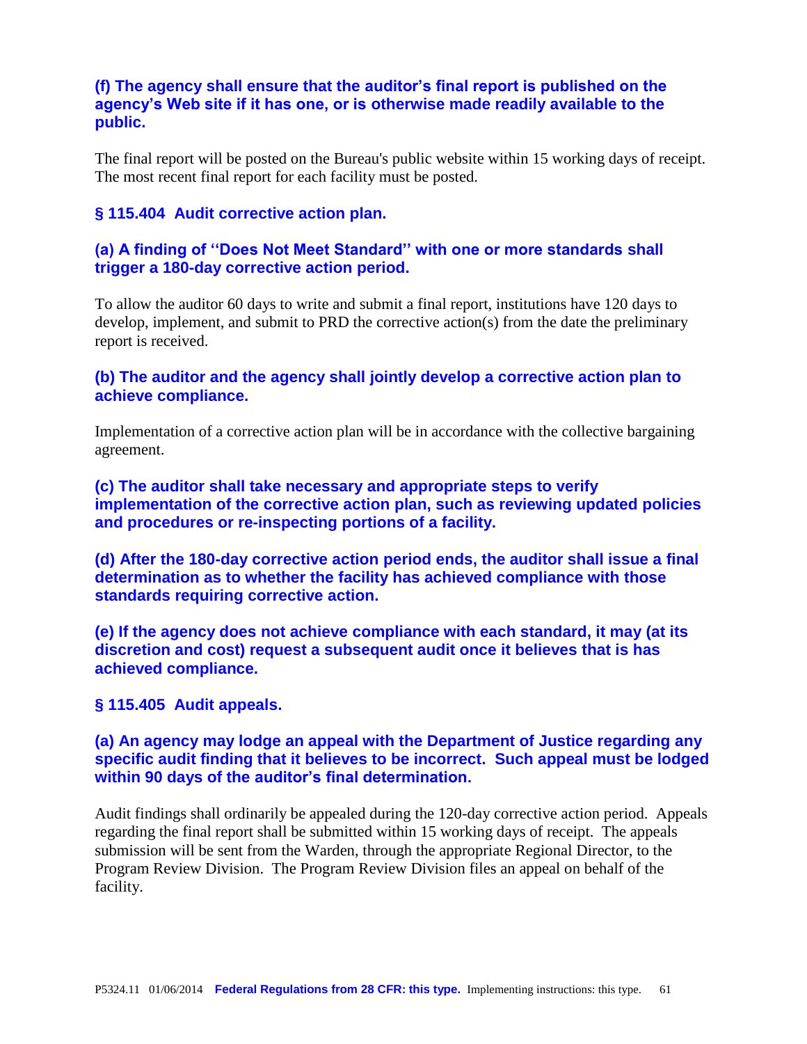**(f) The agency shall ensure that the auditor's final report is published on the agency's Web site if it has one, or is otherwise made readily available to the public.**

The final report will be posted on the Bureau's public website within 15 working days of receipt. The most recent final report for each facility must be posted.

### § 115.404 Audit corrective action plan.

**(a) A finding of ''Does Not Meet Standard'' with one or more standards shall trigger a 180-day corrective action period.**

To allow the auditor 60 days to write and submit a final report, institutions have 120 days to develop, implement, and submit to PRD the corrective action(s) from the date the preliminary report is received.

**(b) The auditor and the agency shall jointly develop a corrective action plan to achieve compliance.**

Implementation of a corrective action plan will be in accordance with the collective bargaining agreement.

**(c) The auditor shall take necessary and appropriate steps to verify implementation of the corrective action plan, such as reviewing updated policies and procedures or re-inspecting portions of a facility.**

**(d) After the 180-day corrective action period ends, the auditor shall issue a final determination as to whether the facility has achieved compliance with those standards requiring corrective action.**

**(e) If the agency does not achieve compliance with each standard, it may (at its discretion and cost) request a subsequent audit once it believes that is has achieved compliance.**

### § 115.405 Audit appeals.

**(a) An agency may lodge an appeal with the Department of Justice regarding any specific audit finding that it believes to be incorrect. Such appeal must be lodged within 90 days of the auditor's final determination.**

Audit findings shall ordinarily be appealed during the 120-day corrective action period. Appeals regarding the final report shall be submitted within 15 working days of receipt. The appeals submission will be sent from the Warden, through the appropriate Regional Director, to the Program Review Division. The Program Review Division files an appeal on behalf of the facility.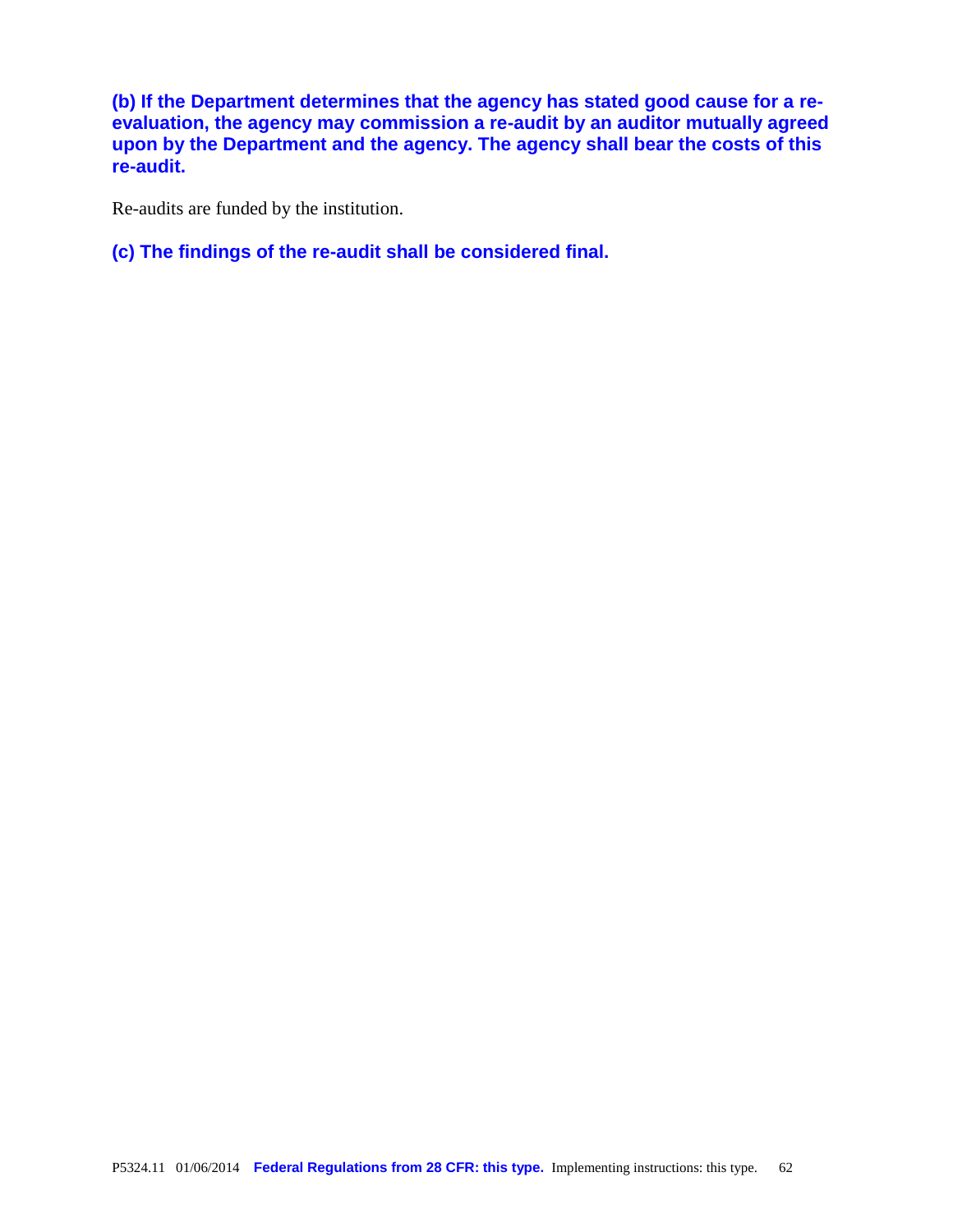**(b) If the Department determines that the agency has stated good cause for a re-evaluation, the agency may commission a re-audit by an auditor mutually agreed upon by the Department and the agency. The agency shall bear the costs of this re-audit.**

Re-audits are funded by the institution.

**(c) The findings of the re-audit shall be considered final.**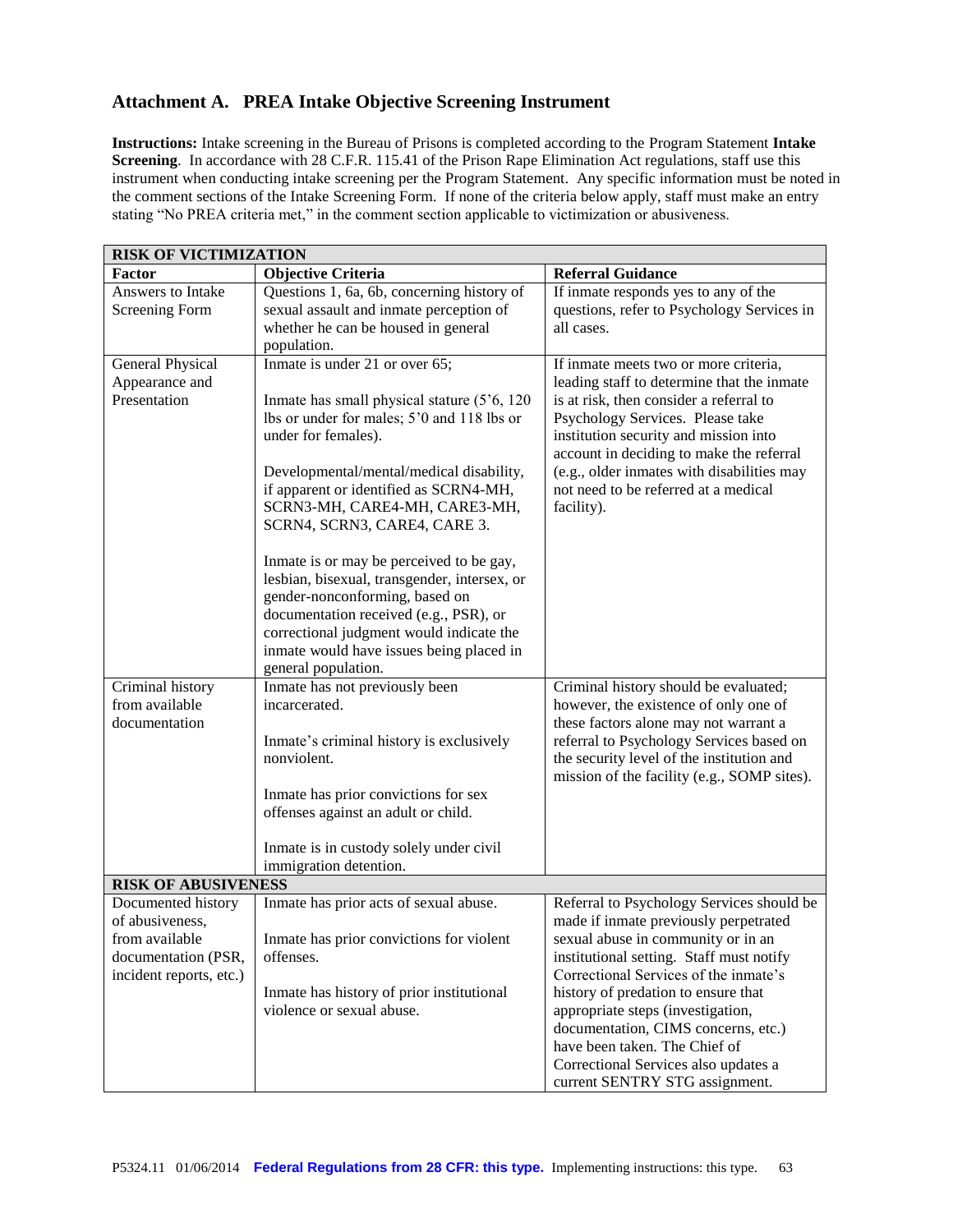## Attachment A. PREA Intake Objective Screening Instrument

**Instructions:** Intake screening in the Bureau of Prisons is completed according to the Program Statement **Intake Screening**. In accordance with 28 C.F.R. 115.41 of the Prison Rape Elimination Act regulations, staff use this instrument when conducting intake screening per the Program Statement. Any specific information must be noted in the comment sections of the Intake Screening Form. If none of the criteria below apply, staff must make an entry stating "No PREA criteria met," in the comment section applicable to victimization or abusiveness.

| **RISK OF VICTIMIZATION** | | |
|---|---|---|
| **Factor** | **Objective Criteria** | **Referral Guidance** |
| Answers to Intake Screening Form | Questions 1, 6a, 6b, concerning history of sexual assault and inmate perception of whether he can be housed in general population. | If inmate responds yes to any of the questions, refer to Psychology Services in all cases. |
| General Physical Appearance and Presentation | Inmate is under 21 or over 65;<br><br>Inmate has small physical stature (5'6, 120 lbs or under for males; 5'0 and 118 lbs or under for females).<br><br>Developmental/mental/medical disability, if apparent or identified as SCRN4-MH, SCRN3-MH, CARE4-MH, CARE3-MH, SCRN4, SCRN3, CARE4, CARE 3.<br><br>Inmate is or may be perceived to be gay, lesbian, bisexual, transgender, intersex, or gender-nonconforming, based on documentation received (e.g., PSR), or correctional judgment would indicate the inmate would have issues being placed in general population. | If inmate meets two or more criteria, leading staff to determine that the inmate is at risk, then consider a referral to Psychology Services. Please take institution security and mission into account in deciding to make the referral (e.g., older inmates with disabilities may not need to be referred at a medical facility). |
| Criminal history from available documentation | Inmate has not previously been incarcerated.<br><br>Inmate's criminal history is exclusively nonviolent.<br><br>Inmate has prior convictions for sex offenses against an adult or child.<br><br>Inmate is in custody solely under civil immigration detention. | Criminal history should be evaluated; however, the existence of only one of these factors alone may not warrant a referral to Psychology Services based on the security level of the institution and mission of the facility (e.g., SOMP sites). |
| **RISK OF ABUSIVENESS** | | |
| Documented history of abusiveness, from available documentation (PSR, incident reports, etc.) | Inmate has prior acts of sexual abuse.<br><br>Inmate has prior convictions for violent offenses.<br><br>Inmate has history of prior institutional violence or sexual abuse. | Referral to Psychology Services should be made if inmate previously perpetrated sexual abuse in community or in an institutional setting. Staff must notify Correctional Services of the inmate's history of predation to ensure that appropriate steps (investigation, documentation, CIMS concerns, etc.) have been taken. The Chief of Correctional Services also updates a current SENTRY STG assignment. |